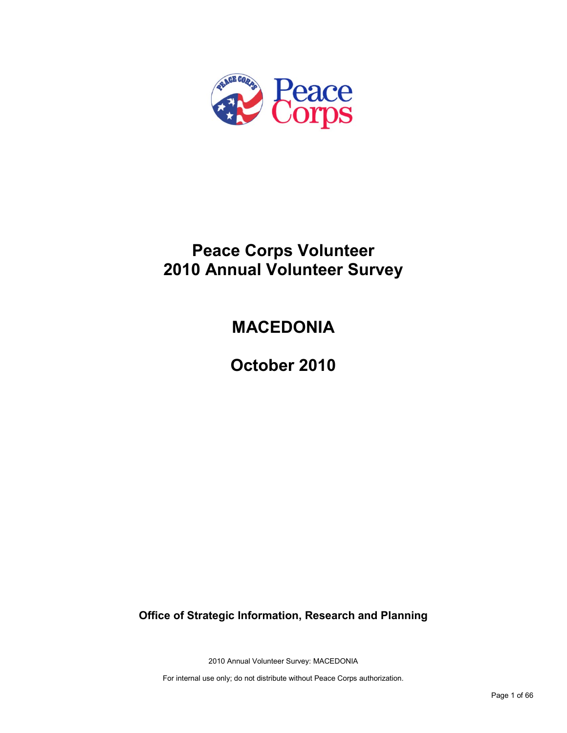# Peace Corps Volunteer
# 2010 Annual Volunteer Survey

## MACEDONIA

## October 2010

**Office of Strategic Information, Research and Planning**

2010 Annual Volunteer Survey: MACEDONIA

For internal use only; do not distribute without Peace Corps authorization.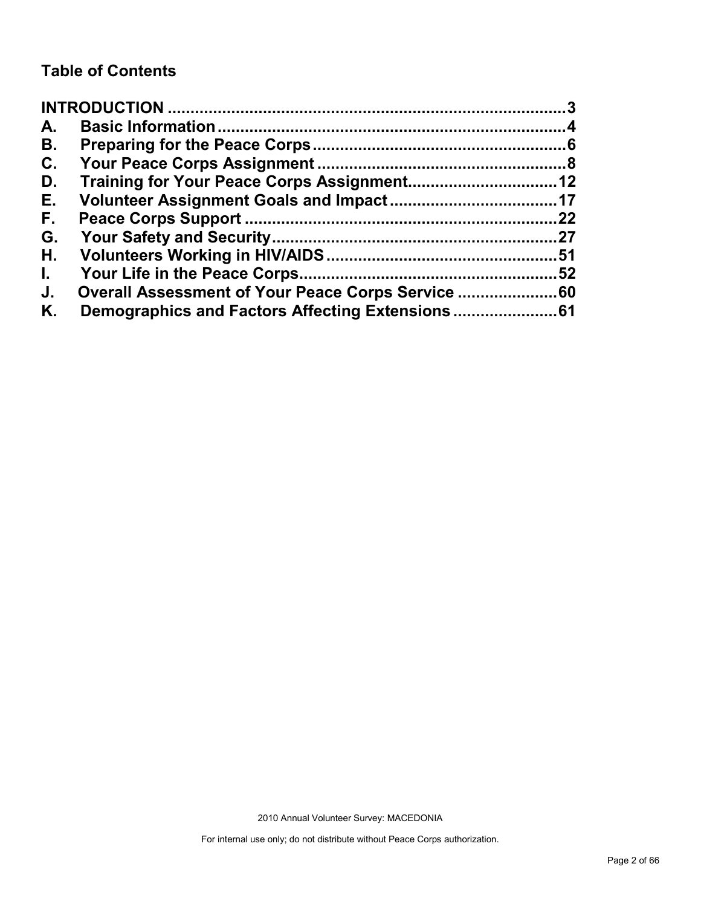## Table of Contents

**INTRODUCTION** ........................................................................ **3**

**A. Basic Information** ........................................................................ **4**

**B. Preparing for the Peace Corps** ........................................................ **6**

**C. Your Peace Corps Assignment** ....................................................... **8**

**D. Training for Your Peace Corps Assignment** ................................. **12**

**E. Volunteer Assignment Goals and Impact** ..................................... **17**

**F. Peace Corps Support** .................................................................... **22**

**G. Your Safety and Security** ............................................................... **27**

**H. Volunteers Working in HIV/AIDS** .................................................. **51**

**I. Your Life in the Peace Corps** ......................................................... **52**

**J. Overall Assessment of Your Peace Corps Service** ...................... **60**

**K. Demographics and Factors Affecting Extensions** ....................... **61**

2010 Annual Volunteer Survey: MACEDONIA

For internal use only; do not distribute without Peace Corps authorization.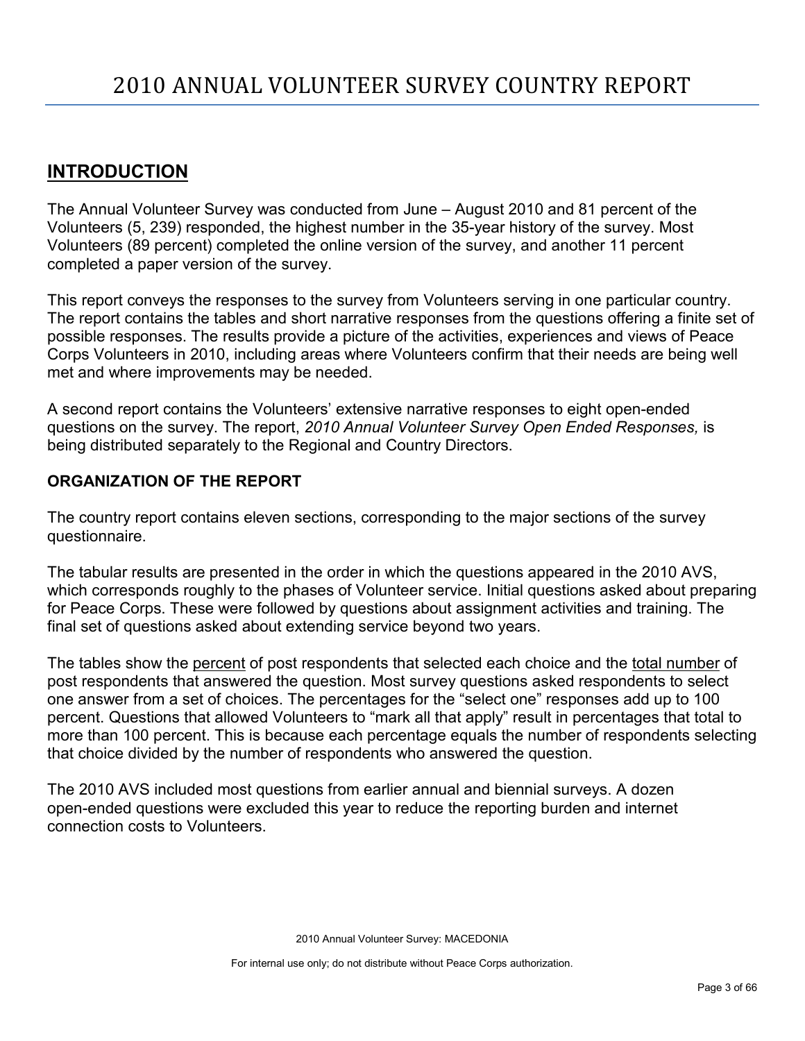# 2010 ANNUAL VOLUNTEER SURVEY COUNTRY REPORT

## INTRODUCTION

The Annual Volunteer Survey was conducted from June – August 2010 and 81 percent of the Volunteers (5, 239) responded, the highest number in the 35-year history of the survey. Most Volunteers (89 percent) completed the online version of the survey, and another 11 percent completed a paper version of the survey.

This report conveys the responses to the survey from Volunteers serving in one particular country. The report contains the tables and short narrative responses from the questions offering a finite set of possible responses. The results provide a picture of the activities, experiences and views of Peace Corps Volunteers in 2010, including areas where Volunteers confirm that their needs are being well met and where improvements may be needed.

A second report contains the Volunteers' extensive narrative responses to eight open-ended questions on the survey. The report, *2010 Annual Volunteer Survey Open Ended Responses,* is being distributed separately to the Regional and Country Directors.

### ORGANIZATION OF THE REPORT

The country report contains eleven sections, corresponding to the major sections of the survey questionnaire.

The tabular results are presented in the order in which the questions appeared in the 2010 AVS, which corresponds roughly to the phases of Volunteer service. Initial questions asked about preparing for Peace Corps. These were followed by questions about assignment activities and training. The final set of questions asked about extending service beyond two years.

The tables show the percent of post respondents that selected each choice and the total number of post respondents that answered the question. Most survey questions asked respondents to select one answer from a set of choices. The percentages for the "select one" responses add up to 100 percent. Questions that allowed Volunteers to "mark all that apply" result in percentages that total to more than 100 percent. This is because each percentage equals the number of respondents selecting that choice divided by the number of respondents who answered the question.

The 2010 AVS included most questions from earlier annual and biennial surveys. A dozen open-ended questions were excluded this year to reduce the reporting burden and internet connection costs to Volunteers.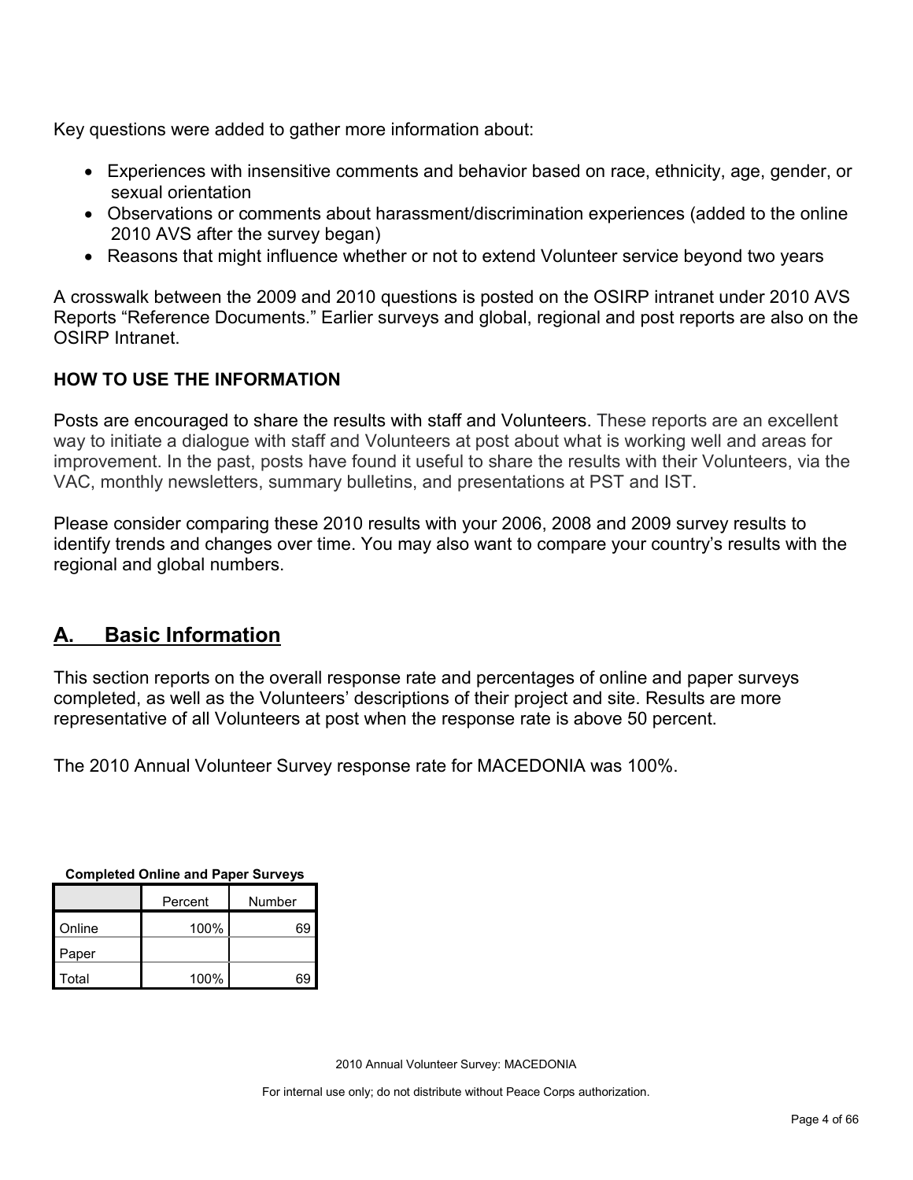Key questions were added to gather more information about:

- Experiences with insensitive comments and behavior based on race, ethnicity, age, gender, or sexual orientation
- Observations or comments about harassment/discrimination experiences (added to the online 2010 AVS after the survey began)
- Reasons that might influence whether or not to extend Volunteer service beyond two years

A crosswalk between the 2009 and 2010 questions is posted on the OSIRP intranet under 2010 AVS Reports "Reference Documents." Earlier surveys and global, regional and post reports are also on the OSIRP Intranet.

**HOW TO USE THE INFORMATION**

Posts are encouraged to share the results with staff and Volunteers. These reports are an excellent way to initiate a dialogue with staff and Volunteers at post about what is working well and areas for improvement. In the past, posts have found it useful to share the results with their Volunteers, via the VAC, monthly newsletters, summary bulletins, and presentations at PST and IST.

Please consider comparing these 2010 results with your 2006, 2008 and 2009 survey results to identify trends and changes over time. You may also want to compare your country's results with the regional and global numbers.

## A. Basic Information

This section reports on the overall response rate and percentages of online and paper surveys completed, as well as the Volunteers' descriptions of their project and site. Results are more representative of all Volunteers at post when the response rate is above 50 percent.

The 2010 Annual Volunteer Survey response rate for MACEDONIA was 100%.

**Completed Online and Paper Surveys**

| | Percent | Number |
|---|---|---|
| Online | 100% | 69 |
| Paper | | |
| Total | 100% | 69 |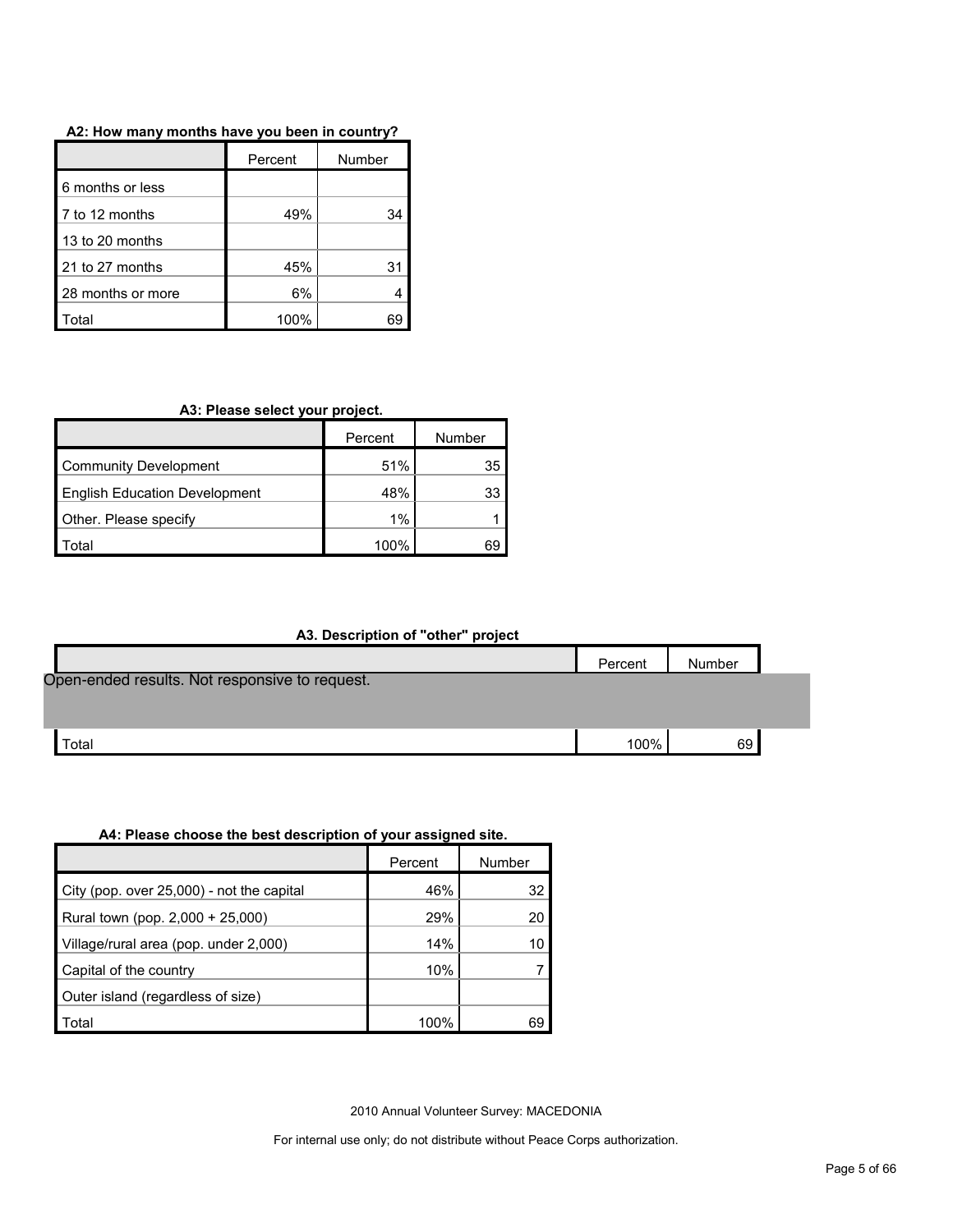**A2: How many months have you been in country?**

| | Percent | Number |
|---|---|---|
| 6 months or less | | |
| 7 to 12 months | 49% | 34 |
| 13 to 20 months | | |
| 21 to 27 months | 45% | 31 |
| 28 months or more | 6% | 4 |
| Total | 100% | 69 |

**A3: Please select your project.**

| | Percent | Number |
|---|---|---|
| Community Development | 51% | 35 |
| English Education Development | 48% | 33 |
| Other. Please specify | 1% | 1 |
| Total | 100% | 69 |

**A3. Description of "other" project**

| | Percent | Number |
|---|---|---|
| Open-ended results. Not responsive to request. | | |
| Total | 100% | 69 |

**A4: Please choose the best description of your assigned site.**

| | Percent | Number |
|---|---|---|
| City (pop. over 25,000) - not the capital | 46% | 32 |
| Rural town (pop. 2,000 + 25,000) | 29% | 20 |
| Village/rural area (pop. under 2,000) | 14% | 10 |
| Capital of the country | 10% | 7 |
| Outer island (regardless of size) | | |
| Total | 100% | 69 |

2010 Annual Volunteer Survey: MACEDONIA

For internal use only; do not distribute without Peace Corps authorization.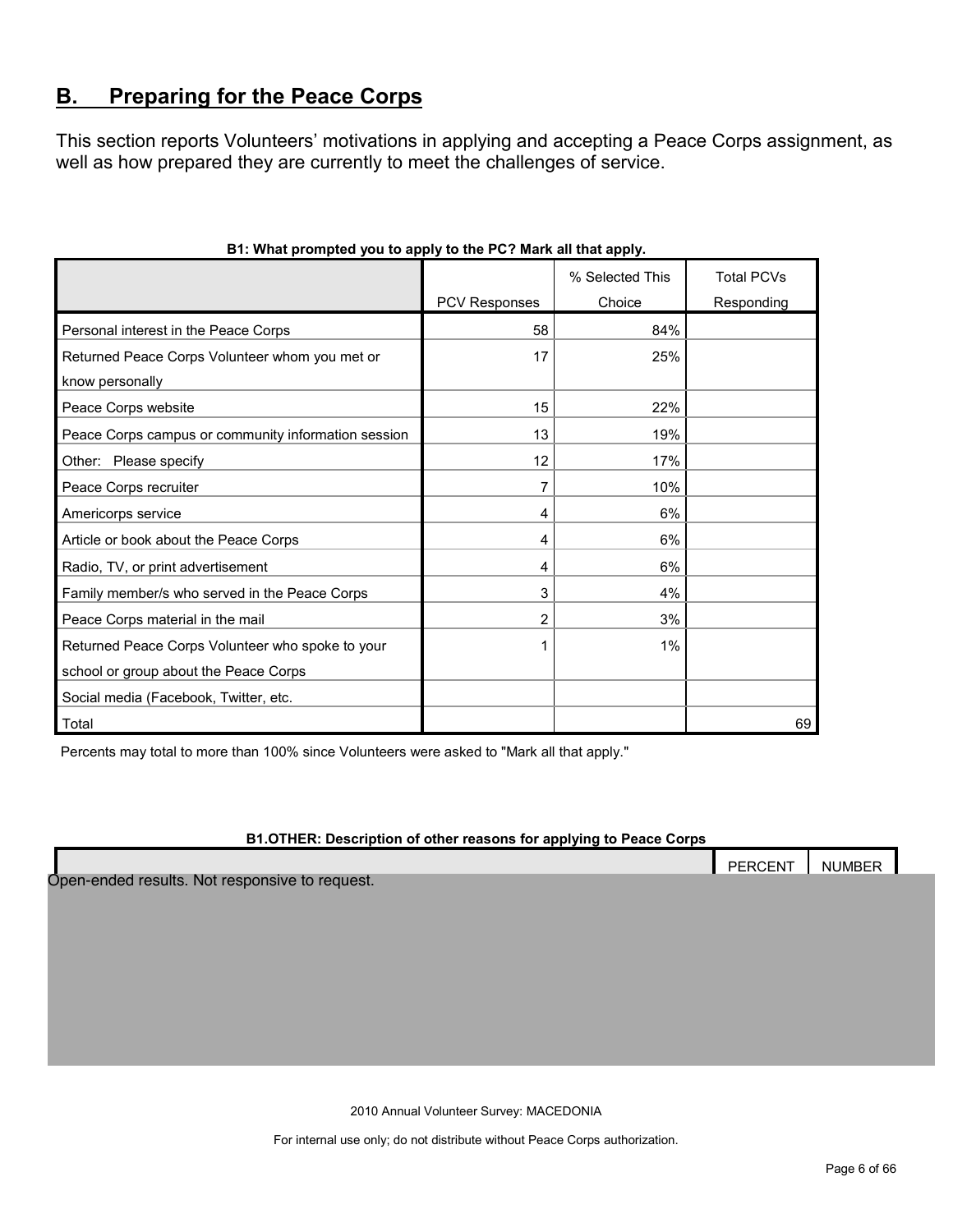## B. Preparing for the Peace Corps

This section reports Volunteers' motivations in applying and accepting a Peace Corps assignment, as well as how prepared they are currently to meet the challenges of service.

**B1: What prompted you to apply to the PC? Mark all that apply.**

| | PCV Responses | % Selected This Choice | Total PCVs Responding |
|---|---|---|---|
| Personal interest in the Peace Corps | 58 | 84% | |
| Returned Peace Corps Volunteer whom you met or know personally | 17 | 25% | |
| Peace Corps website | 15 | 22% | |
| Peace Corps campus or community information session | 13 | 19% | |
| Other: Please specify | 12 | 17% | |
| Peace Corps recruiter | 7 | 10% | |
| Americorps service | 4 | 6% | |
| Article or book about the Peace Corps | 4 | 6% | |
| Radio, TV, or print advertisement | 4 | 6% | |
| Family member/s who served in the Peace Corps | 3 | 4% | |
| Peace Corps material in the mail | 2 | 3% | |
| Returned Peace Corps Volunteer who spoke to your school or group about the Peace Corps | 1 | 1% | |
| Social media (Facebook, Twitter, etc. | | | |
| Total | | | 69 |

Percents may total to more than 100% since Volunteers were asked to "Mark all that apply."

**B1.OTHER: Description of other reasons for applying to Peace Corps**

| | PERCENT | NUMBER |
|---|---|---|

Open-ended results. Not responsive to request.

2010 Annual Volunteer Survey: MACEDONIA

For internal use only; do not distribute without Peace Corps authorization.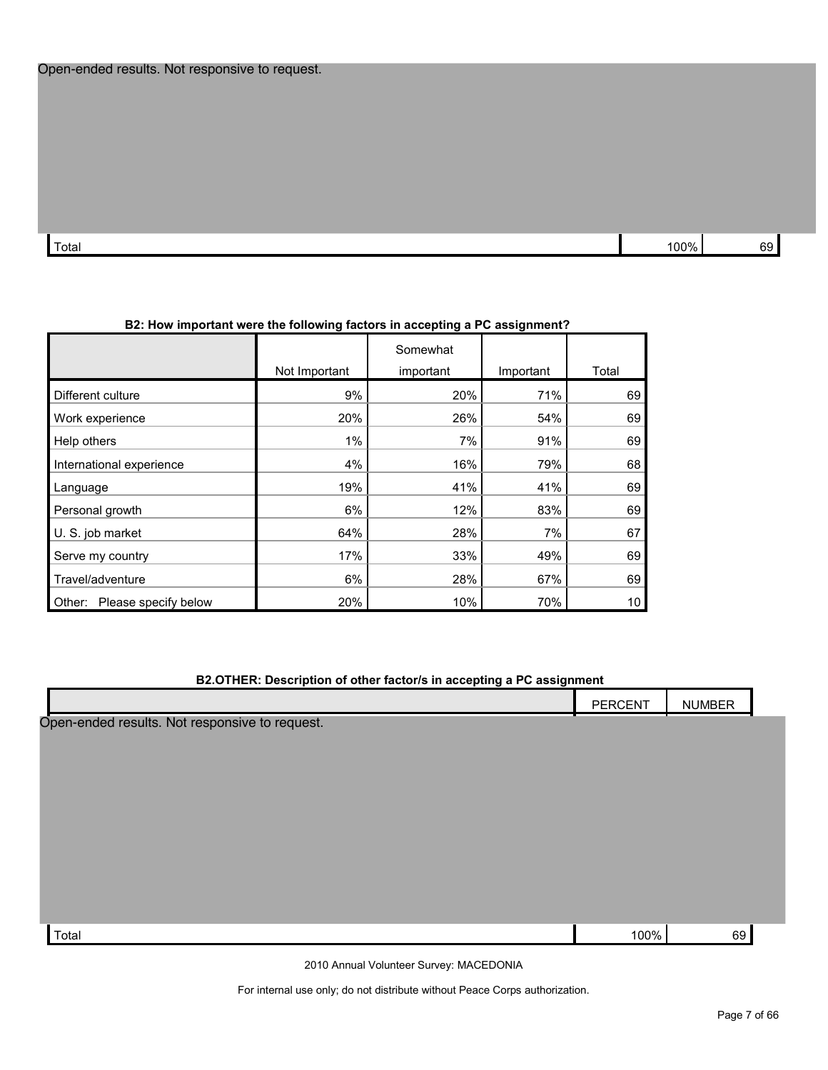Open-ended results. Not responsive to request.

| | | |
|---|---|---|
| Total | 100% | 69 |

**B2: How important were the following factors in accepting a PC assignment?**

| | Not Important | Somewhat important | Important | Total |
|---|---|---|---|---|
| Different culture | 9% | 20% | 71% | 69 |
| Work experience | 20% | 26% | 54% | 69 |
| Help others | 1% | 7% | 91% | 69 |
| International experience | 4% | 16% | 79% | 68 |
| Language | 19% | 41% | 41% | 69 |
| Personal growth | 6% | 12% | 83% | 69 |
| U. S. job market | 64% | 28% | 7% | 67 |
| Serve my country | 17% | 33% | 49% | 69 |
| Travel/adventure | 6% | 28% | 67% | 69 |
| Other: Please specify below | 20% | 10% | 70% | 10 |

**B2.OTHER: Description of other factor/s in accepting a PC assignment**

| | PERCENT | NUMBER |
|---|---|---|
| Open-ended results. Not responsive to request. | | |
| Total | 100% | 69 |

2010 Annual Volunteer Survey: MACEDONIA

For internal use only; do not distribute without Peace Corps authorization.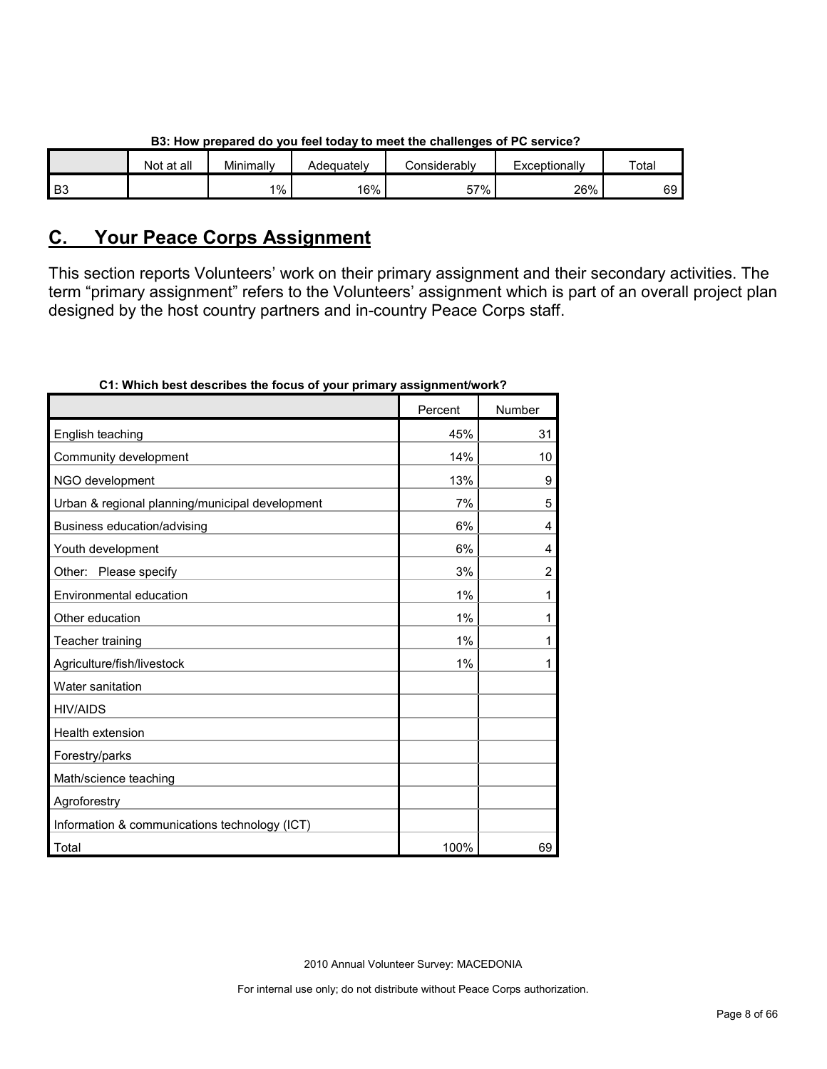**B3: How prepared do you feel today to meet the challenges of PC service?**

| | Not at all | Minimally | Adequately | Considerably | Exceptionally | Total |
|---|---|---|---|---|---|---|
| B3 | | 1% | 16% | 57% | 26% | 69 |

## C. Your Peace Corps Assignment

This section reports Volunteers' work on their primary assignment and their secondary activities. The term "primary assignment" refers to the Volunteers' assignment which is part of an overall project plan designed by the host country partners and in-country Peace Corps staff.

**C1: Which best describes the focus of your primary assignment/work?**

| | Percent | Number |
|---|---|---|
| English teaching | 45% | 31 |
| Community development | 14% | 10 |
| NGO development | 13% | 9 |
| Urban & regional planning/municipal development | 7% | 5 |
| Business education/advising | 6% | 4 |
| Youth development | 6% | 4 |
| Other: Please specify | 3% | 2 |
| Environmental education | 1% | 1 |
| Other education | 1% | 1 |
| Teacher training | 1% | 1 |
| Agriculture/fish/livestock | 1% | 1 |
| Water sanitation | | |
| HIV/AIDS | | |
| Health extension | | |
| Forestry/parks | | |
| Math/science teaching | | |
| Agroforestry | | |
| Information & communications technology (ICT) | | |
| Total | 100% | 69 |

2010 Annual Volunteer Survey: MACEDONIA

For internal use only; do not distribute without Peace Corps authorization.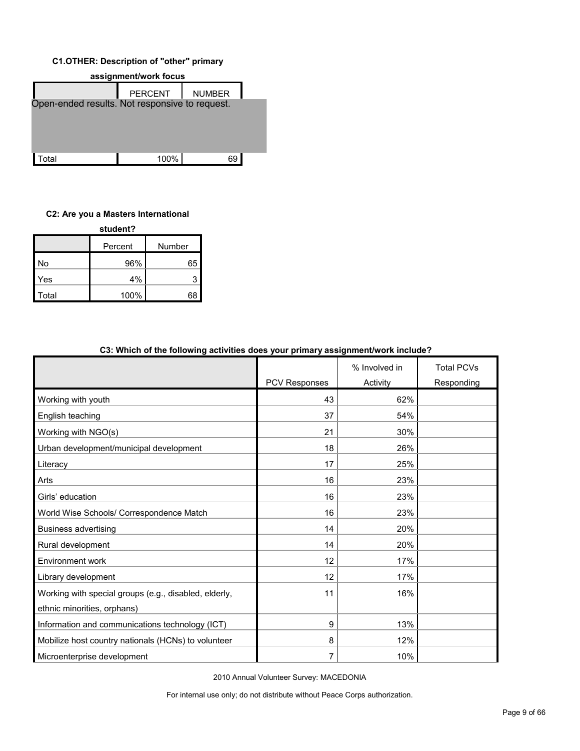**C1.OTHER: Description of "other" primary assignment/work focus**

| | PERCENT | NUMBER |
|---|---|---|
| Open-ended results. Not responsive to request. | | |
| Total | 100% | 69 |

**C2: Are you a Masters International student?**

| | Percent | Number |
|---|---|---|
| No | 96% | 65 |
| Yes | 4% | 3 |
| Total | 100% | 68 |

**C3: Which of the following activities does your primary assignment/work include?**

| | PCV Responses | % Involved in Activity | Total PCVs Responding |
|---|---|---|---|
| Working with youth | 43 | 62% | |
| English teaching | 37 | 54% | |
| Working with NGO(s) | 21 | 30% | |
| Urban development/municipal development | 18 | 26% | |
| Literacy | 17 | 25% | |
| Arts | 16 | 23% | |
| Girls' education | 16 | 23% | |
| World Wise Schools/ Correspondence Match | 16 | 23% | |
| Business advertising | 14 | 20% | |
| Rural development | 14 | 20% | |
| Environment work | 12 | 17% | |
| Library development | 12 | 17% | |
| Working with special groups (e.g., disabled, elderly, ethnic minorities, orphans) | 11 | 16% | |
| Information and communications technology (ICT) | 9 | 13% | |
| Mobilize host country nationals (HCNs) to volunteer | 8 | 12% | |
| Microenterprise development | 7 | 10% | |

2010 Annual Volunteer Survey: MACEDONIA

For internal use only; do not distribute without Peace Corps authorization.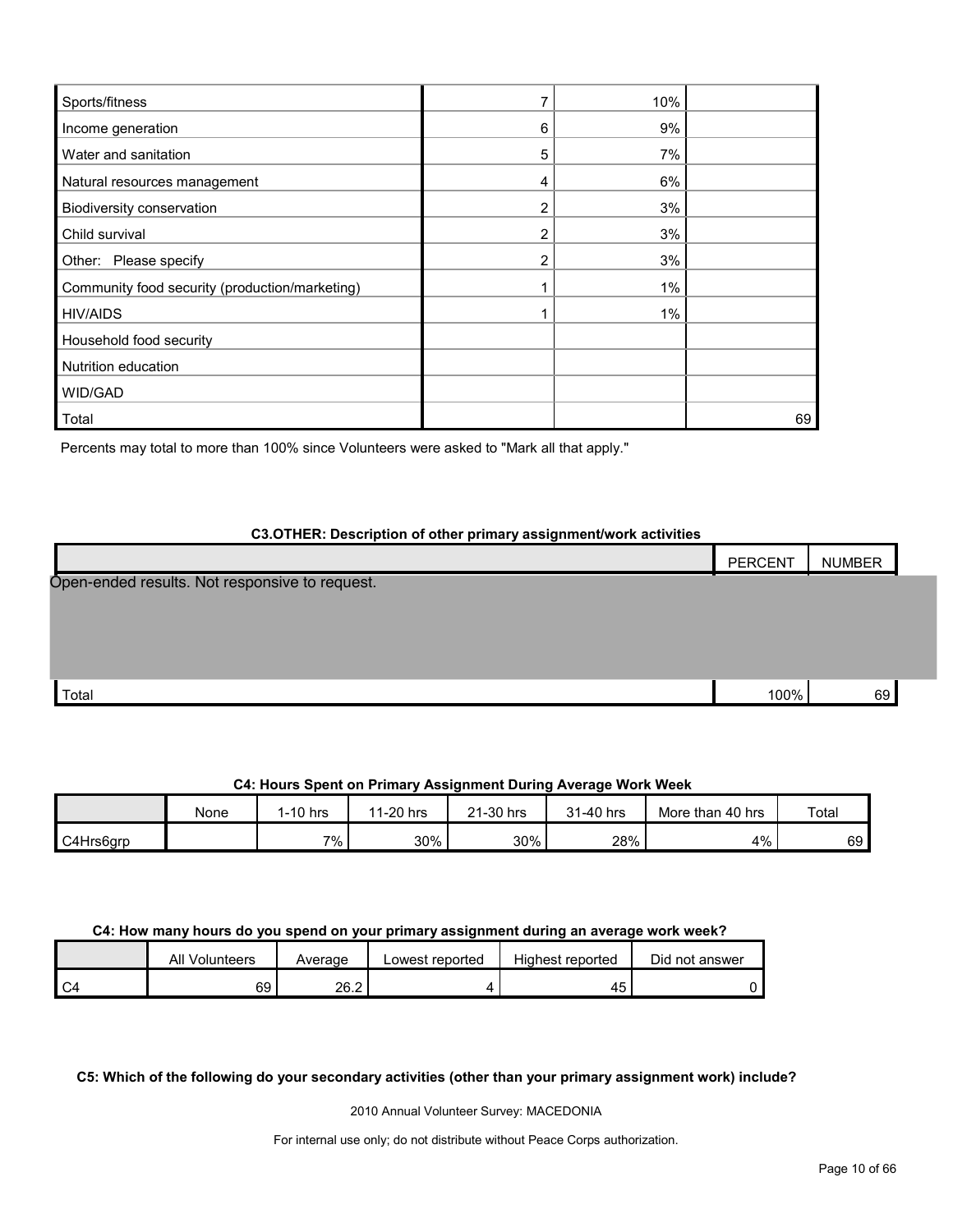| | | | |
|---|---|---|---|
| Sports/fitness | 7 | 10% | |
| Income generation | 6 | 9% | |
| Water and sanitation | 5 | 7% | |
| Natural resources management | 4 | 6% | |
| Biodiversity conservation | 2 | 3% | |
| Child survival | 2 | 3% | |
| Other: Please specify | 2 | 3% | |
| Community food security (production/marketing) | 1 | 1% | |
| HIV/AIDS | 1 | 1% | |
| Household food security | | | |
| Nutrition education | | | |
| WID/GAD | | | |
| Total | | | 69 |

Percents may total to more than 100% since Volunteers were asked to "Mark all that apply."

**C3.OTHER: Description of other primary assignment/work activities**

| | PERCENT | NUMBER |
|---|---|---|
| Open-ended results. Not responsive to request. | | |
| Total | 100% | 69 |

**C4: Hours Spent on Primary Assignment During Average Work Week**

| | None | 1-10 hrs | 11-20 hrs | 21-30 hrs | 31-40 hrs | More than 40 hrs | Total |
|---|---|---|---|---|---|---|---|
| C4Hrs6grp | | 7% | 30% | 30% | 28% | 4% | 69 |

**C4: How many hours do you spend on your primary assignment during an average work week?**

| | All Volunteers | Average | Lowest reported | Highest reported | Did not answer |
|---|---|---|---|---|---|
| C4 | 69 | 26.2 | 4 | 45 | 0 |

**C5: Which of the following do your secondary activities (other than your primary assignment work) include?**

2010 Annual Volunteer Survey: MACEDONIA

For internal use only; do not distribute without Peace Corps authorization.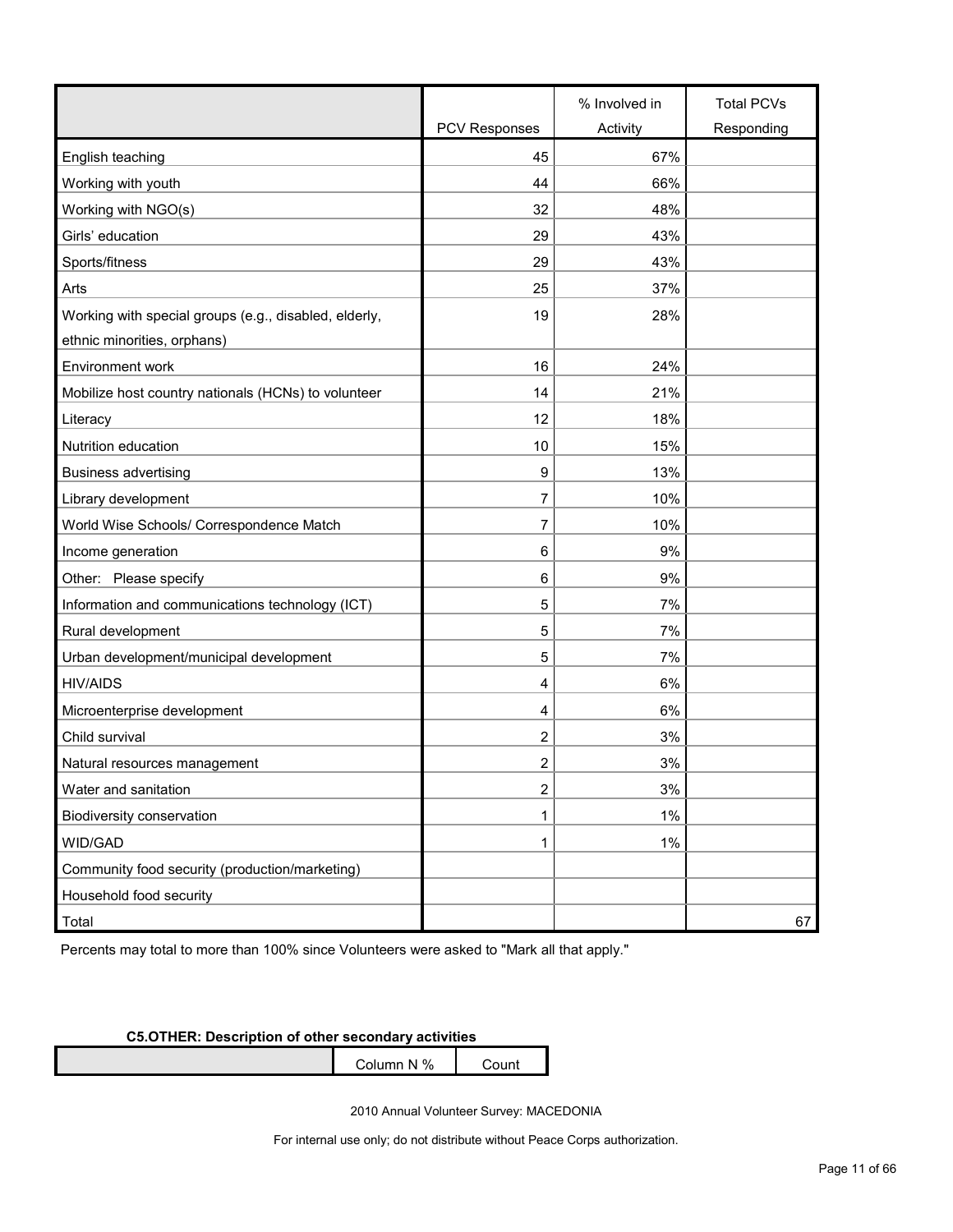| | PCV Responses | % Involved in Activity | Total PCVs Responding |
|---|---|---|---|
| English teaching | 45 | 67% | |
| Working with youth | 44 | 66% | |
| Working with NGO(s) | 32 | 48% | |
| Girls' education | 29 | 43% | |
| Sports/fitness | 29 | 43% | |
| Arts | 25 | 37% | |
| Working with special groups (e.g., disabled, elderly, ethnic minorities, orphans) | 19 | 28% | |
| Environment work | 16 | 24% | |
| Mobilize host country nationals (HCNs) to volunteer | 14 | 21% | |
| Literacy | 12 | 18% | |
| Nutrition education | 10 | 15% | |
| Business advertising | 9 | 13% | |
| Library development | 7 | 10% | |
| World Wise Schools/ Correspondence Match | 7 | 10% | |
| Income generation | 6 | 9% | |
| Other: Please specify | 6 | 9% | |
| Information and communications technology (ICT) | 5 | 7% | |
| Rural development | 5 | 7% | |
| Urban development/municipal development | 5 | 7% | |
| HIV/AIDS | 4 | 6% | |
| Microenterprise development | 4 | 6% | |
| Child survival | 2 | 3% | |
| Natural resources management | 2 | 3% | |
| Water and sanitation | 2 | 3% | |
| Biodiversity conservation | 1 | 1% | |
| WID/GAD | 1 | 1% | |
| Community food security (production/marketing) | | | |
| Household food security | | | |
| Total | | | 67 |

Percents may total to more than 100% since Volunteers were asked to "Mark all that apply."

**C5.OTHER: Description of other secondary activities**

| | Column N % | Count |
|---|---|---|

2010 Annual Volunteer Survey: MACEDONIA

For internal use only; do not distribute without Peace Corps authorization.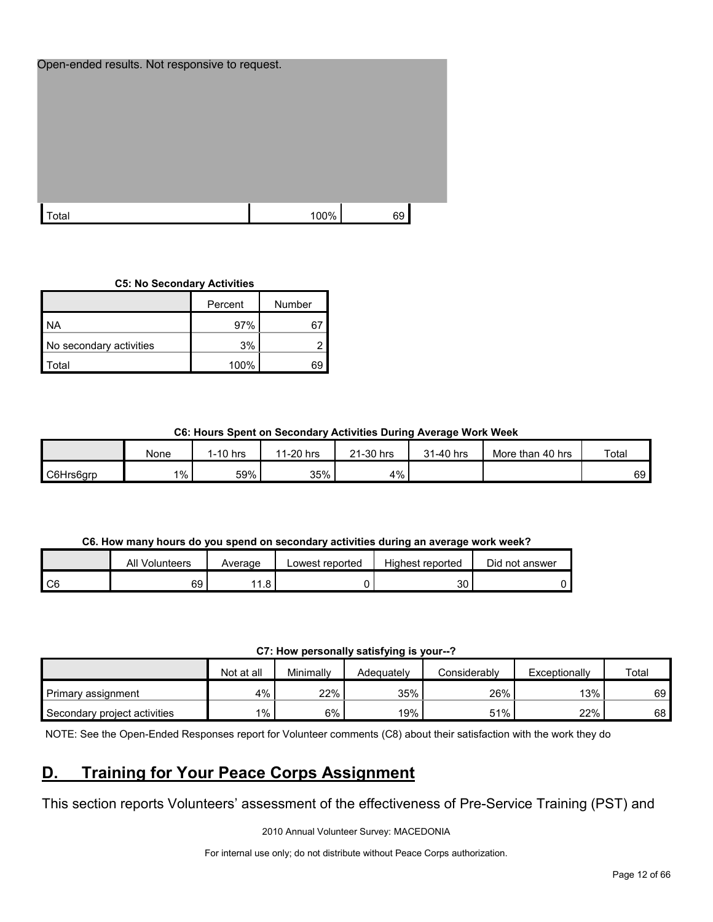Open-ended results. Not responsive to request.

| | | |
|---|---|---|
| Total | 100% | 69 |

**C5: No Secondary Activities**

| | Percent | Number |
|---|---|---|
| NA | 97% | 67 |
| No secondary activities | 3% | 2 |
| Total | 100% | 69 |

**C6: Hours Spent on Secondary Activities During Average Work Week**

| | None | 1-10 hrs | 11-20 hrs | 21-30 hrs | 31-40 hrs | More than 40 hrs | Total |
|---|---|---|---|---|---|---|---|
| C6Hrs6grp | 1% | 59% | 35% | 4% | | | 69 |

**C6. How many hours do you spend on secondary activities during an average work week?**

| | All Volunteers | Average | Lowest reported | Highest reported | Did not answer |
|---|---|---|---|---|---|
| C6 | 69 | 11.8 | 0 | 30 | 0 |

**C7: How personally satisfying is your--?**

| | Not at all | Minimally | Adequately | Considerably | Exceptionally | Total |
|---|---|---|---|---|---|---|
| Primary assignment | 4% | 22% | 35% | 26% | 13% | 69 |
| Secondary project activities | 1% | 6% | 19% | 51% | 22% | 68 |

NOTE: See the Open-Ended Responses report for Volunteer comments (C8) about their satisfaction with the work they do

# D. Training for Your Peace Corps Assignment

This section reports Volunteers' assessment of the effectiveness of Pre-Service Training (PST) and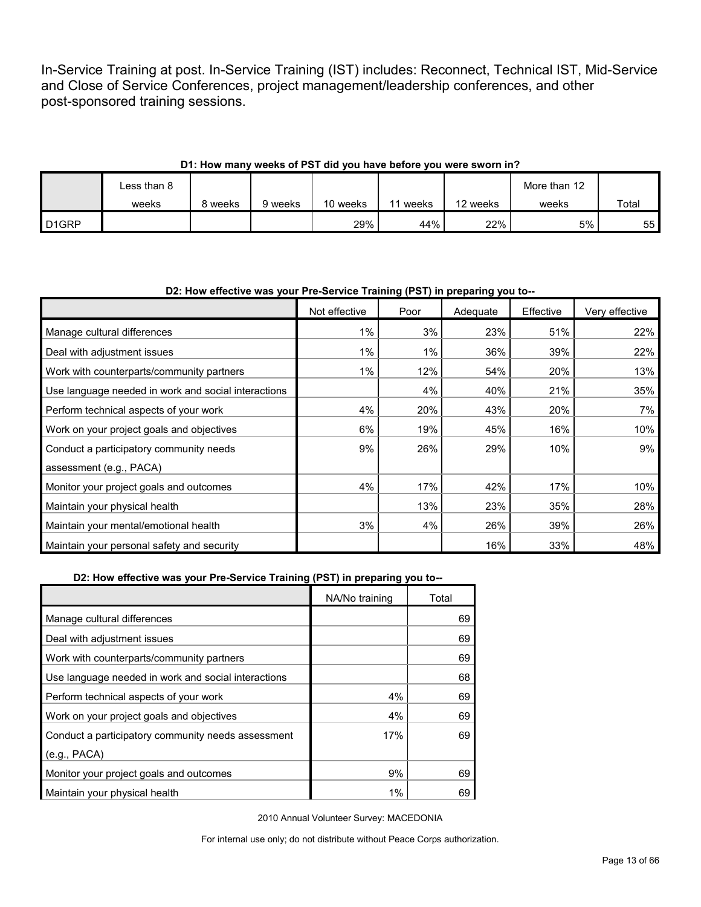In-Service Training at post. In-Service Training (IST) includes: Reconnect, Technical IST, Mid-Service and Close of Service Conferences, project management/leadership conferences, and other post-sponsored training sessions.

**D1: How many weeks of PST did you have before you were sworn in?**

| | Less than 8 weeks | 8 weeks | 9 weeks | 10 weeks | 11 weeks | 12 weeks | More than 12 weeks | Total |
|---|---|---|---|---|---|---|---|---|
| D1GRP | | | | 29% | 44% | 22% | 5% | 55 |

**D2: How effective was your Pre-Service Training (PST) in preparing you to--**

| | Not effective | Poor | Adequate | Effective | Very effective |
|---|---|---|---|---|---|
| Manage cultural differences | 1% | 3% | 23% | 51% | 22% |
| Deal with adjustment issues | 1% | 1% | 36% | 39% | 22% |
| Work with counterparts/community partners | 1% | 12% | 54% | 20% | 13% |
| Use language needed in work and social interactions | | 4% | 40% | 21% | 35% |
| Perform technical aspects of your work | 4% | 20% | 43% | 20% | 7% |
| Work on your project goals and objectives | 6% | 19% | 45% | 16% | 10% |
| Conduct a participatory community needs assessment (e.g., PACA) | 9% | 26% | 29% | 10% | 9% |
| Monitor your project goals and outcomes | 4% | 17% | 42% | 17% | 10% |
| Maintain your physical health | | 13% | 23% | 35% | 28% |
| Maintain your mental/emotional health | 3% | 4% | 26% | 39% | 26% |
| Maintain your personal safety and security | | | 16% | 33% | 48% |

**D2: How effective was your Pre-Service Training (PST) in preparing you to--**

| | NA/No training | Total |
|---|---|---|
| Manage cultural differences | | 69 |
| Deal with adjustment issues | | 69 |
| Work with counterparts/community partners | | 69 |
| Use language needed in work and social interactions | | 68 |
| Perform technical aspects of your work | 4% | 69 |
| Work on your project goals and objectives | 4% | 69 |
| Conduct a participatory community needs assessment (e.g., PACA) | 17% | 69 |
| Monitor your project goals and outcomes | 9% | 69 |
| Maintain your physical health | 1% | 69 |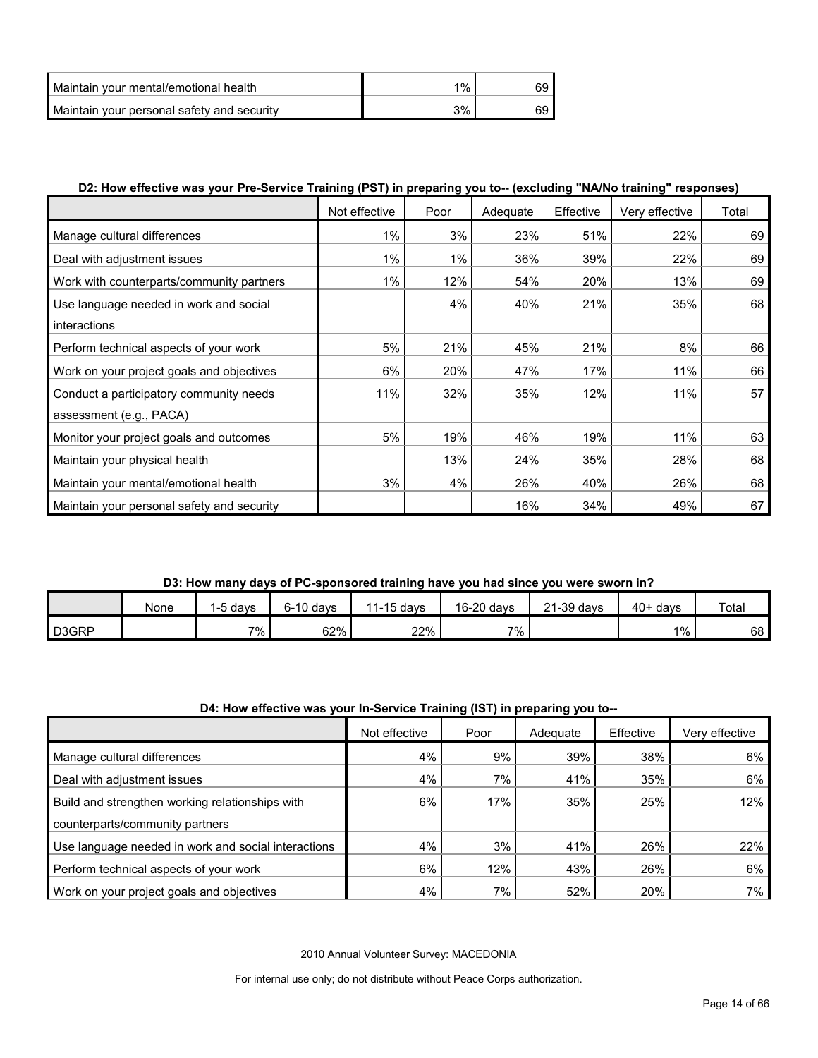| | | |
|---|---|---|
| Maintain your mental/emotional health | 1% | 69 |
| Maintain your personal safety and security | 3% | 69 |

**D2: How effective was your Pre-Service Training (PST) in preparing you to-- (excluding "NA/No training" responses)**

| | Not effective | Poor | Adequate | Effective | Very effective | Total |
|---|---|---|---|---|---|---|
| Manage cultural differences | 1% | 3% | 23% | 51% | 22% | 69 |
| Deal with adjustment issues | 1% | 1% | 36% | 39% | 22% | 69 |
| Work with counterparts/community partners | 1% | 12% | 54% | 20% | 13% | 69 |
| Use language needed in work and social interactions | | 4% | 40% | 21% | 35% | 68 |
| Perform technical aspects of your work | 5% | 21% | 45% | 21% | 8% | 66 |
| Work on your project goals and objectives | 6% | 20% | 47% | 17% | 11% | 66 |
| Conduct a participatory community needs assessment (e.g., PACA) | 11% | 32% | 35% | 12% | 11% | 57 |
| Monitor your project goals and outcomes | 5% | 19% | 46% | 19% | 11% | 63 |
| Maintain your physical health | | 13% | 24% | 35% | 28% | 68 |
| Maintain your mental/emotional health | 3% | 4% | 26% | 40% | 26% | 68 |
| Maintain your personal safety and security | | | 16% | 34% | 49% | 67 |

**D3: How many days of PC-sponsored training have you had since you were sworn in?**

| | None | 1-5 days | 6-10 days | 11-15 days | 16-20 days | 21-39 days | 40+ days | Total |
|---|---|---|---|---|---|---|---|---|
| D3GRP | | 7% | 62% | 22% | 7% | | 1% | 68 |

**D4: How effective was your In-Service Training (IST) in preparing you to--**

| | Not effective | Poor | Adequate | Effective | Very effective |
|---|---|---|---|---|---|
| Manage cultural differences | 4% | 9% | 39% | 38% | 6% |
| Deal with adjustment issues | 4% | 7% | 41% | 35% | 6% |
| Build and strengthen working relationships with counterparts/community partners | 6% | 17% | 35% | 25% | 12% |
| Use language needed in work and social interactions | 4% | 3% | 41% | 26% | 22% |
| Perform technical aspects of your work | 6% | 12% | 43% | 26% | 6% |
| Work on your project goals and objectives | 4% | 7% | 52% | 20% | 7% |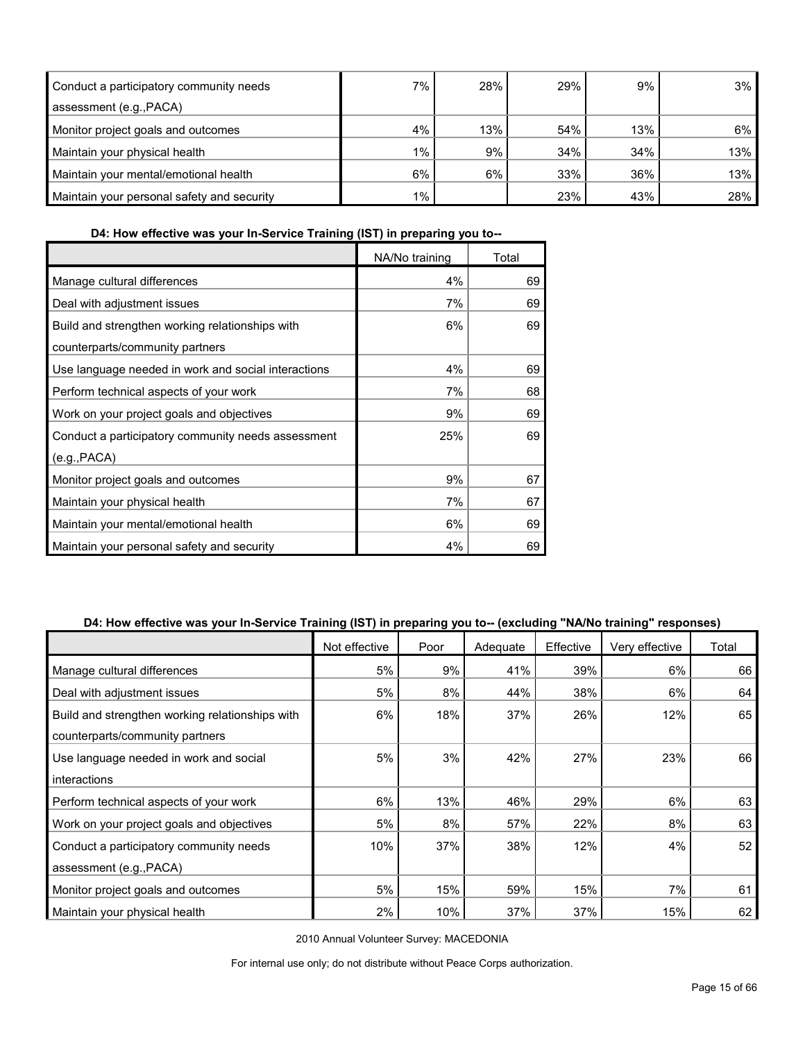| | | | | | |
|---|---|---|---|---|---|
| Conduct a participatory community needs assessment (e.g.,PACA) | 7% | 28% | 29% | 9% | 3% |
| Monitor project goals and outcomes | 4% | 13% | 54% | 13% | 6% |
| Maintain your physical health | 1% | 9% | 34% | 34% | 13% |
| Maintain your mental/emotional health | 6% | 6% | 33% | 36% | 13% |
| Maintain your personal safety and security | 1% | | 23% | 43% | 28% |

**D4: How effective was your In-Service Training (IST) in preparing you to--**

| | NA/No training | Total |
|---|---|---|
| Manage cultural differences | 4% | 69 |
| Deal with adjustment issues | 7% | 69 |
| Build and strengthen working relationships with counterparts/community partners | 6% | 69 |
| Use language needed in work and social interactions | 4% | 69 |
| Perform technical aspects of your work | 7% | 68 |
| Work on your project goals and objectives | 9% | 69 |
| Conduct a participatory community needs assessment (e.g.,PACA) | 25% | 69 |
| Monitor project goals and outcomes | 9% | 67 |
| Maintain your physical health | 7% | 67 |
| Maintain your mental/emotional health | 6% | 69 |
| Maintain your personal safety and security | 4% | 69 |

**D4: How effective was your In-Service Training (IST) in preparing you to-- (excluding "NA/No training" responses)**

| | Not effective | Poor | Adequate | Effective | Very effective | Total |
|---|---|---|---|---|---|---|
| Manage cultural differences | 5% | 9% | 41% | 39% | 6% | 66 |
| Deal with adjustment issues | 5% | 8% | 44% | 38% | 6% | 64 |
| Build and strengthen working relationships with counterparts/community partners | 6% | 18% | 37% | 26% | 12% | 65 |
| Use language needed in work and social interactions | 5% | 3% | 42% | 27% | 23% | 66 |
| Perform technical aspects of your work | 6% | 13% | 46% | 29% | 6% | 63 |
| Work on your project goals and objectives | 5% | 8% | 57% | 22% | 8% | 63 |
| Conduct a participatory community needs assessment (e.g.,PACA) | 10% | 37% | 38% | 12% | 4% | 52 |
| Monitor project goals and outcomes | 5% | 15% | 59% | 15% | 7% | 61 |
| Maintain your physical health | 2% | 10% | 37% | 37% | 15% | 62 |

2010 Annual Volunteer Survey: MACEDONIA

For internal use only; do not distribute without Peace Corps authorization.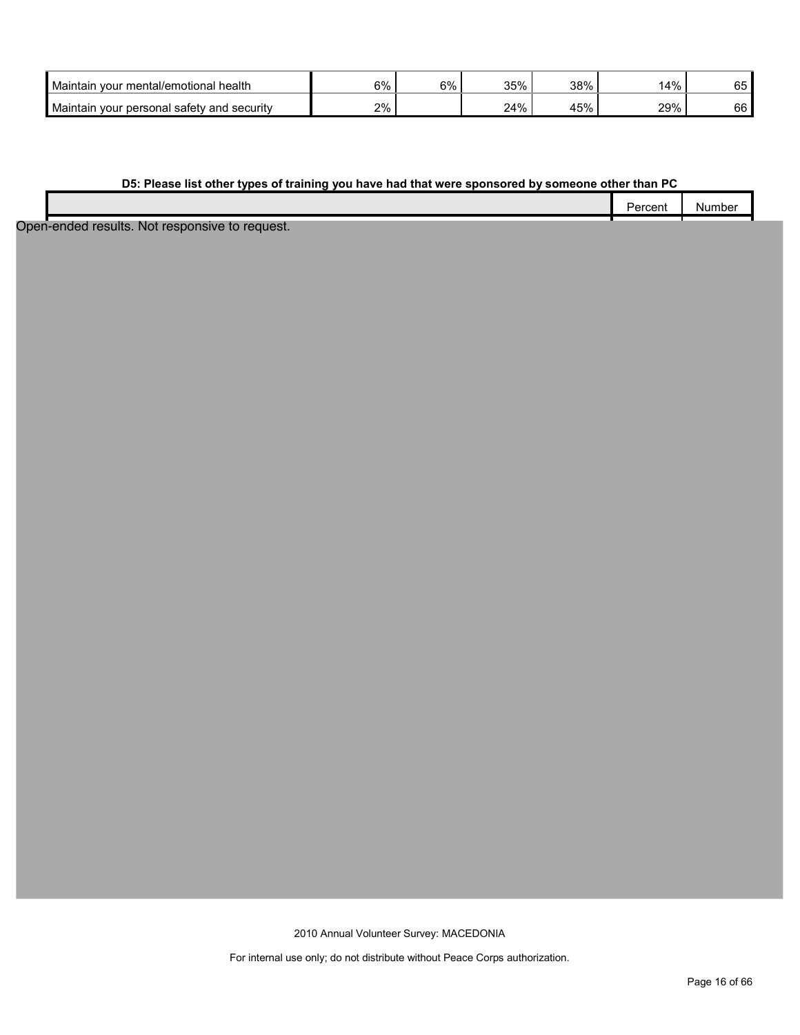| | | | | | | |
|---|---|---|---|---|---|---|
| Maintain your mental/emotional health | 6% | 6% | 35% | 38% | 14% | 65 |
| Maintain your personal safety and security | 2% | | 24% | 45% | 29% | 66 |

**D5: Please list other types of training you have had that were sponsored by someone other than PC**

| | Percent | Number |
|---|---|---|

Open-ended results. Not responsive to request.

2010 Annual Volunteer Survey: MACEDONIA

For internal use only; do not distribute without Peace Corps authorization.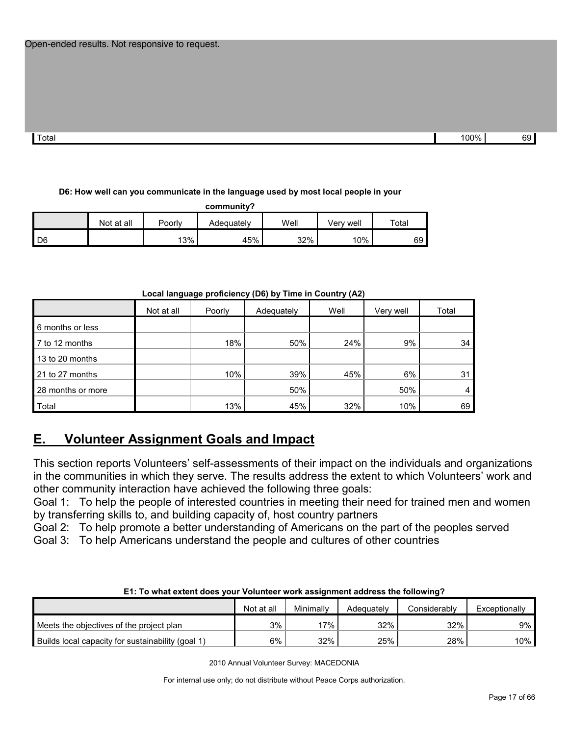Open-ended results. Not responsive to request.

| | | |
|---|---|---|
| Total | 100% | 69 |

**D6: How well can you communicate in the language used by most local people in your community?**

| | Not at all | Poorly | Adequately | Well | Very well | Total |
|---|---|---|---|---|---|---|
| D6 | | 13% | 45% | 32% | 10% | 69 |

**Local language proficiency (D6) by Time in Country (A2)**

| | Not at all | Poorly | Adequately | Well | Very well | Total |
|---|---|---|---|---|---|---|
| 6 months or less | | | | | | |
| 7 to 12 months | | 18% | 50% | 24% | 9% | 34 |
| 13 to 20 months | | | | | | |
| 21 to 27 months | | 10% | 39% | 45% | 6% | 31 |
| 28 months or more | | | 50% | | 50% | 4 |
| Total | | 13% | 45% | 32% | 10% | 69 |

## E. Volunteer Assignment Goals and Impact

This section reports Volunteers' self-assessments of their impact on the individuals and organizations in the communities in which they serve. The results address the extent to which Volunteers' work and other community interaction have achieved the following three goals:

Goal 1: To help the people of interested countries in meeting their need for trained men and women by transferring skills to, and building capacity of, host country partners

Goal 2: To help promote a better understanding of Americans on the part of the peoples served

Goal 3: To help Americans understand the people and cultures of other countries

**E1: To what extent does your Volunteer work assignment address the following?**

| | Not at all | Minimally | Adequately | Considerably | Exceptionally |
|---|---|---|---|---|---|
| Meets the objectives of the project plan | 3% | 17% | 32% | 32% | 9% |
| Builds local capacity for sustainability (goal 1) | 6% | 32% | 25% | 28% | 10% |

2010 Annual Volunteer Survey: MACEDONIA

For internal use only; do not distribute without Peace Corps authorization.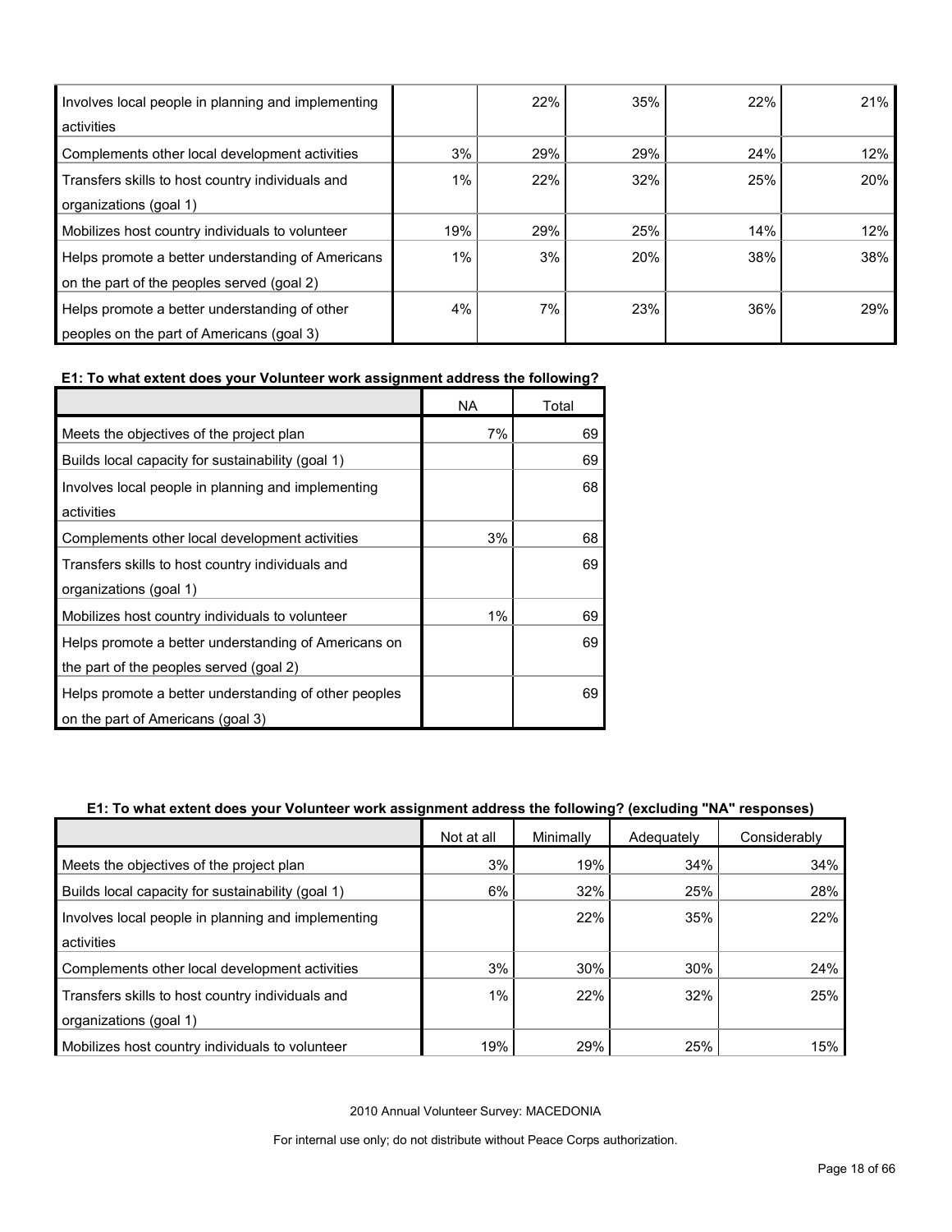| | | | | | |
|---|---|---|---|---|---|
| Involves local people in planning and implementing activities | | 22% | 35% | 22% | 21% |
| Complements other local development activities | 3% | 29% | 29% | 24% | 12% |
| Transfers skills to host country individuals and organizations (goal 1) | 1% | 22% | 32% | 25% | 20% |
| Mobilizes host country individuals to volunteer | 19% | 29% | 25% | 14% | 12% |
| Helps promote a better understanding of Americans on the part of the peoples served (goal 2) | 1% | 3% | 20% | 38% | 38% |
| Helps promote a better understanding of other peoples on the part of Americans (goal 3) | 4% | 7% | 23% | 36% | 29% |

**E1: To what extent does your Volunteer work assignment address the following?**

| | NA | Total |
|---|---|---|
| Meets the objectives of the project plan | 7% | 69 |
| Builds local capacity for sustainability (goal 1) | | 69 |
| Involves local people in planning and implementing activities | | 68 |
| Complements other local development activities | 3% | 68 |
| Transfers skills to host country individuals and organizations (goal 1) | | 69 |
| Mobilizes host country individuals to volunteer | 1% | 69 |
| Helps promote a better understanding of Americans on the part of the peoples served (goal 2) | | 69 |
| Helps promote a better understanding of other peoples on the part of Americans (goal 3) | | 69 |

**E1: To what extent does your Volunteer work assignment address the following? (excluding "NA" responses)**

| | Not at all | Minimally | Adequately | Considerably |
|---|---|---|---|---|
| Meets the objectives of the project plan | 3% | 19% | 34% | 34% |
| Builds local capacity for sustainability (goal 1) | 6% | 32% | 25% | 28% |
| Involves local people in planning and implementing activities | | 22% | 35% | 22% |
| Complements other local development activities | 3% | 30% | 30% | 24% |
| Transfers skills to host country individuals and organizations (goal 1) | 1% | 22% | 32% | 25% |
| Mobilizes host country individuals to volunteer | 19% | 29% | 25% | 15% |

2010 Annual Volunteer Survey: MACEDONIA

For internal use only; do not distribute without Peace Corps authorization.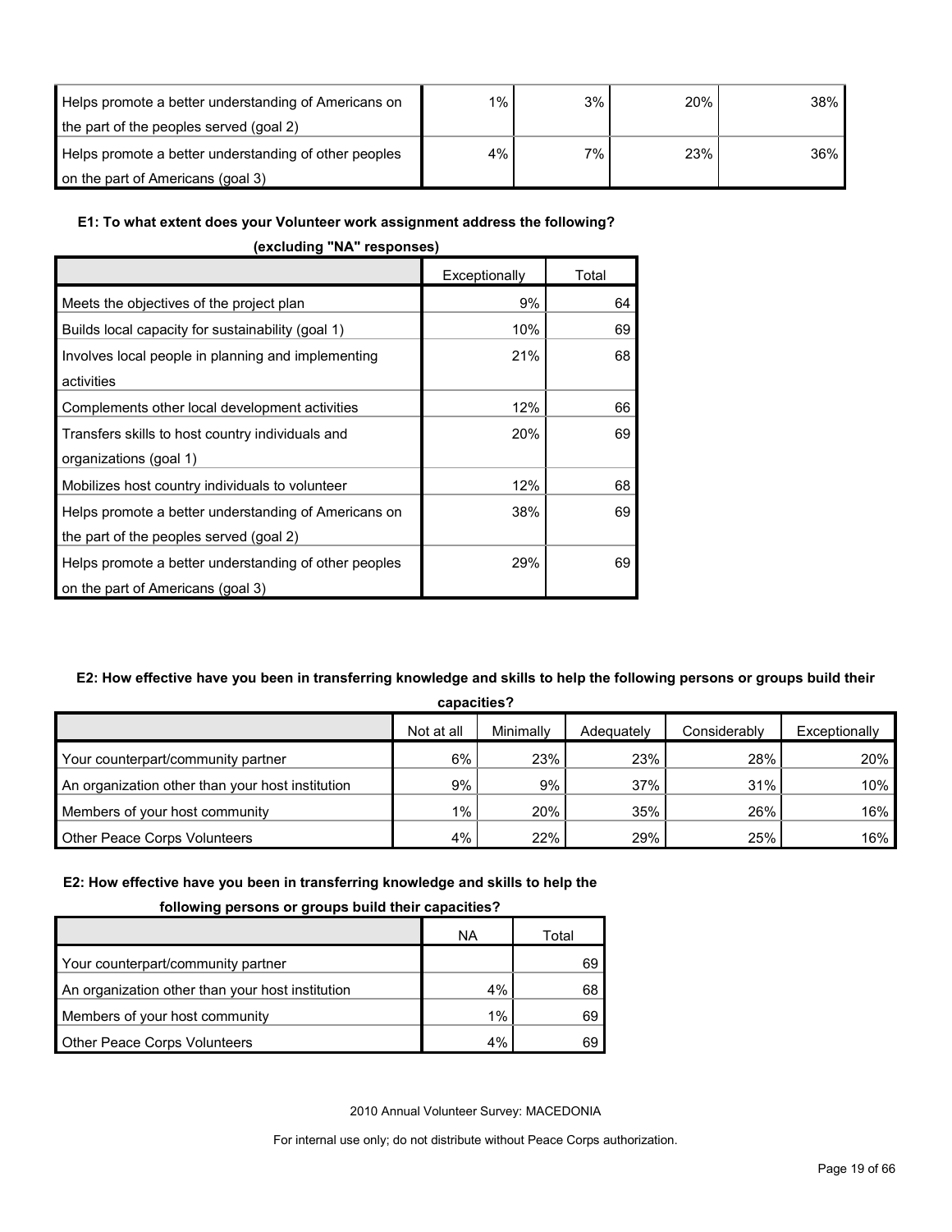| | | | | |
|---|---|---|---|---|
| Helps promote a better understanding of Americans on the part of the peoples served (goal 2) | 1% | 3% | 20% | 38% |
| Helps promote a better understanding of other peoples on the part of Americans (goal 3) | 4% | 7% | 23% | 36% |

**E1: To what extent does your Volunteer work assignment address the following? (excluding "NA" responses)**

| | Exceptionally | Total |
|---|---|---|
| Meets the objectives of the project plan | 9% | 64 |
| Builds local capacity for sustainability (goal 1) | 10% | 69 |
| Involves local people in planning and implementing activities | 21% | 68 |
| Complements other local development activities | 12% | 66 |
| Transfers skills to host country individuals and organizations (goal 1) | 20% | 69 |
| Mobilizes host country individuals to volunteer | 12% | 68 |
| Helps promote a better understanding of Americans on the part of the peoples served (goal 2) | 38% | 69 |
| Helps promote a better understanding of other peoples on the part of Americans (goal 3) | 29% | 69 |

**E2: How effective have you been in transferring knowledge and skills to help the following persons or groups build their capacities?**

| | Not at all | Minimally | Adequately | Considerably | Exceptionally |
|---|---|---|---|---|---|
| Your counterpart/community partner | 6% | 23% | 23% | 28% | 20% |
| An organization other than your host institution | 9% | 9% | 37% | 31% | 10% |
| Members of your host community | 1% | 20% | 35% | 26% | 16% |
| Other Peace Corps Volunteers | 4% | 22% | 29% | 25% | 16% |

**E2: How effective have you been in transferring knowledge and skills to help the following persons or groups build their capacities?**

| | NA | Total |
|---|---|---|
| Your counterpart/community partner | | 69 |
| An organization other than your host institution | 4% | 68 |
| Members of your host community | 1% | 69 |
| Other Peace Corps Volunteers | 4% | 69 |

2010 Annual Volunteer Survey: MACEDONIA

For internal use only; do not distribute without Peace Corps authorization.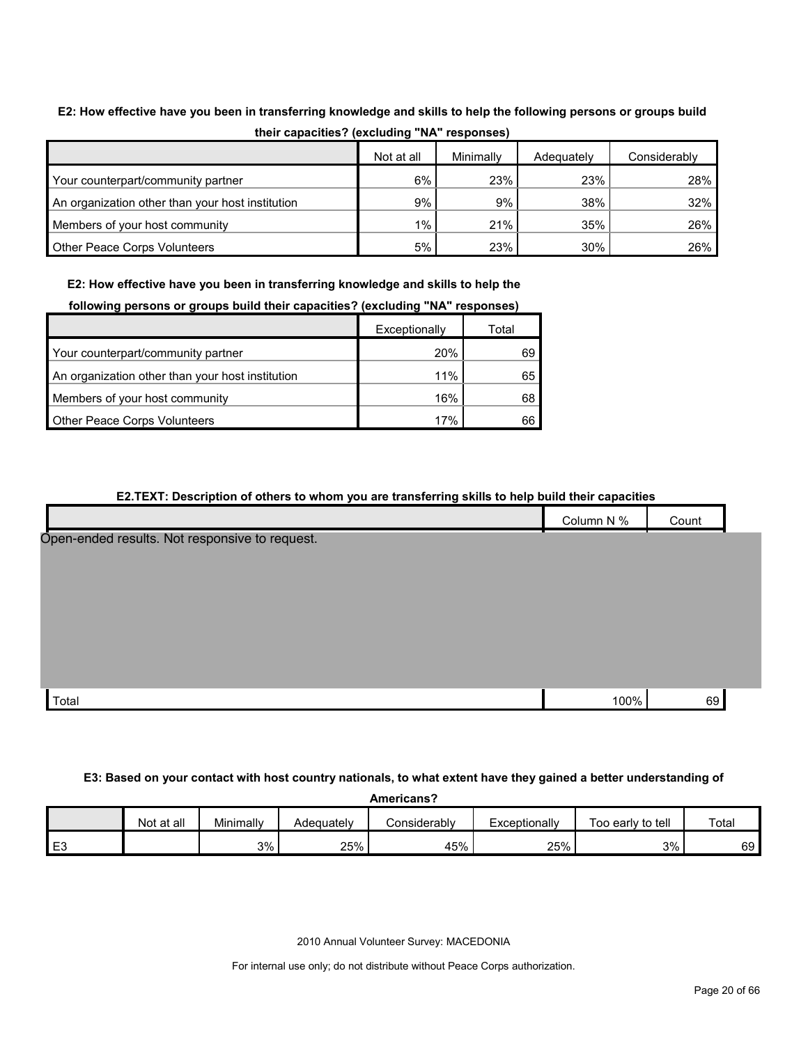**E2: How effective have you been in transferring knowledge and skills to help the following persons or groups build their capacities? (excluding "NA" responses)**

| | Not at all | Minimally | Adequately | Considerably |
|---|---|---|---|---|
| Your counterpart/community partner | 6% | 23% | 23% | 28% |
| An organization other than your host institution | 9% | 9% | 38% | 32% |
| Members of your host community | 1% | 21% | 35% | 26% |
| Other Peace Corps Volunteers | 5% | 23% | 30% | 26% |

**E2: How effective have you been in transferring knowledge and skills to help the following persons or groups build their capacities? (excluding "NA" responses)**

| | Exceptionally | Total |
|---|---|---|
| Your counterpart/community partner | 20% | 69 |
| An organization other than your host institution | 11% | 65 |
| Members of your host community | 16% | 68 |
| Other Peace Corps Volunteers | 17% | 66 |

**E2.TEXT: Description of others to whom you are transferring skills to help build their capacities**

| | Column N % | Count |
|---|---|---|
| Open-ended results. Not responsive to request. | | |
| Total | 100% | 69 |

**E3: Based on your contact with host country nationals, to what extent have they gained a better understanding of Americans?**

| | Not at all | Minimally | Adequately | Considerably | Exceptionally | Too early to tell | Total |
|---|---|---|---|---|---|---|---|
| E3 | | 3% | 25% | 45% | 25% | 3% | 69 |

2010 Annual Volunteer Survey: MACEDONIA

For internal use only; do not distribute without Peace Corps authorization.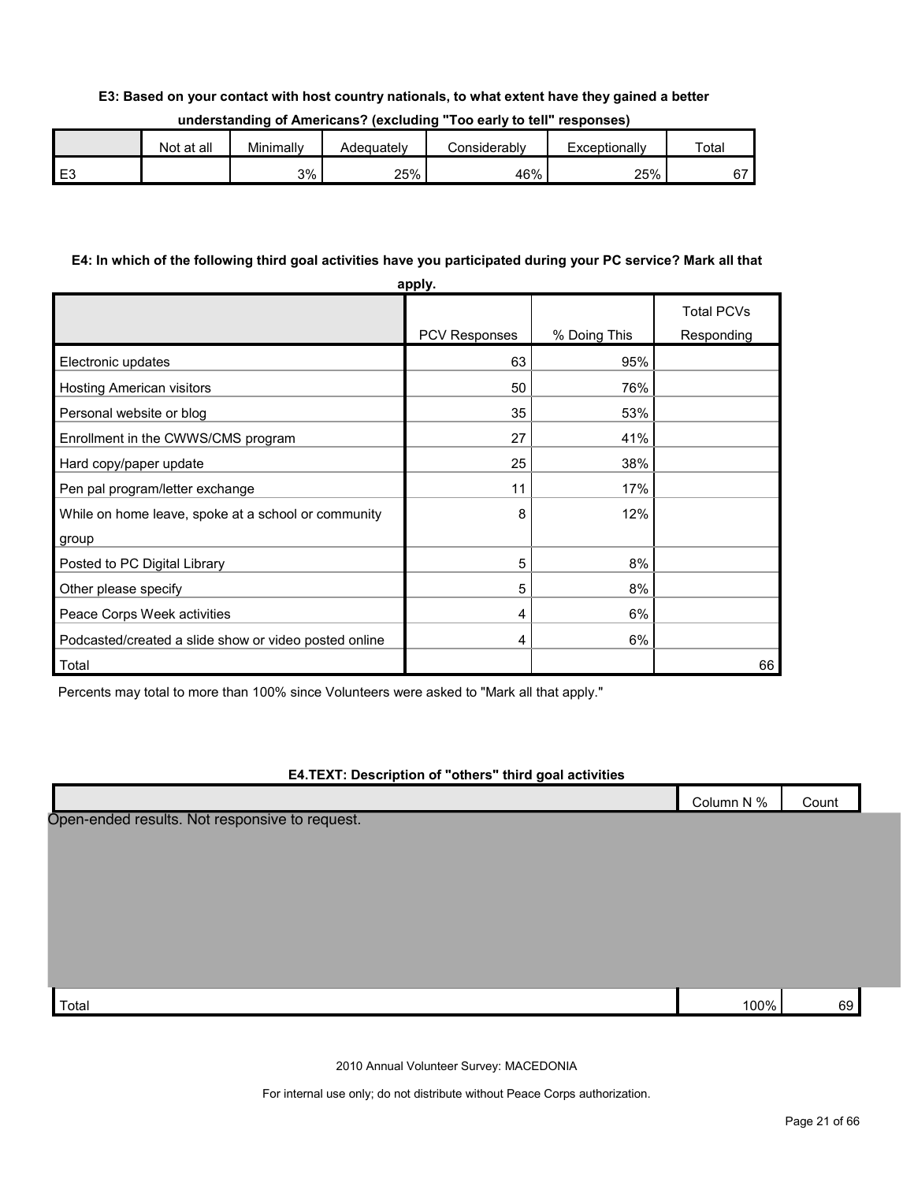**E3: Based on your contact with host country nationals, to what extent have they gained a better understanding of Americans? (excluding "Too early to tell" responses)**

| | Not at all | Minimally | Adequately | Considerably | Exceptionally | Total |
|---|---|---|---|---|---|---|
| E3 | | 3% | 25% | 46% | 25% | 67 |

**E4: In which of the following third goal activities have you participated during your PC service? Mark all that apply.**

| | PCV Responses | % Doing This | Total PCVs Responding |
|---|---|---|---|
| Electronic updates | 63 | 95% | |
| Hosting American visitors | 50 | 76% | |
| Personal website or blog | 35 | 53% | |
| Enrollment in the CWWS/CMS program | 27 | 41% | |
| Hard copy/paper update | 25 | 38% | |
| Pen pal program/letter exchange | 11 | 17% | |
| While on home leave, spoke at a school or community group | 8 | 12% | |
| Posted to PC Digital Library | 5 | 8% | |
| Other please specify | 5 | 8% | |
| Peace Corps Week activities | 4 | 6% | |
| Podcasted/created a slide show or video posted online | 4 | 6% | |
| Total | | | 66 |

Percents may total to more than 100% since Volunteers were asked to "Mark all that apply."

**E4.TEXT: Description of "others" third goal activities**

| | Column N % | Count |
|---|---|---|
| Open-ended results. Not responsive to request. | | |
| Total | 100% | 69 |

2010 Annual Volunteer Survey: MACEDONIA

For internal use only; do not distribute without Peace Corps authorization.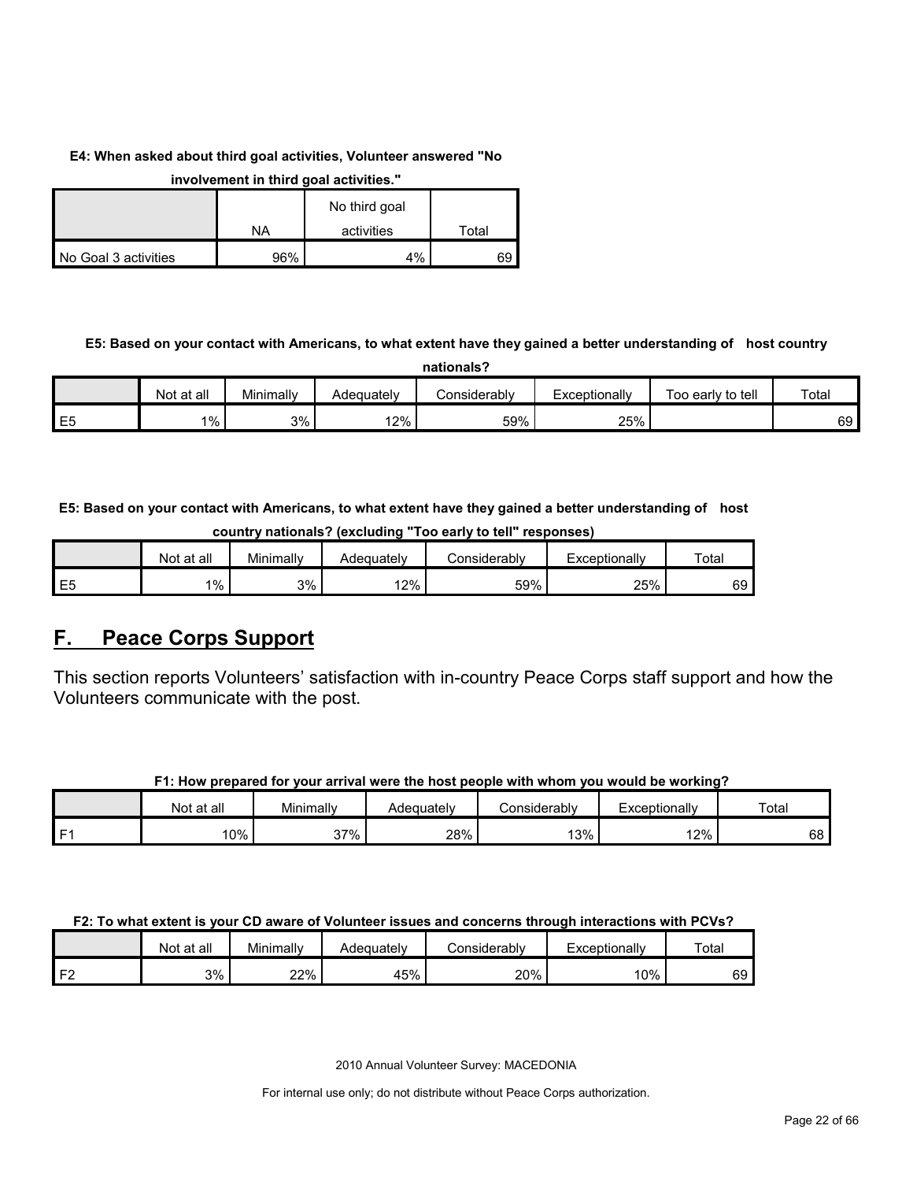**E4: When asked about third goal activities, Volunteer answered "No involvement in third goal activities."**

| | NA | No third goal activities | Total |
|---|---|---|---|
| No Goal 3 activities | 96% | 4% | 69 |

**E5: Based on your contact with Americans, to what extent have they gained a better understanding of host country nationals?**

| | Not at all | Minimally | Adequately | Considerably | Exceptionally | Too early to tell | Total |
|---|---|---|---|---|---|---|---|
| E5 | 1% | 3% | 12% | 59% | 25% | | 69 |

**E5: Based on your contact with Americans, to what extent have they gained a better understanding of host country nationals? (excluding "Too early to tell" responses)**

| | Not at all | Minimally | Adequately | Considerably | Exceptionally | Total |
|---|---|---|---|---|---|---|
| E5 | 1% | 3% | 12% | 59% | 25% | 69 |

## F. Peace Corps Support

This section reports Volunteers' satisfaction with in-country Peace Corps staff support and how the Volunteers communicate with the post.

**F1: How prepared for your arrival were the host people with whom you would be working?**

| | Not at all | Minimally | Adequately | Considerably | Exceptionally | Total |
|---|---|---|---|---|---|---|
| F1 | 10% | 37% | 28% | 13% | 12% | 68 |

**F2: To what extent is your CD aware of Volunteer issues and concerns through interactions with PCVs?**

| | Not at all | Minimally | Adequately | Considerably | Exceptionally | Total |
|---|---|---|---|---|---|---|
| F2 | 3% | 22% | 45% | 20% | 10% | 69 |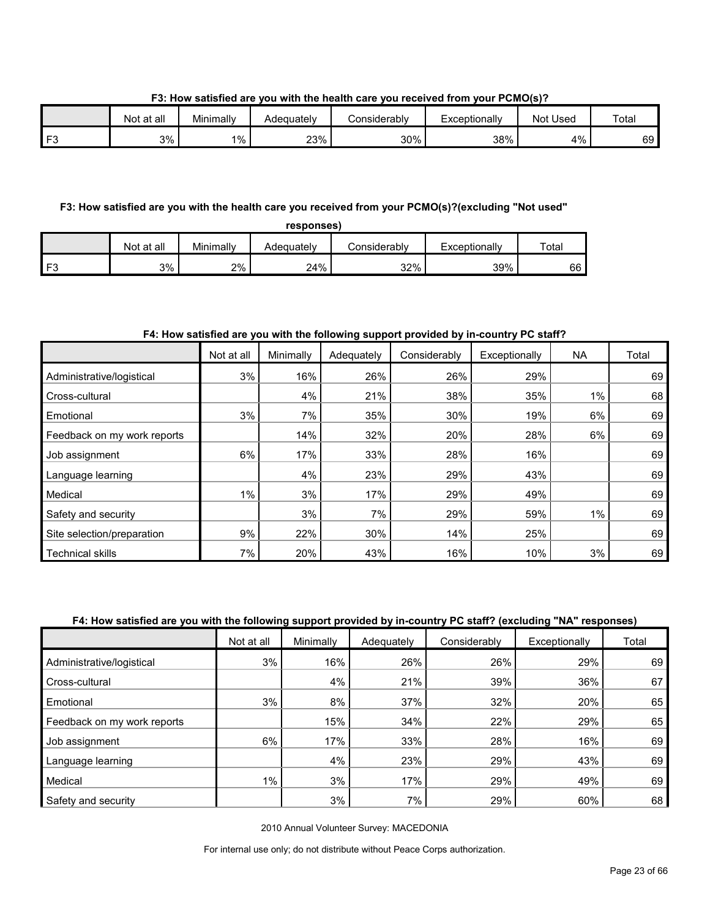**F3: How satisfied are you with the health care you received from your PCMO(s)?**

| | Not at all | Minimally | Adequately | Considerably | Exceptionally | Not Used | Total |
|---|---|---|---|---|---|---|---|
| F3 | 3% | 1% | 23% | 30% | 38% | 4% | 69 |

**F3: How satisfied are you with the health care you received from your PCMO(s)?(excluding "Not used" responses)**

| | Not at all | Minimally | Adequately | Considerably | Exceptionally | Total |
|---|---|---|---|---|---|---|
| F3 | 3% | 2% | 24% | 32% | 39% | 66 |

**F4: How satisfied are you with the following support provided by in-country PC staff?**

| | Not at all | Minimally | Adequately | Considerably | Exceptionally | NA | Total |
|---|---|---|---|---|---|---|---|
| Administrative/logistical | 3% | 16% | 26% | 26% | 29% | | 69 |
| Cross-cultural | | 4% | 21% | 38% | 35% | 1% | 68 |
| Emotional | 3% | 7% | 35% | 30% | 19% | 6% | 69 |
| Feedback on my work reports | | 14% | 32% | 20% | 28% | 6% | 69 |
| Job assignment | 6% | 17% | 33% | 28% | 16% | | 69 |
| Language learning | | 4% | 23% | 29% | 43% | | 69 |
| Medical | 1% | 3% | 17% | 29% | 49% | | 69 |
| Safety and security | | 3% | 7% | 29% | 59% | 1% | 69 |
| Site selection/preparation | 9% | 22% | 30% | 14% | 25% | | 69 |
| Technical skills | 7% | 20% | 43% | 16% | 10% | 3% | 69 |

**F4: How satisfied are you with the following support provided by in-country PC staff? (excluding "NA" responses)**

| | Not at all | Minimally | Adequately | Considerably | Exceptionally | Total |
|---|---|---|---|---|---|---|
| Administrative/logistical | 3% | 16% | 26% | 26% | 29% | 69 |
| Cross-cultural | | 4% | 21% | 39% | 36% | 67 |
| Emotional | 3% | 8% | 37% | 32% | 20% | 65 |
| Feedback on my work reports | | 15% | 34% | 22% | 29% | 65 |
| Job assignment | 6% | 17% | 33% | 28% | 16% | 69 |
| Language learning | | 4% | 23% | 29% | 43% | 69 |
| Medical | 1% | 3% | 17% | 29% | 49% | 69 |
| Safety and security | | 3% | 7% | 29% | 60% | 68 |

2010 Annual Volunteer Survey: MACEDONIA

For internal use only; do not distribute without Peace Corps authorization.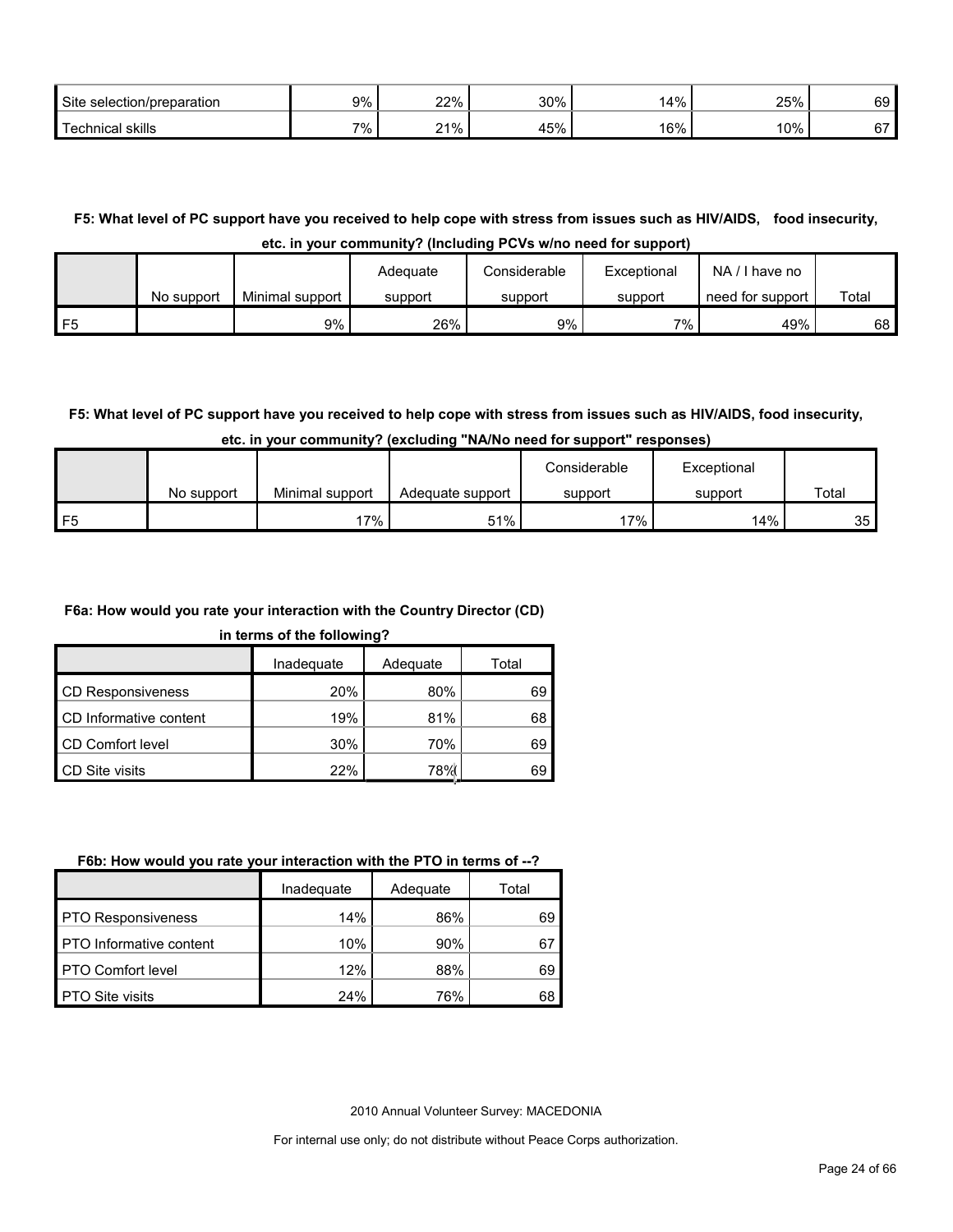| | | | | | | |
|---|---|---|---|---|---|---|
| Site selection/preparation | 9% | 22% | 30% | 14% | 25% | 69 |
| Technical skills | 7% | 21% | 45% | 16% | 10% | 67 |

**F5: What level of PC support have you received to help cope with stress from issues such as HIV/AIDS, food insecurity, etc. in your community? (Including PCVs w/no need for support)**

| | No support | Minimal support | Adequate support | Considerable support | Exceptional support | NA / I have no need for support | Total |
|---|---|---|---|---|---|---|---|
| F5 | | 9% | 26% | 9% | 7% | 49% | 68 |

**F5: What level of PC support have you received to help cope with stress from issues such as HIV/AIDS, food insecurity, etc. in your community? (excluding "NA/No need for support" responses)**

| | No support | Minimal support | Adequate support | Considerable support | Exceptional support | Total |
|---|---|---|---|---|---|---|
| F5 | | 17% | 51% | 17% | 14% | 35 |

**F6a: How would you rate your interaction with the Country Director (CD) in terms of the following?**

| | Inadequate | Adequate | Total |
|---|---|---|---|
| CD Responsiveness | 20% | 80% | 69 |
| CD Informative content | 19% | 81% | 68 |
| CD Comfort level | 30% | 70% | 69 |
| CD Site visits | 22% | 78% | 69 |

**F6b: How would you rate your interaction with the PTO in terms of --?**

| | Inadequate | Adequate | Total |
|---|---|---|---|
| PTO Responsiveness | 14% | 86% | 69 |
| PTO Informative content | 10% | 90% | 67 |
| PTO Comfort level | 12% | 88% | 69 |
| PTO Site visits | 24% | 76% | 68 |

2010 Annual Volunteer Survey: MACEDONIA

For internal use only; do not distribute without Peace Corps authorization.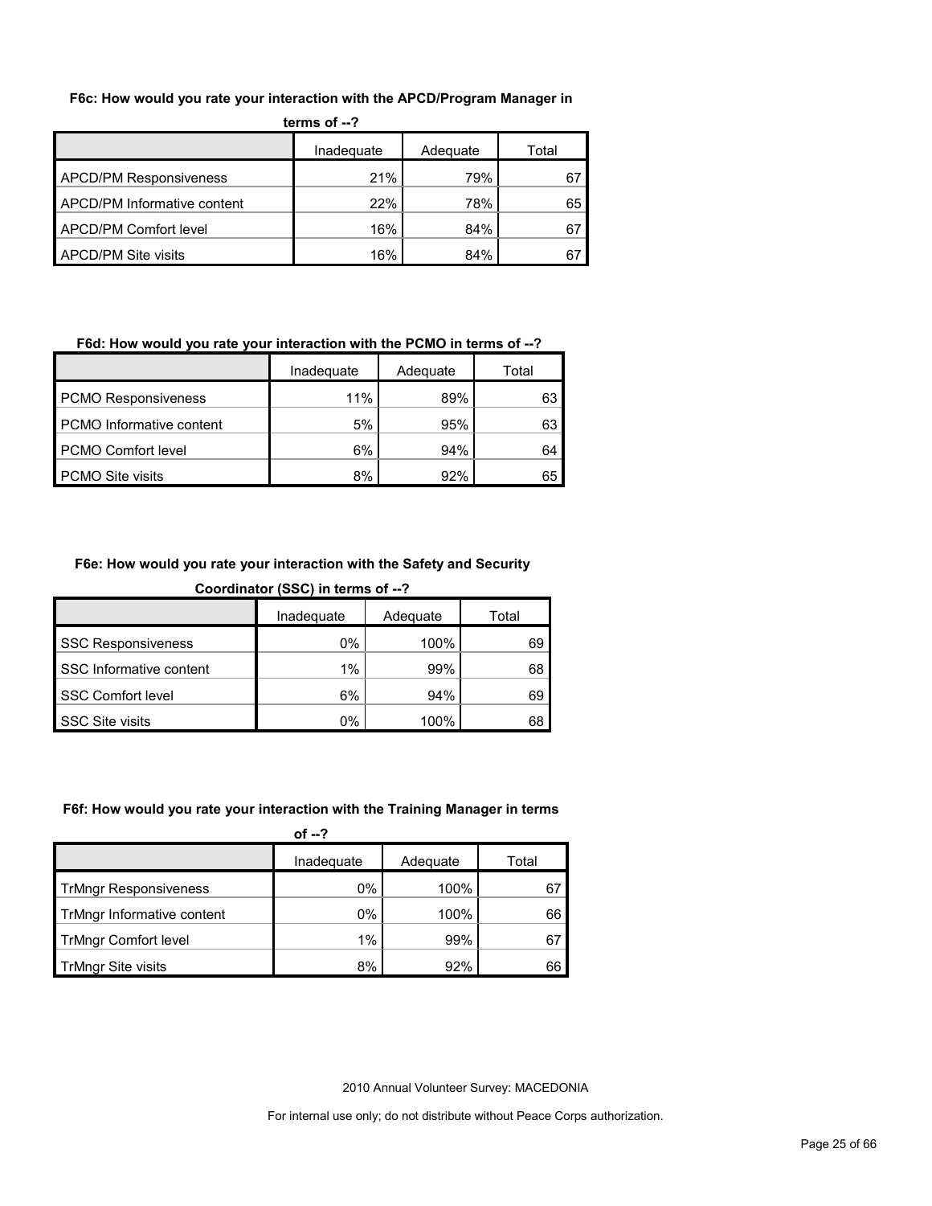**F6c: How would you rate your interaction with the APCD/Program Manager in terms of --?**

| | Inadequate | Adequate | Total |
|---|---|---|---|
| APCD/PM Responsiveness | 21% | 79% | 67 |
| APCD/PM Informative content | 22% | 78% | 65 |
| APCD/PM Comfort level | 16% | 84% | 67 |
| APCD/PM Site visits | 16% | 84% | 67 |

**F6d: How would you rate your interaction with the PCMO in terms of --?**

| | Inadequate | Adequate | Total |
|---|---|---|---|
| PCMO Responsiveness | 11% | 89% | 63 |
| PCMO Informative content | 5% | 95% | 63 |
| PCMO Comfort level | 6% | 94% | 64 |
| PCMO Site visits | 8% | 92% | 65 |

**F6e: How would you rate your interaction with the Safety and Security Coordinator (SSC) in terms of --?**

| | Inadequate | Adequate | Total |
|---|---|---|---|
| SSC Responsiveness | 0% | 100% | 69 |
| SSC Informative content | 1% | 99% | 68 |
| SSC Comfort level | 6% | 94% | 69 |
| SSC Site visits | 0% | 100% | 68 |

**F6f: How would you rate your interaction with the Training Manager in terms of --?**

| | Inadequate | Adequate | Total |
|---|---|---|---|
| TrMngr Responsiveness | 0% | 100% | 67 |
| TrMngr Informative content | 0% | 100% | 66 |
| TrMngr Comfort level | 1% | 99% | 67 |
| TrMngr Site visits | 8% | 92% | 66 |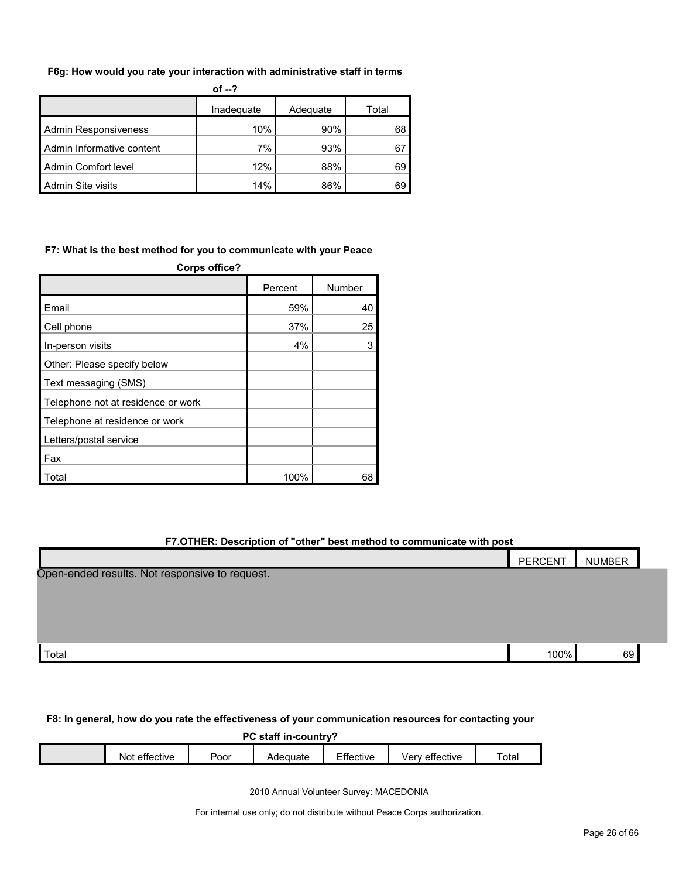**F6g: How would you rate your interaction with administrative staff in terms of --?**

| | Inadequate | Adequate | Total |
|---|---|---|---|
| Admin Responsiveness | 10% | 90% | 68 |
| Admin Informative content | 7% | 93% | 67 |
| Admin Comfort level | 12% | 88% | 69 |
| Admin Site visits | 14% | 86% | 69 |

**F7: What is the best method for you to communicate with your Peace Corps office?**

| | Percent | Number |
|---|---|---|
| Email | 59% | 40 |
| Cell phone | 37% | 25 |
| In-person visits | 4% | 3 |
| Other: Please specify below | | |
| Text messaging (SMS) | | |
| Telephone not at residence or work | | |
| Telephone at residence or work | | |
| Letters/postal service | | |
| Fax | | |
| Total | 100% | 68 |

**F7.OTHER: Description of "other" best method to communicate with post**

| | PERCENT | NUMBER |
|---|---|---|
| Open-ended results. Not responsive to request. | | |
| Total | 100% | 69 |

**F8: In general, how do you rate the effectiveness of your communication resources for contacting your PC staff in-country?**

| | Not effective | Poor | Adequate | Effective | Very effective | Total |
|---|---|---|---|---|---|---|

2010 Annual Volunteer Survey: MACEDONIA

For internal use only; do not distribute without Peace Corps authorization.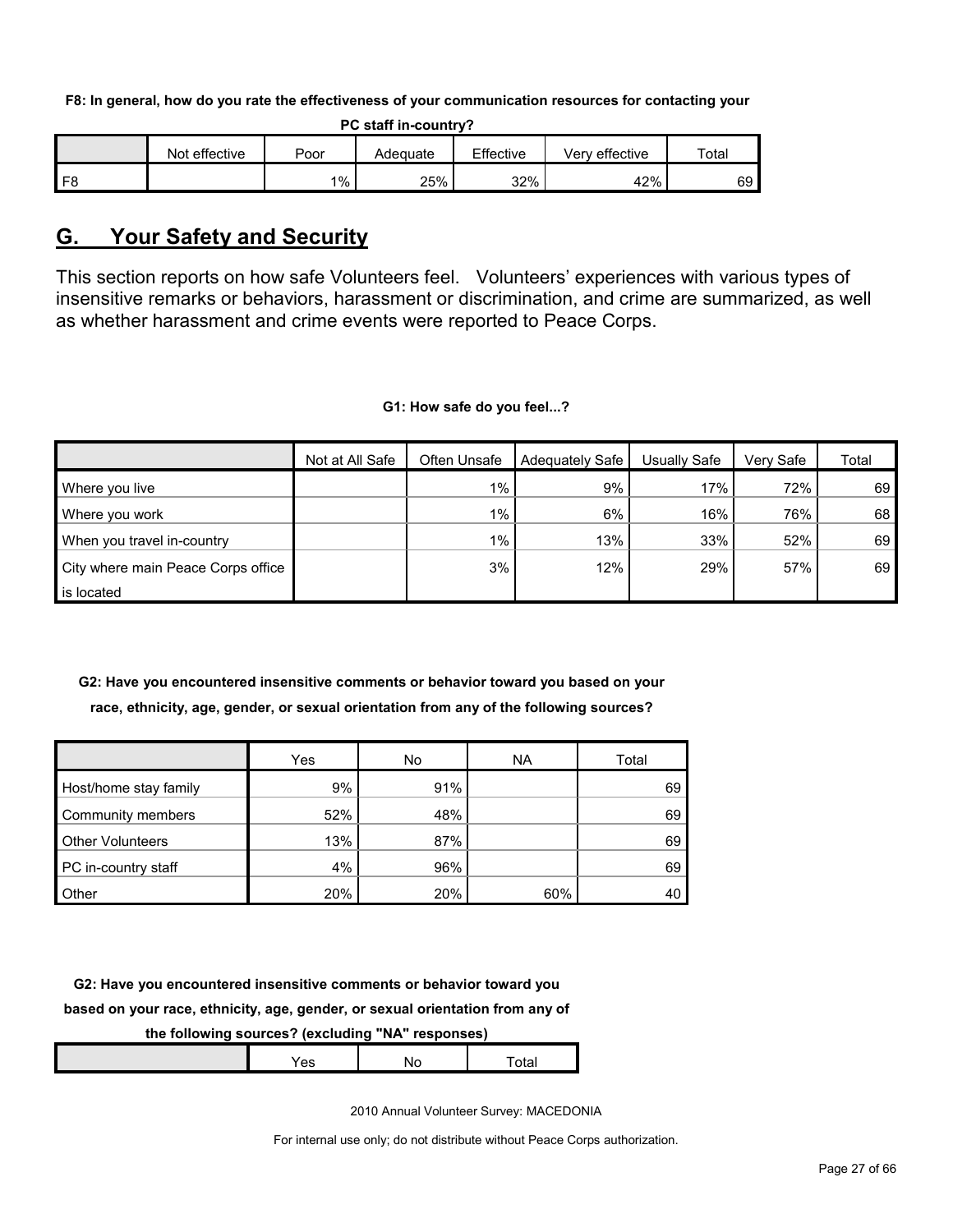**F8: In general, how do you rate the effectiveness of your communication resources for contacting your PC staff in-country?**

| | Not effective | Poor | Adequate | Effective | Very effective | Total |
|---|---|---|---|---|---|---|
| F8 | | 1% | 25% | 32% | 42% | 69 |

## G. Your Safety and Security

This section reports on how safe Volunteers feel. Volunteers' experiences with various types of insensitive remarks or behaviors, harassment or discrimination, and crime are summarized, as well as whether harassment and crime events were reported to Peace Corps.

**G1: How safe do you feel...?**

| | Not at All Safe | Often Unsafe | Adequately Safe | Usually Safe | Very Safe | Total |
|---|---|---|---|---|---|---|
| Where you live | | 1% | 9% | 17% | 72% | 69 |
| Where you work | | 1% | 6% | 16% | 76% | 68 |
| When you travel in-country | | 1% | 13% | 33% | 52% | 69 |
| City where main Peace Corps office is located | | 3% | 12% | 29% | 57% | 69 |

**G2: Have you encountered insensitive comments or behavior toward you based on your race, ethnicity, age, gender, or sexual orientation from any of the following sources?**

| | Yes | No | NA | Total |
|---|---|---|---|---|
| Host/home stay family | 9% | 91% | | 69 |
| Community members | 52% | 48% | | 69 |
| Other Volunteers | 13% | 87% | | 69 |
| PC in-country staff | 4% | 96% | | 69 |
| Other | 20% | 20% | 60% | 40 |

**G2: Have you encountered insensitive comments or behavior toward you based on your race, ethnicity, age, gender, or sexual orientation from any of the following sources? (excluding "NA" responses)**

| | Yes | No | Total |
|---|---|---|---|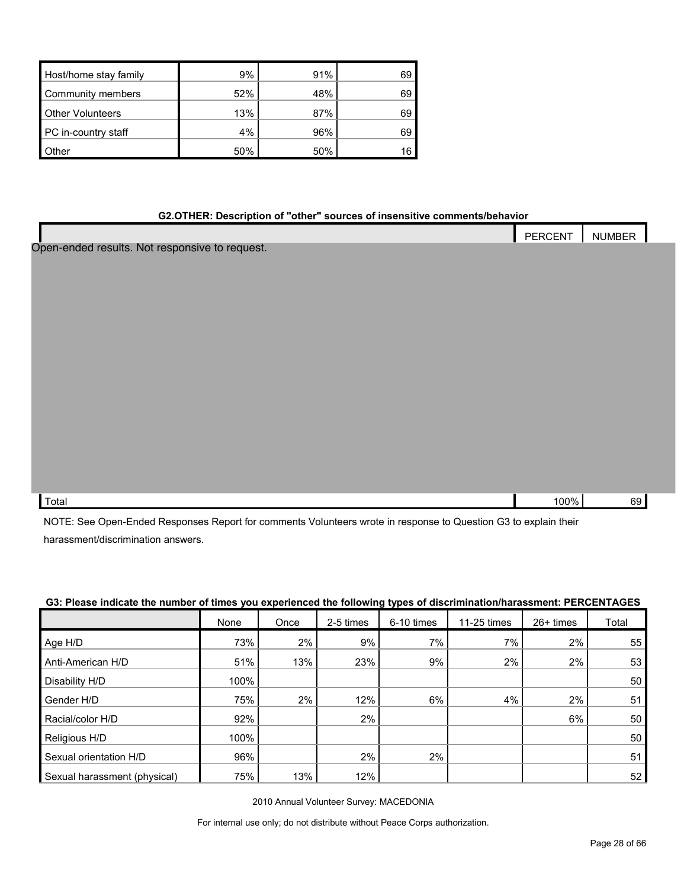| | | | |
|---|---|---|---|
| Host/home stay family | 9% | 91% | 69 |
| Community members | 52% | 48% | 69 |
| Other Volunteers | 13% | 87% | 69 |
| PC in-country staff | 4% | 96% | 69 |
| Other | 50% | 50% | 16 |

**G2.OTHER: Description of "other" sources of insensitive comments/behavior**

| | PERCENT | NUMBER |
|---|---|---|
| Open-ended results. Not responsive to request. | | |
| Total | 100% | 69 |

NOTE: See Open-Ended Responses Report for comments Volunteers wrote in response to Question G3 to explain their harassment/discrimination answers.

**G3: Please indicate the number of times you experienced the following types of discrimination/harassment: PERCENTAGES**

| | None | Once | 2-5 times | 6-10 times | 11-25 times | 26+ times | Total |
|---|---|---|---|---|---|---|---|
| Age H/D | 73% | 2% | 9% | 7% | 7% | 2% | 55 |
| Anti-American H/D | 51% | 13% | 23% | 9% | 2% | 2% | 53 |
| Disability H/D | 100% | | | | | | 50 |
| Gender H/D | 75% | 2% | 12% | 6% | 4% | 2% | 51 |
| Racial/color H/D | 92% | | 2% | | | 6% | 50 |
| Religious H/D | 100% | | | | | | 50 |
| Sexual orientation H/D | 96% | | 2% | 2% | | | 51 |
| Sexual harassment (physical) | 75% | 13% | 12% | | | | 52 |

2010 Annual Volunteer Survey: MACEDONIA

For internal use only; do not distribute without Peace Corps authorization.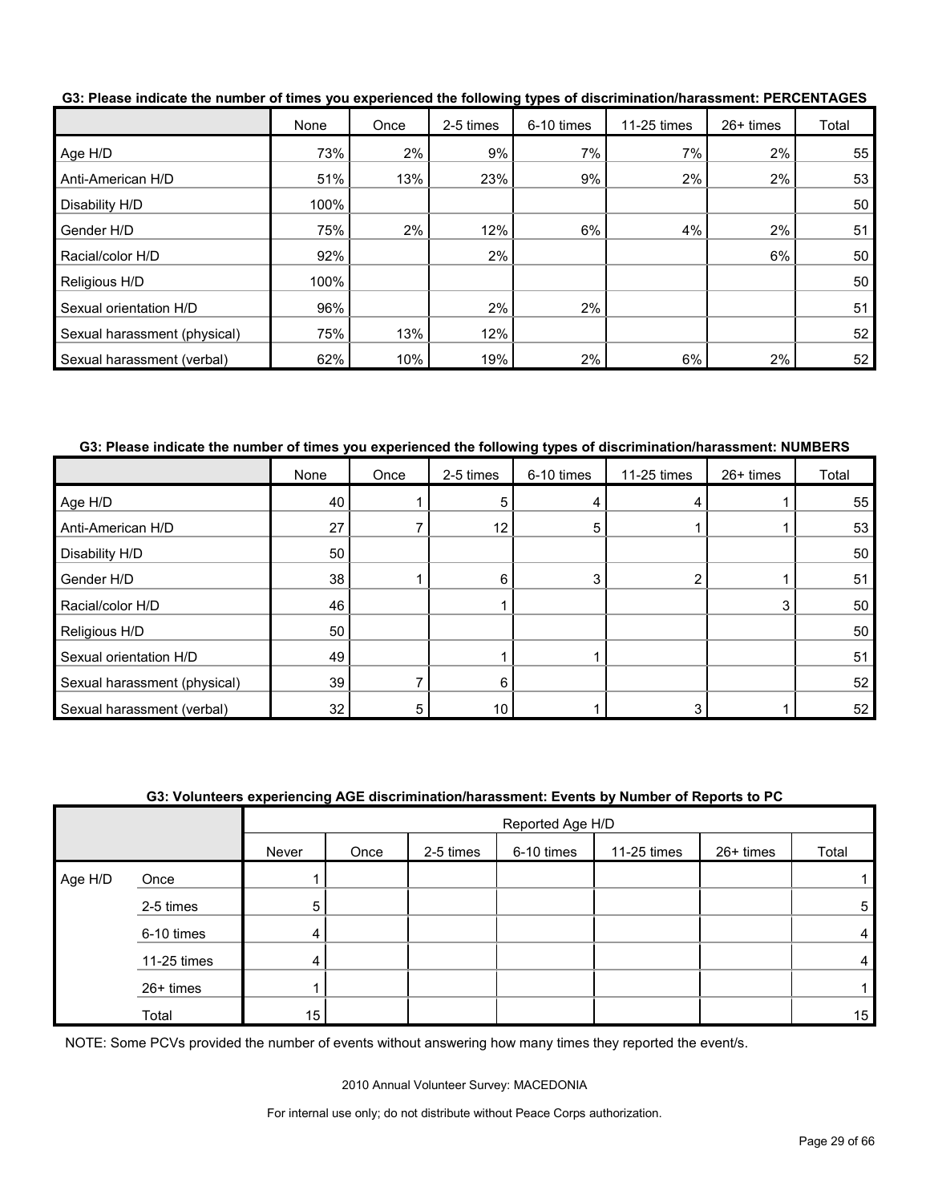**G3: Please indicate the number of times you experienced the following types of discrimination/harassment: PERCENTAGES**

| | None | Once | 2-5 times | 6-10 times | 11-25 times | 26+ times | Total |
|---|---|---|---|---|---|---|---|
| Age H/D | 73% | 2% | 9% | 7% | 7% | 2% | 55 |
| Anti-American H/D | 51% | 13% | 23% | 9% | 2% | 2% | 53 |
| Disability H/D | 100% | | | | | | 50 |
| Gender H/D | 75% | 2% | 12% | 6% | 4% | 2% | 51 |
| Racial/color H/D | 92% | | 2% | | | 6% | 50 |
| Religious H/D | 100% | | | | | | 50 |
| Sexual orientation H/D | 96% | | 2% | 2% | | | 51 |
| Sexual harassment (physical) | 75% | 13% | 12% | | | | 52 |
| Sexual harassment (verbal) | 62% | 10% | 19% | 2% | 6% | 2% | 52 |

**G3: Please indicate the number of times you experienced the following types of discrimination/harassment: NUMBERS**

| | None | Once | 2-5 times | 6-10 times | 11-25 times | 26+ times | Total |
|---|---|---|---|---|---|---|---|
| Age H/D | 40 | 1 | 5 | 4 | 4 | 1 | 55 |
| Anti-American H/D | 27 | 7 | 12 | 5 | 1 | 1 | 53 |
| Disability H/D | 50 | | | | | | 50 |
| Gender H/D | 38 | 1 | 6 | 3 | 2 | 1 | 51 |
| Racial/color H/D | 46 | | 1 | | | 3 | 50 |
| Religious H/D | 50 | | | | | | 50 |
| Sexual orientation H/D | 49 | | 1 | 1 | | | 51 |
| Sexual harassment (physical) | 39 | 7 | 6 | | | | 52 |
| Sexual harassment (verbal) | 32 | 5 | 10 | 1 | 3 | 1 | 52 |

**G3: Volunteers experiencing AGE discrimination/harassment: Events by Number of Reports to PC**

| | | Reported Age H/D | | | | | | |
|---|---|---|---|---|---|---|---|---|
| | | Never | Once | 2-5 times | 6-10 times | 11-25 times | 26+ times | Total |
| Age H/D | Once | 1 | | | | | | 1 |
| | 2-5 times | 5 | | | | | | 5 |
| | 6-10 times | 4 | | | | | | 4 |
| | 11-25 times | 4 | | | | | | 4 |
| | 26+ times | 1 | | | | | | 1 |
| | Total | 15 | | | | | | 15 |

NOTE: Some PCVs provided the number of events without answering how many times they reported the event/s.

2010 Annual Volunteer Survey: MACEDONIA

For internal use only; do not distribute without Peace Corps authorization.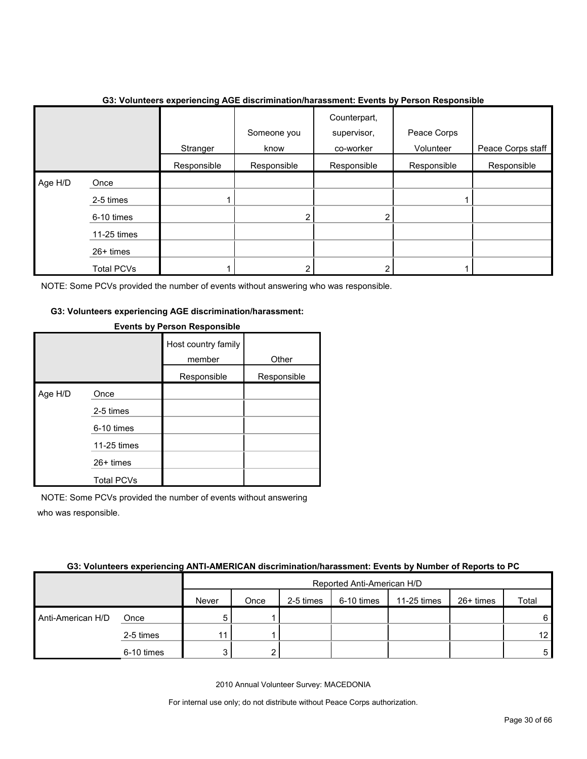#### G3: Volunteers experiencing AGE discrimination/harassment: Events by Person Responsible

| | | Stranger | Someone you know | Counterpart, supervisor, co-worker | Peace Corps Volunteer | Peace Corps staff |
|---|---|---|---|---|---|---|
| | | Responsible | Responsible | Responsible | Responsible | Responsible |
| Age H/D | Once | | | | | |
| | 2-5 times | 1 | | | 1 | |
| | 6-10 times | | 2 | 2 | | |
| | 11-25 times | | | | | |
| | 26+ times | | | | | |
| | Total PCVs | 1 | 2 | 2 | 1 | |

NOTE: Some PCVs provided the number of events without answering who was responsible.

#### G3: Volunteers experiencing AGE discrimination/harassment: Events by Person Responsible

| | | Host country family member | Other |
|---|---|---|---|
| | | Responsible | Responsible |
| Age H/D | Once | | |
| | 2-5 times | | |
| | 6-10 times | | |
| | 11-25 times | | |
| | 26+ times | | |
| | Total PCVs | | |

NOTE: Some PCVs provided the number of events without answering who was responsible.

#### G3: Volunteers experiencing ANTI-AMERICAN discrimination/harassment: Events by Number of Reports to PC

| | | Reported Anti-American H/D | | | | | | |
|---|---|---|---|---|---|---|---|---|
| | | Never | Once | 2-5 times | 6-10 times | 11-25 times | 26+ times | Total |
| Anti-American H/D | Once | 5 | 1 | | | | | 6 |
| | 2-5 times | 11 | 1 | | | | | 12 |
| | 6-10 times | 3 | 2 | | | | | 5 |

2010 Annual Volunteer Survey: MACEDONIA

For internal use only; do not distribute without Peace Corps authorization.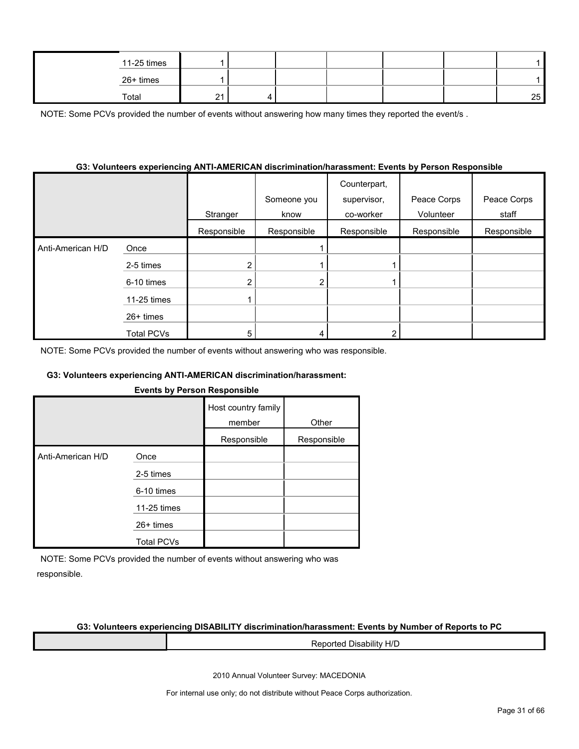| | | | | | | | | |
|---|---|---|---|---|---|---|---|---|
| | 11-25 times | 1 | | | | | | 1 |
| | 26+ times | 1 | | | | | | 1 |
| | Total | 21 | 4 | | | | | 25 |

NOTE: Some PCVs provided the number of events without answering how many times they reported the event/s .

#### G3: Volunteers experiencing ANTI-AMERICAN discrimination/harassment: Events by Person Responsible

| | | Stranger | Someone you know | Counterpart, supervisor, co-worker | Peace Corps Volunteer | Peace Corps staff |
|---|---|---|---|---|---|---|
| | | Responsible | Responsible | Responsible | Responsible | Responsible |
| Anti-American H/D | Once | | 1 | | | |
| | 2-5 times | 2 | 1 | 1 | | |
| | 6-10 times | 2 | 2 | 1 | | |
| | 11-25 times | 1 | | | | |
| | 26+ times | | | | | |
| | Total PCVs | 5 | 4 | 2 | | |

NOTE: Some PCVs provided the number of events without answering who was responsible.

#### G3: Volunteers experiencing ANTI-AMERICAN discrimination/harassment: Events by Person Responsible

| | | Host country family member | Other |
|---|---|---|---|
| | | Responsible | Responsible |
| Anti-American H/D | Once | | |
| | 2-5 times | | |
| | 6-10 times | | |
| | 11-25 times | | |
| | 26+ times | | |
| | Total PCVs | | |

NOTE: Some PCVs provided the number of events without answering who was responsible.

#### G3: Volunteers experiencing DISABILITY discrimination/harassment: Events by Number of Reports to PC

| | Reported Disability H/D |
|---|---|

2010 Annual Volunteer Survey: MACEDONIA

For internal use only; do not distribute without Peace Corps authorization.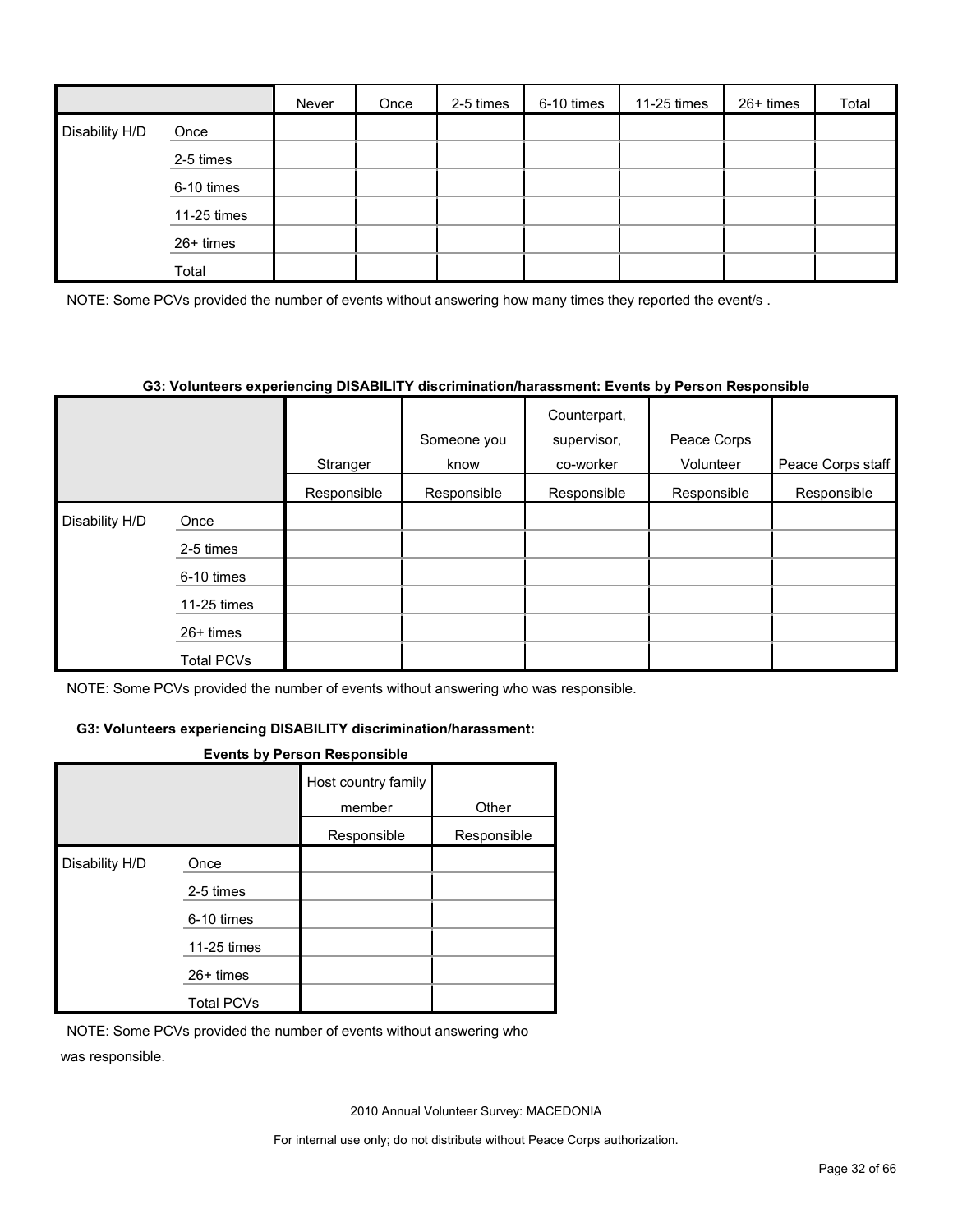| | | Never | Once | 2-5 times | 6-10 times | 11-25 times | 26+ times | Total |
|---|---|---|---|---|---|---|---|---|
| Disability H/D | Once | | | | | | | |
| | 2-5 times | | | | | | | |
| | 6-10 times | | | | | | | |
| | 11-25 times | | | | | | | |
| | 26+ times | | | | | | | |
| | Total | | | | | | | |

NOTE: Some PCVs provided the number of events without answering how many times they reported the event/s .

**G3: Volunteers experiencing DISABILITY discrimination/harassment: Events by Person Responsible**

| | | Stranger | Someone you know | Counterpart, supervisor, co-worker | Peace Corps Volunteer | Peace Corps staff |
|---|---|---|---|---|---|---|
| | | Responsible | Responsible | Responsible | Responsible | Responsible |
| Disability H/D | Once | | | | | |
| | 2-5 times | | | | | |
| | 6-10 times | | | | | |
| | 11-25 times | | | | | |
| | 26+ times | | | | | |
| | Total PCVs | | | | | |

NOTE: Some PCVs provided the number of events without answering who was responsible.

**G3: Volunteers experiencing DISABILITY discrimination/harassment: Events by Person Responsible**

| | | Host country family member | Other |
|---|---|---|---|
| | | Responsible | Responsible |
| Disability H/D | Once | | |
| | 2-5 times | | |
| | 6-10 times | | |
| | 11-25 times | | |
| | 26+ times | | |
| | Total PCVs | | |

NOTE: Some PCVs provided the number of events without answering who was responsible.

2010 Annual Volunteer Survey: MACEDONIA

For internal use only; do not distribute without Peace Corps authorization.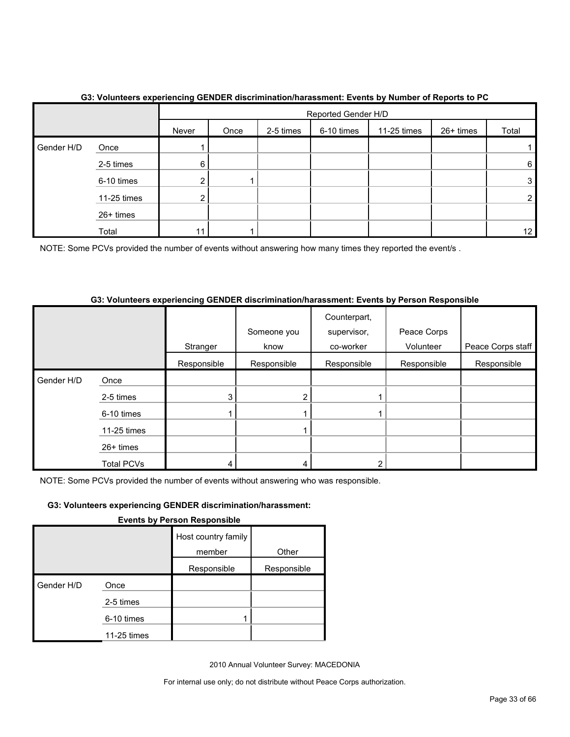**G3: Volunteers experiencing GENDER discrimination/harassment: Events by Number of Reports to PC**

| | | Reported Gender H/D | | | | | | |
|---|---|---|---|---|---|---|---|---|
| | | Never | Once | 2-5 times | 6-10 times | 11-25 times | 26+ times | Total |
| Gender H/D | Once | 1 | | | | | | 1 |
| | 2-5 times | 6 | | | | | | 6 |
| | 6-10 times | 2 | 1 | | | | | 3 |
| | 11-25 times | 2 | | | | | | 2 |
| | 26+ times | | | | | | | |
| | Total | 11 | 1 | | | | | 12 |

NOTE: Some PCVs provided the number of events without answering how many times they reported the event/s .

**G3: Volunteers experiencing GENDER discrimination/harassment: Events by Person Responsible**

| | | Stranger | Someone you know | Counterpart, supervisor, co-worker | Peace Corps Volunteer | Peace Corps staff |
|---|---|---|---|---|---|---|
| | | Responsible | Responsible | Responsible | Responsible | Responsible |
| Gender H/D | Once | | | | | |
| | 2-5 times | 3 | 2 | 1 | | |
| | 6-10 times | 1 | 1 | 1 | | |
| | 11-25 times | | 1 | | | |
| | 26+ times | | | | | |
| | Total PCVs | 4 | 4 | 2 | | |

NOTE: Some PCVs provided the number of events without answering who was responsible.

**G3: Volunteers experiencing GENDER discrimination/harassment: Events by Person Responsible**

| | | Host country family member | Other |
|---|---|---|---|
| | | Responsible | Responsible |
| Gender H/D | Once | | |
| | 2-5 times | | |
| | 6-10 times | 1 | |
| | 11-25 times | | |

2010 Annual Volunteer Survey: MACEDONIA

For internal use only; do not distribute without Peace Corps authorization.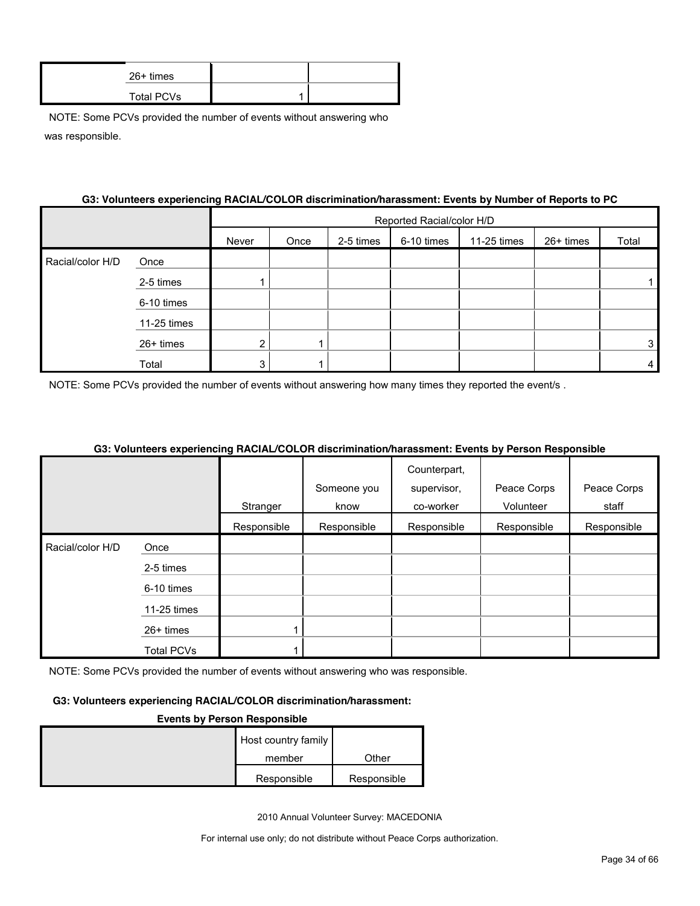| | | | |
|---|---|---|---|
| | 26+ times | | |
| | Total PCVs | 1 | |

NOTE: Some PCVs provided the number of events without answering who was responsible.

#### G3: Volunteers experiencing RACIAL/COLOR discrimination/harassment: Events by Number of Reports to PC

| | | Reported Racial/color H/D | | | | | | |
|---|---|---|---|---|---|---|---|---|
| | | Never | Once | 2-5 times | 6-10 times | 11-25 times | 26+ times | Total |
| Racial/color H/D | Once | | | | | | | |
| | 2-5 times | 1 | | | | | | 1 |
| | 6-10 times | | | | | | | |
| | 11-25 times | | | | | | | |
| | 26+ times | 2 | 1 | | | | | 3 |
| | Total | 3 | 1 | | | | | 4 |

NOTE: Some PCVs provided the number of events without answering how many times they reported the event/s .

#### G3: Volunteers experiencing RACIAL/COLOR discrimination/harassment: Events by Person Responsible

| | | Stranger | Someone you know | Counterpart, supervisor, co-worker | Peace Corps Volunteer | Peace Corps staff |
|---|---|---|---|---|---|---|
| | | Responsible | Responsible | Responsible | Responsible | Responsible |
| Racial/color H/D | Once | | | | | |
| | 2-5 times | | | | | |
| | 6-10 times | | | | | |
| | 11-25 times | | | | | |
| | 26+ times | 1 | | | | |
| | Total PCVs | 1 | | | | |

NOTE: Some PCVs provided the number of events without answering who was responsible.

#### G3: Volunteers experiencing RACIAL/COLOR discrimination/harassment: Events by Person Responsible

| | Host country family member | Other |
|---|---|---|
| | Responsible | Responsible |

2010 Annual Volunteer Survey: MACEDONIA

For internal use only; do not distribute without Peace Corps authorization.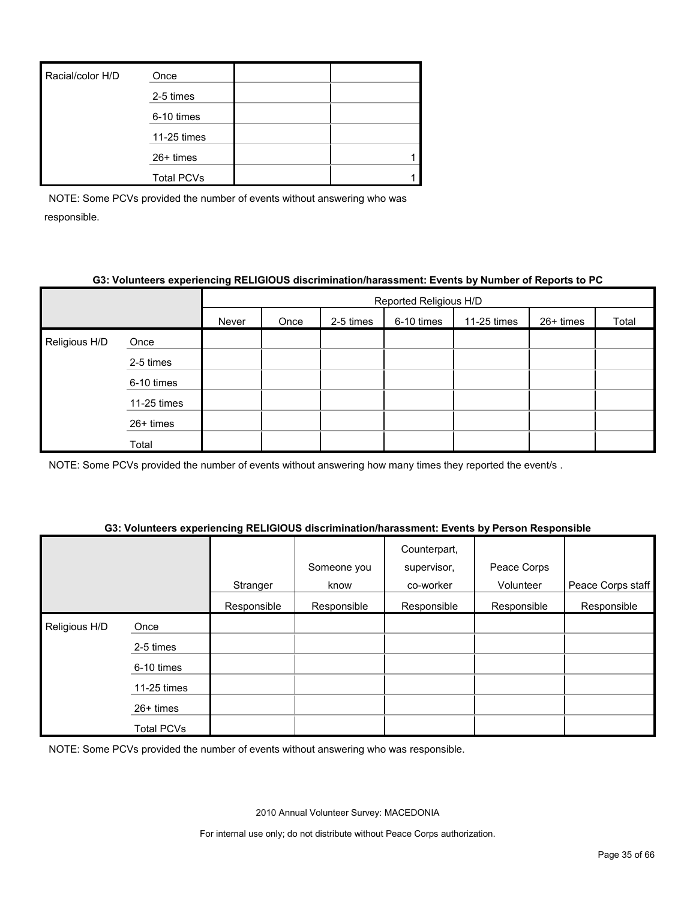| Racial/color H/D | | | |
|---|---|---|---|
| | Once | | |
| | 2-5 times | | |
| | 6-10 times | | |
| | 11-25 times | | |
| | 26+ times | | 1 |
| | Total PCVs | | 1 |

NOTE: Some PCVs provided the number of events without answering who was responsible.

**G3: Volunteers experiencing RELIGIOUS discrimination/harassment: Events by Number of Reports to PC**

| | | Reported Religious H/D | | | | | | |
|---|---|---|---|---|---|---|---|---|
| | | Never | Once | 2-5 times | 6-10 times | 11-25 times | 26+ times | Total |
| Religious H/D | Once | | | | | | | |
| | 2-5 times | | | | | | | |
| | 6-10 times | | | | | | | |
| | 11-25 times | | | | | | | |
| | 26+ times | | | | | | | |
| | Total | | | | | | | |

NOTE: Some PCVs provided the number of events without answering how many times they reported the event/s .

**G3: Volunteers experiencing RELIGIOUS discrimination/harassment: Events by Person Responsible**

| | | Stranger | Someone you know | Counterpart, supervisor, co-worker | Peace Corps Volunteer | Peace Corps staff |
|---|---|---|---|---|---|---|
| | | Responsible | Responsible | Responsible | Responsible | Responsible |
| Religious H/D | Once | | | | | |
| | 2-5 times | | | | | |
| | 6-10 times | | | | | |
| | 11-25 times | | | | | |
| | 26+ times | | | | | |
| | Total PCVs | | | | | |

NOTE: Some PCVs provided the number of events without answering who was responsible.

2010 Annual Volunteer Survey: MACEDONIA

For internal use only; do not distribute without Peace Corps authorization.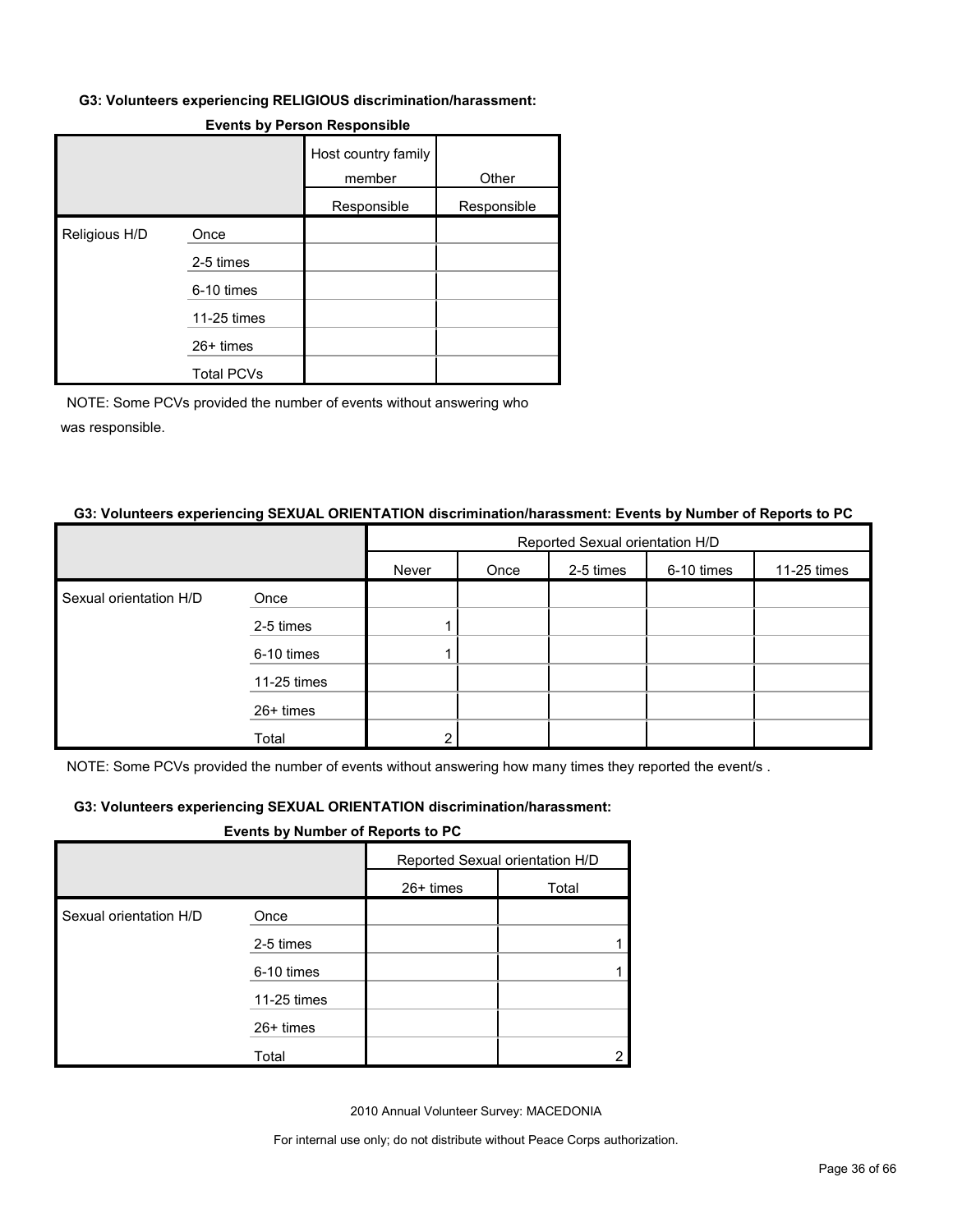#### G3: Volunteers experiencing RELIGIOUS discrimination/harassment:

**Events by Person Responsible**

| | | Host country family member | Other |
|---|---|---|---|
| | | Responsible | Responsible |
| Religious H/D | Once | | |
| | 2-5 times | | |
| | 6-10 times | | |
| | 11-25 times | | |
| | 26+ times | | |
| | Total PCVs | | |

NOTE: Some PCVs provided the number of events without answering who was responsible.

#### G3: Volunteers experiencing SEXUAL ORIENTATION discrimination/harassment: Events by Number of Reports to PC

| | | Reported Sexual orientation H/D | | | | | | |
|---|---|---|---|---|---|---|---|---|
| | | Never | Once | 2-5 times | 6-10 times | 11-25 times | 26+ times | Total |
| Sexual orientation H/D | Once | | | | | | | |
| | 2-5 times | 1 | | | | | | 1 |
| | 6-10 times | 1 | | | | | | 1 |
| | 11-25 times | | | | | | | |
| | 26+ times | | | | | | | |
| | Total | 2 | | | | | | 2 |

NOTE: Some PCVs provided the number of events without answering how many times they reported the event/s .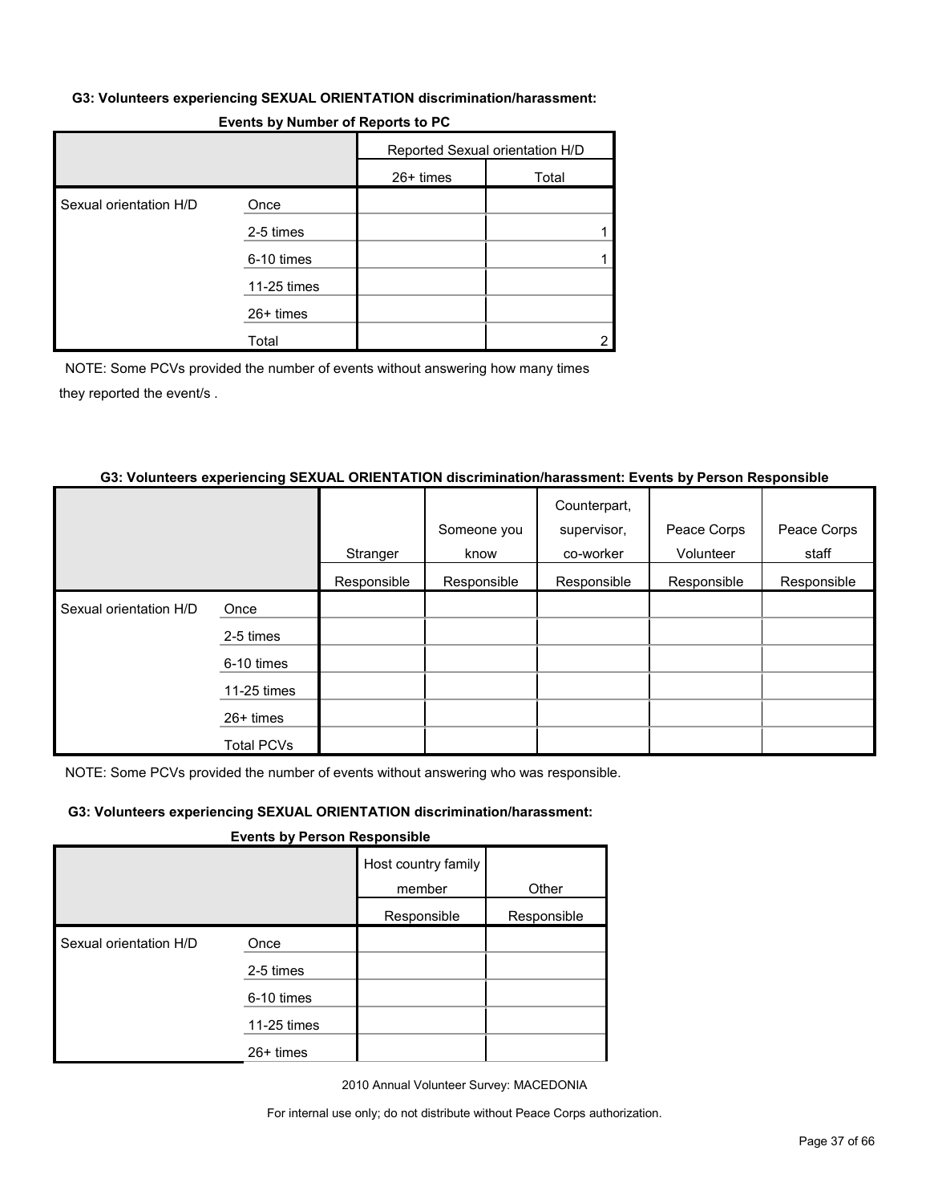**G3: Volunteers experiencing SEXUAL ORIENTATION discrimination/harassment:**

**Events by Number of Reports to PC**

| | | Reported Sexual orientation H/D | |
|---|---|---|---|
| | | 26+ times | Total |
| Sexual orientation H/D | Once | | |
| | 2-5 times | | 1 |
| | 6-10 times | | 1 |
| | 11-25 times | | |
| | 26+ times | | |
| | Total | | 2 |

NOTE: Some PCVs provided the number of events without answering how many times they reported the event/s .

**G3: Volunteers experiencing SEXUAL ORIENTATION discrimination/harassment: Events by Person Responsible**

| | | Stranger | Someone you know | Counterpart, supervisor, co-worker | Peace Corps Volunteer | Peace Corps staff |
|---|---|---|---|---|---|---|
| | | Responsible | Responsible | Responsible | Responsible | Responsible |
| Sexual orientation H/D | Once | | | | | |
| | 2-5 times | | | | | |
| | 6-10 times | | | | | |
| | 11-25 times | | | | | |
| | 26+ times | | | | | |
| | Total PCVs | | | | | |

NOTE: Some PCVs provided the number of events without answering who was responsible.

**G3: Volunteers experiencing SEXUAL ORIENTATION discrimination/harassment:**

**Events by Person Responsible**

| | | Host country family member | Other |
|---|---|---|---|
| | | Responsible | Responsible |
| Sexual orientation H/D | Once | | |
| | 2-5 times | | |
| | 6-10 times | | |
| | 11-25 times | | |
| | 26+ times | | |

2010 Annual Volunteer Survey: MACEDONIA

For internal use only; do not distribute without Peace Corps authorization.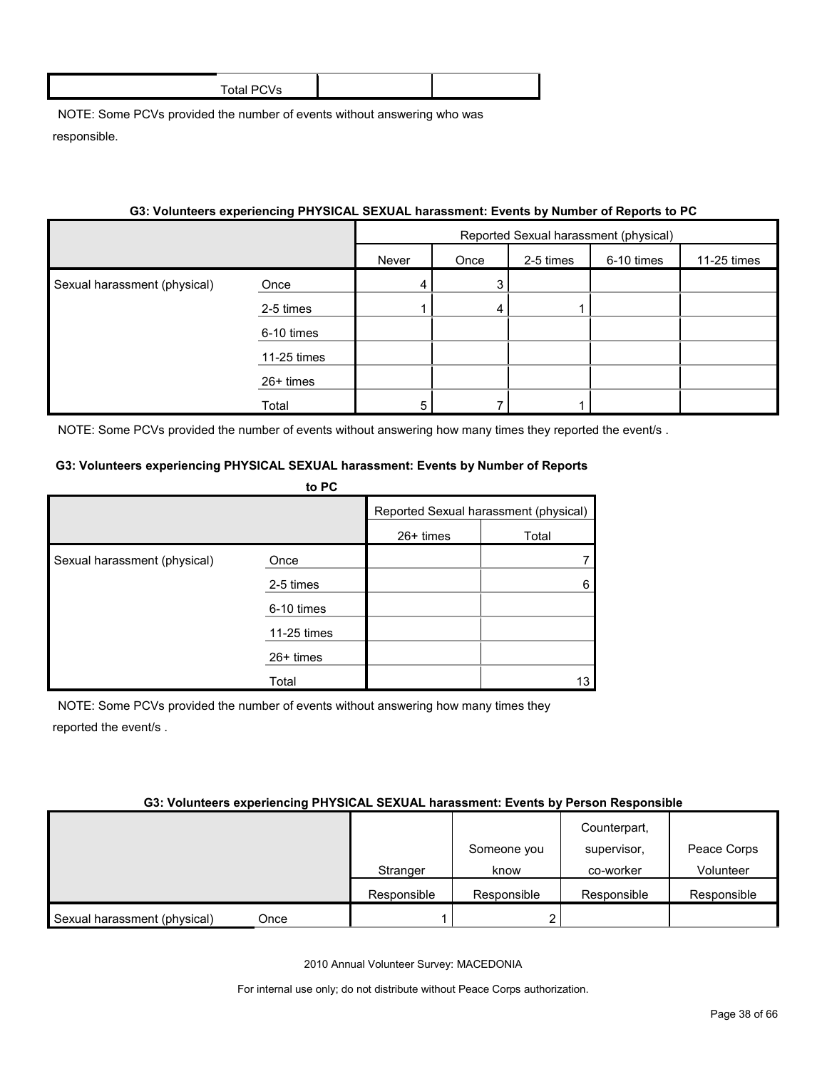| | Total PCVs | | |
|---|---|---|---|

NOTE: Some PCVs provided the number of events without answering who was responsible.

**G3: Volunteers experiencing PHYSICAL SEXUAL harassment: Events by Number of Reports to PC**

| | | Reported Sexual harassment (physical) | | | | | |
|---|---|---|---|---|---|---|---|
| | | Never | Once | 2-5 times | 6-10 times | 11-25 times | 26+ times | Total |
| Sexual harassment (physical) | Once | 4 | 3 | | | | | 7 |
| | 2-5 times | 1 | 4 | 1 | | | | 6 |
| | 6-10 times | | | | | | | |
| | 11-25 times | | | | | | | |
| | 26+ times | | | | | | | |
| | Total | 5 | 7 | 1 | | | | 13 |

NOTE: Some PCVs provided the number of events without answering how many times they reported the event/s .

**G3: Volunteers experiencing PHYSICAL SEXUAL harassment: Events by Person Responsible**

| | | Stranger | Someone you know | Counterpart, supervisor, co-worker | Peace Corps Volunteer |
|---|---|---|---|---|---|
| | | Responsible | Responsible | Responsible | Responsible |
| Sexual harassment (physical) | Once | 1 | 2 | | |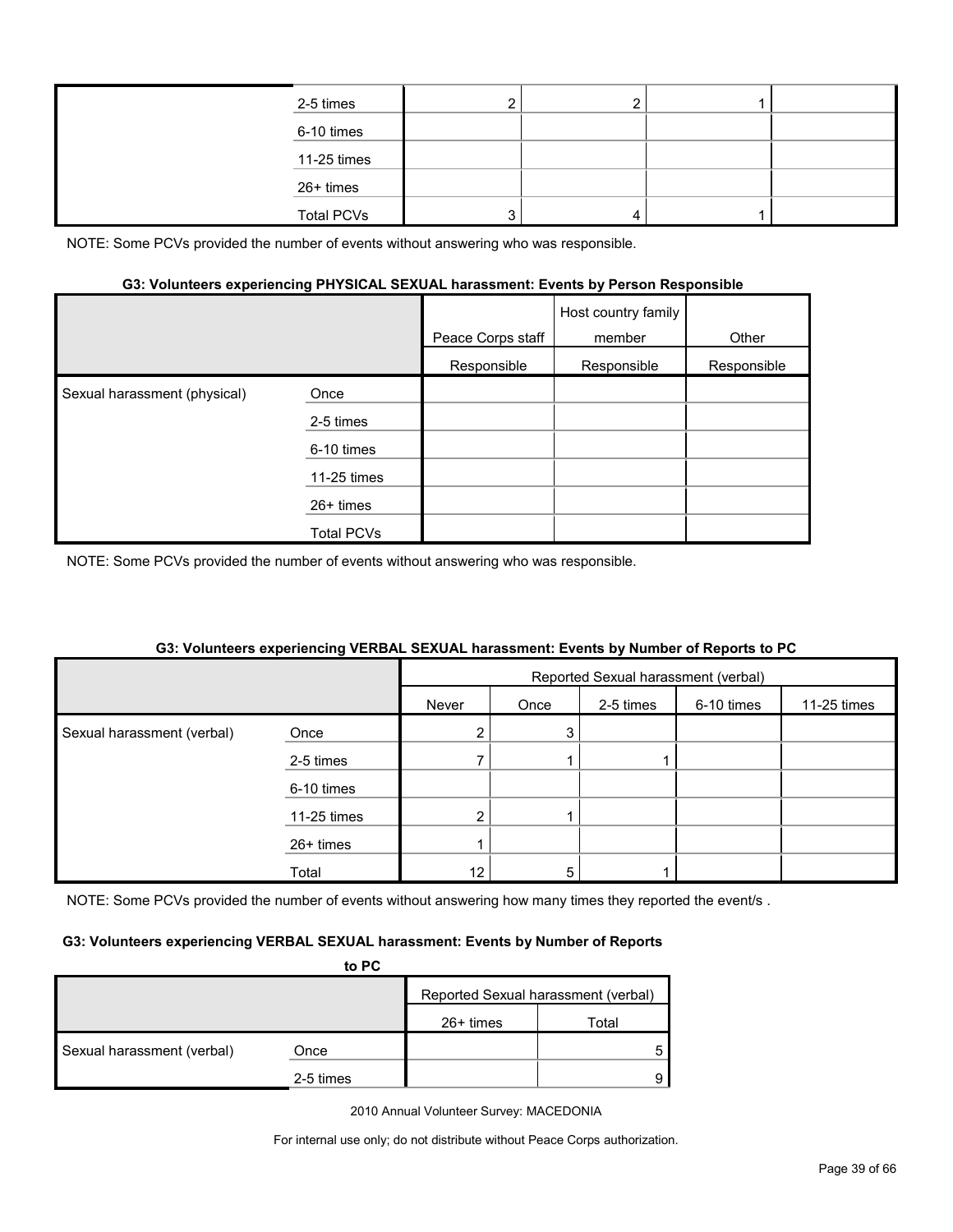| | | | | | |
|---|---|---|---|---|---|
| | 2-5 times | 2 | 2 | 1 | |
| | 6-10 times | | | | |
| | 11-25 times | | | | |
| | 26+ times | | | | |
| | Total PCVs | 3 | 4 | 1 | |

NOTE: Some PCVs provided the number of events without answering who was responsible.

#### G3: Volunteers experiencing PHYSICAL SEXUAL harassment: Events by Person Responsible

| | | Peace Corps staff | Host country family member | Other |
|---|---|---|---|---|
| | | Responsible | Responsible | Responsible |
| Sexual harassment (physical) | Once | | | |
| | 2-5 times | | | |
| | 6-10 times | | | |
| | 11-25 times | | | |
| | 26+ times | | | |
| | Total PCVs | | | |

NOTE: Some PCVs provided the number of events without answering who was responsible.

#### G3: Volunteers experiencing VERBAL SEXUAL harassment: Events by Number of Reports to PC

| | | Reported Sexual harassment (verbal) | | | | | | |
|---|---|---|---|---|---|---|---|---|
| | | Never | Once | 2-5 times | 6-10 times | 11-25 times | 26+ times | Total |
| Sexual harassment (verbal) | Once | 2 | 3 | | | | | 5 |
| | 2-5 times | 7 | 1 | 1 | | | | 9 |
| | 6-10 times | | | | | | | |
| | 11-25 times | 2 | 1 | | | | | |
| | 26+ times | 1 | | | | | | |
| | Total | 12 | 5 | 1 | | | | |

NOTE: Some PCVs provided the number of events without answering how many times they reported the event/s .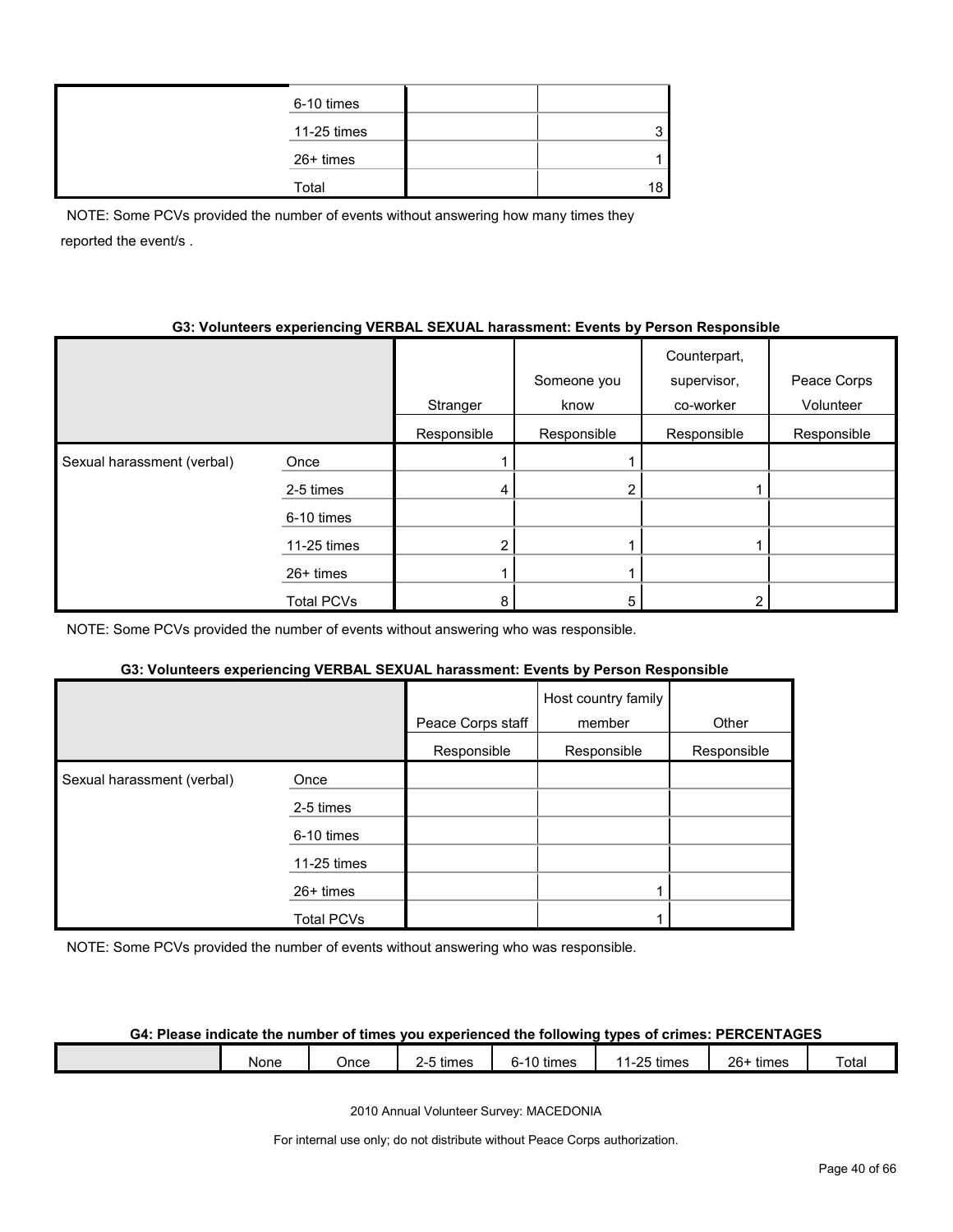| | | | |
|---|---|---|---|
| | 6-10 times | | |
| | 11-25 times | | 3 |
| | 26+ times | | 1 |
| | Total | | 18 |

NOTE: Some PCVs provided the number of events without answering how many times they reported the event/s .

**G3: Volunteers experiencing VERBAL SEXUAL harassment: Events by Person Responsible**

| | | Stranger | Someone you know | Counterpart, supervisor, co-worker | Peace Corps Volunteer |
|---|---|---|---|---|---|
| | | Responsible | Responsible | Responsible | Responsible |
| Sexual harassment (verbal) | Once | 1 | 1 | | |
| | 2-5 times | 4 | 2 | 1 | |
| | 6-10 times | | | | |
| | 11-25 times | 2 | 1 | 1 | |
| | 26+ times | 1 | 1 | | |
| | Total PCVs | 8 | 5 | 2 | |

NOTE: Some PCVs provided the number of events without answering who was responsible.

**G3: Volunteers experiencing VERBAL SEXUAL harassment: Events by Person Responsible**

| | | Peace Corps staff | Host country family member | Other |
|---|---|---|---|---|
| | | Responsible | Responsible | Responsible |
| Sexual harassment (verbal) | Once | | | |
| | 2-5 times | | | |
| | 6-10 times | | | |
| | 11-25 times | | | |
| | 26+ times | | 1 | |
| | Total PCVs | | 1 | |

NOTE: Some PCVs provided the number of events without answering who was responsible.

**G4: Please indicate the number of times you experienced the following types of crimes: PERCENTAGES**

| | None | Once | 2-5 times | 6-10 times | 11-25 times | 26+ times | Total |
|---|---|---|---|---|---|---|---|

2010 Annual Volunteer Survey: MACEDONIA

For internal use only; do not distribute without Peace Corps authorization.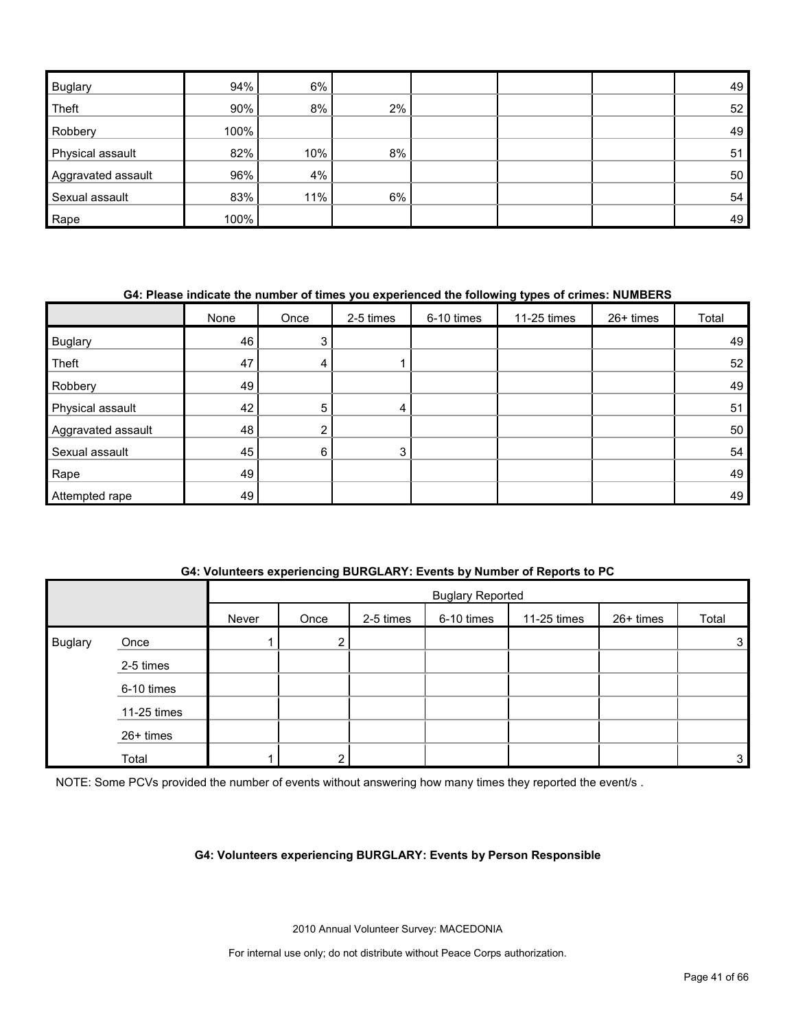| | None | Once | 2-5 times | 6-10 times | 11-25 times | 26+ times | Total |
|---|---|---|---|---|---|---|---|
| Buglary | 94% | 6% | | | | | 49 |
| Theft | 90% | 8% | 2% | | | | 52 |
| Robbery | 100% | | | | | | 49 |
| Physical assault | 82% | 10% | 8% | | | | 51 |
| Aggravated assault | 96% | 4% | | | | | 50 |
| Sexual assault | 83% | 11% | 6% | | | | 54 |
| Rape | 100% | | | | | | 49 |

**G4: Please indicate the number of times you experienced the following types of crimes: NUMBERS**

| | None | Once | 2-5 times | 6-10 times | 11-25 times | 26+ times | Total |
|---|---|---|---|---|---|---|---|
| Buglary | 46 | 3 | | | | | 49 |
| Theft | 47 | 4 | 1 | | | | 52 |
| Robbery | 49 | | | | | | 49 |
| Physical assault | 42 | 5 | 4 | | | | 51 |
| Aggravated assault | 48 | 2 | | | | | 50 |
| Sexual assault | 45 | 6 | 3 | | | | 54 |
| Rape | 49 | | | | | | 49 |
| Attempted rape | 49 | | | | | | 49 |

**G4: Volunteers experiencing BURGLARY: Events by Number of Reports to PC**

| | | Buglary Reported | | | | | | |
|---|---|---|---|---|---|---|---|---|
| | | Never | Once | 2-5 times | 6-10 times | 11-25 times | 26+ times | Total |
| Buglary | Once | 1 | 2 | | | | | 3 |
| | 2-5 times | | | | | | | |
| | 6-10 times | | | | | | | |
| | 11-25 times | | | | | | | |
| | 26+ times | | | | | | | |
| | Total | 1 | 2 | | | | | 3 |

NOTE: Some PCVs provided the number of events without answering how many times they reported the event/s .

**G4: Volunteers experiencing BURGLARY: Events by Person Responsible**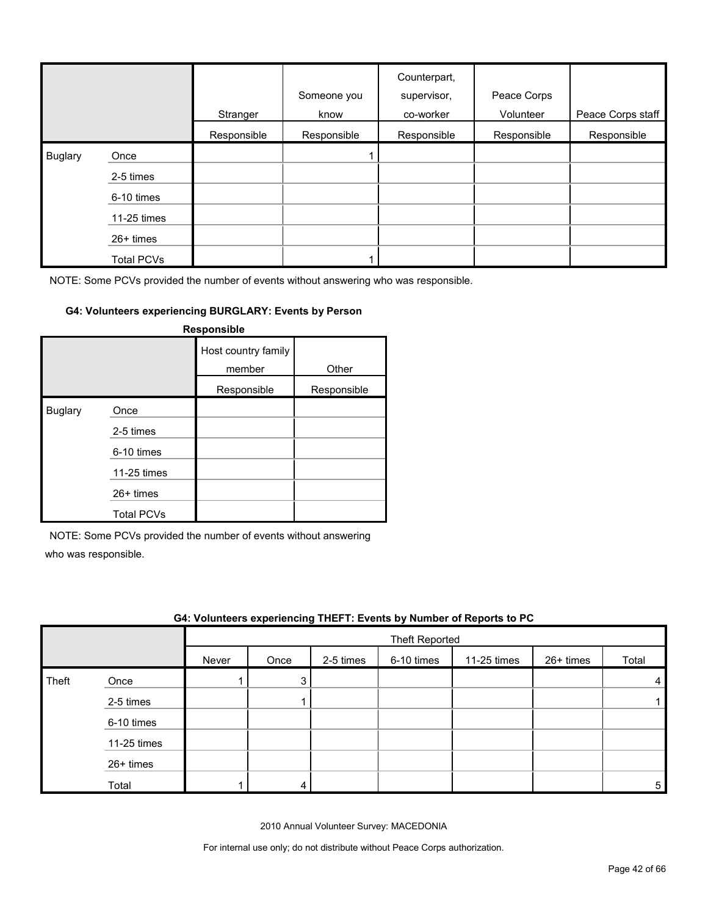| | | Stranger | Someone you know | Counterpart, supervisor, co-worker | Peace Corps Volunteer | Peace Corps staff |
|---|---|---|---|---|---|---|
| | | Responsible | Responsible | Responsible | Responsible | Responsible |
| Buglary | Once | | 1 | | | |
| | 2-5 times | | | | | |
| | 6-10 times | | | | | |
| | 11-25 times | | | | | |
| | 26+ times | | | | | |
| | Total PCVs | | 1 | | | |

NOTE: Some PCVs provided the number of events without answering who was responsible.

**G4: Volunteers experiencing BURGLARY: Events by Person Responsible**

| | | Host country family member | Other |
|---|---|---|---|
| | | Responsible | Responsible |
| Buglary | Once | | |
| | 2-5 times | | |
| | 6-10 times | | |
| | 11-25 times | | |
| | 26+ times | | |
| | Total PCVs | | |

NOTE: Some PCVs provided the number of events without answering who was responsible.

**G4: Volunteers experiencing THEFT: Events by Number of Reports to PC**

| | | Theft Reported | | | | | | |
|---|---|---|---|---|---|---|---|---|
| | | Never | Once | 2-5 times | 6-10 times | 11-25 times | 26+ times | Total |
| Theft | Once | 1 | 3 | | | | | 4 |
| | 2-5 times | | 1 | | | | | 1 |
| | 6-10 times | | | | | | | |
| | 11-25 times | | | | | | | |
| | 26+ times | | | | | | | |
| | Total | 1 | 4 | | | | | 5 |

2010 Annual Volunteer Survey: MACEDONIA

For internal use only; do not distribute without Peace Corps authorization.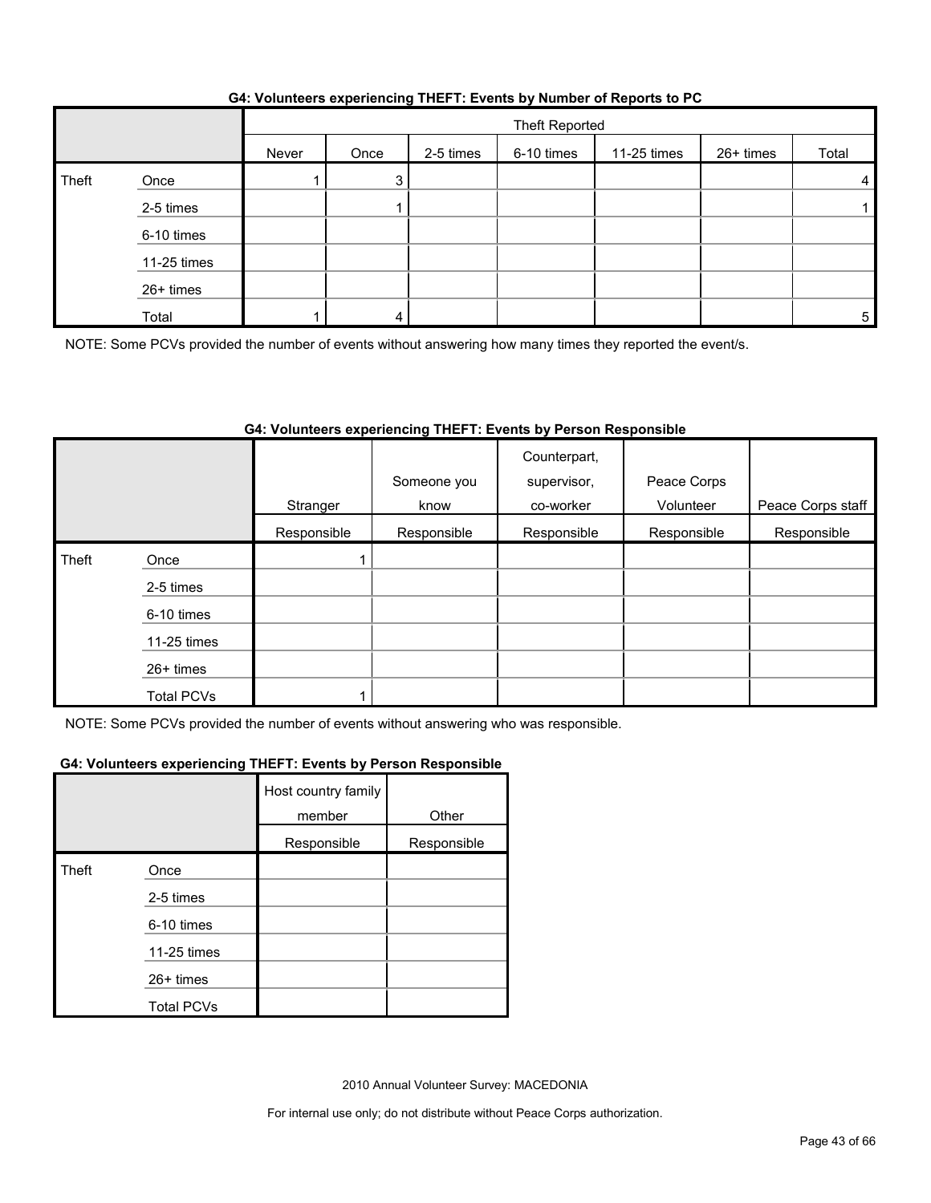**G4: Volunteers experiencing THEFT: Events by Number of Reports to PC**

| | | Theft Reported | | | | | | |
|---|---|---|---|---|---|---|---|---|
| | | Never | Once | 2-5 times | 6-10 times | 11-25 times | 26+ times | Total |
| Theft | Once | 1 | 3 | | | | | 4 |
| | 2-5 times | | 1 | | | | | 1 |
| | 6-10 times | | | | | | | |
| | 11-25 times | | | | | | | |
| | 26+ times | | | | | | | |
| | Total | 1 | 4 | | | | | 5 |

NOTE: Some PCVs provided the number of events without answering how many times they reported the event/s.

**G4: Volunteers experiencing THEFT: Events by Person Responsible**

| | | Stranger | Someone you know | Counterpart, supervisor, co-worker | Peace Corps Volunteer | Peace Corps staff | Host country family member | Other |
|---|---|---|---|---|---|---|---|---|
| | | Responsible | Responsible | Responsible | Responsible | Responsible | Responsible | Responsible |
| Theft | Once | 1 | | | | | | |
| | 2-5 times | | | | | | | |
| | 6-10 times | | | | | | | |
| | 11-25 times | | | | | | | |
| | 26+ times | | | | | | | |
| | Total PCVs | 1 | | | | | | |

NOTE: Some PCVs provided the number of events without answering who was responsible.

2010 Annual Volunteer Survey: MACEDONIA

For internal use only; do not distribute without Peace Corps authorization.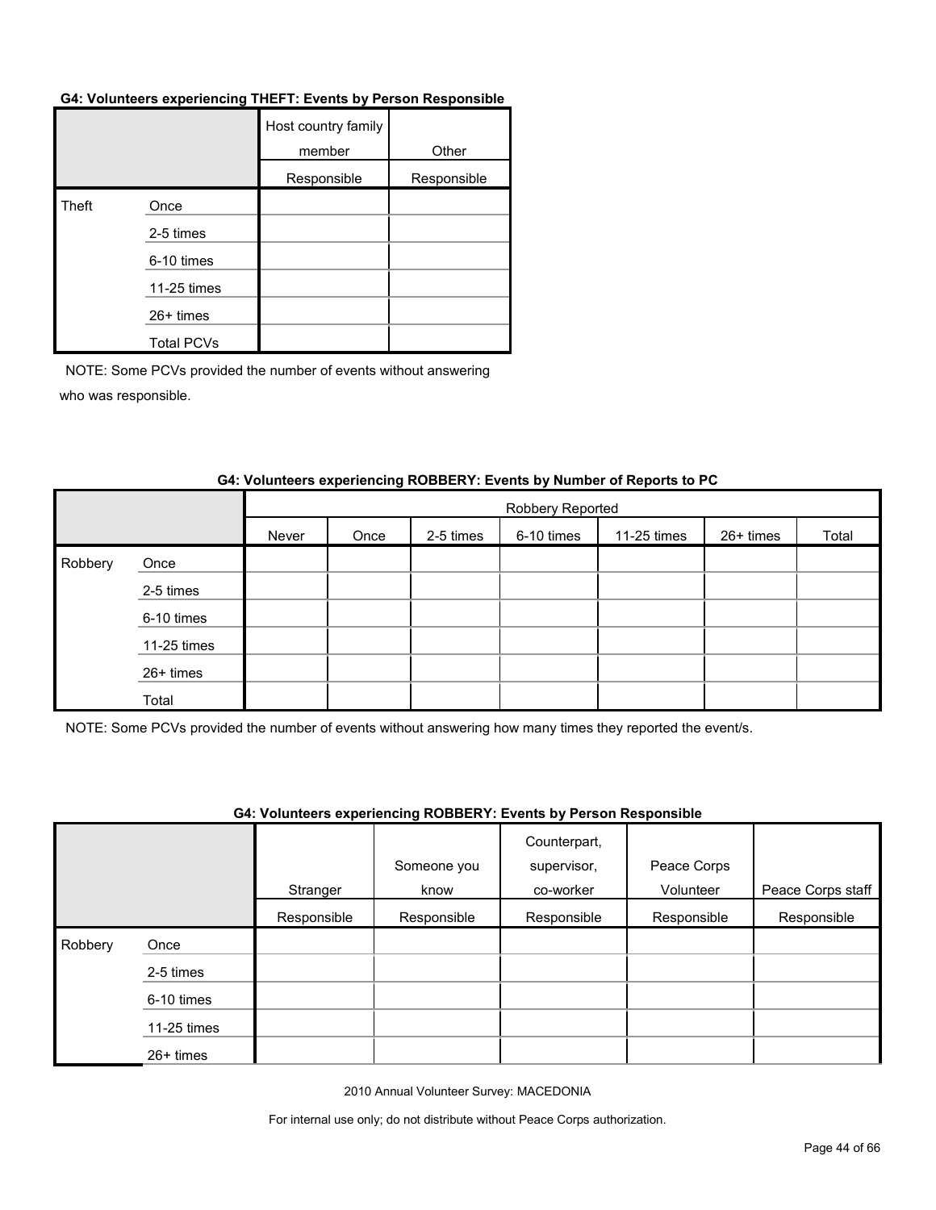**G4: Volunteers experiencing THEFT: Events by Person Responsible**

| | | Host country family member | Other |
|---|---|---|---|
| | | Responsible | Responsible |
| Theft | Once | | |
| | 2-5 times | | |
| | 6-10 times | | |
| | 11-25 times | | |
| | 26+ times | | |
| | Total PCVs | | |

NOTE: Some PCVs provided the number of events without answering who was responsible.

**G4: Volunteers experiencing ROBBERY: Events by Number of Reports to PC**

| | | Robbery Reported | | | | | | |
|---|---|---|---|---|---|---|---|---|
| | | Never | Once | 2-5 times | 6-10 times | 11-25 times | 26+ times | Total |
| Robbery | Once | | | | | | | |
| | 2-5 times | | | | | | | |
| | 6-10 times | | | | | | | |
| | 11-25 times | | | | | | | |
| | 26+ times | | | | | | | |
| | Total | | | | | | | |

NOTE: Some PCVs provided the number of events without answering how many times they reported the event/s.

**G4: Volunteers experiencing ROBBERY: Events by Person Responsible**

| | | Stranger | Someone you know | Counterpart, supervisor, co-worker | Peace Corps Volunteer | Peace Corps staff |
|---|---|---|---|---|---|---|
| | | Responsible | Responsible | Responsible | Responsible | Responsible |
| Robbery | Once | | | | | |
| | 2-5 times | | | | | |
| | 6-10 times | | | | | |
| | 11-25 times | | | | | |
| | 26+ times | | | | | |

2010 Annual Volunteer Survey: MACEDONIA

For internal use only; do not distribute without Peace Corps authorization.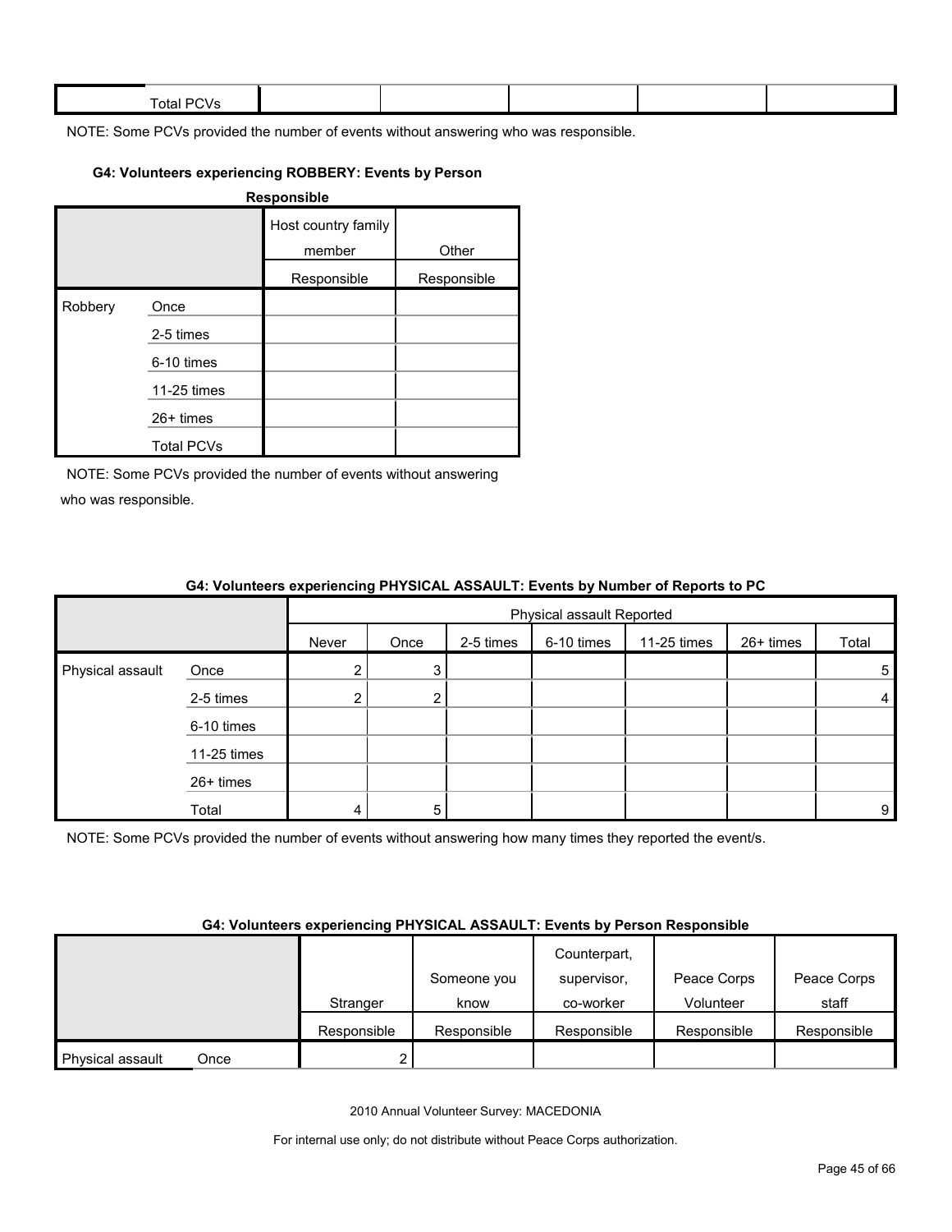| | Total PCVs | | | | | |
|---|---|---|---|---|---|---|

NOTE: Some PCVs provided the number of events without answering who was responsible.

#### G4: Volunteers experiencing ROBBERY: Events by Person Responsible

| | | Host country family member | Other |
|---|---|---|---|
| | | Responsible | Responsible |
| Robbery | Once | | |
| | 2-5 times | | |
| | 6-10 times | | |
| | 11-25 times | | |
| | 26+ times | | |
| | Total PCVs | | |

NOTE: Some PCVs provided the number of events without answering who was responsible.

#### G4: Volunteers experiencing PHYSICAL ASSAULT: Events by Number of Reports to PC

| | | Physical assault Reported | | | | | | |
|---|---|---|---|---|---|---|---|---|
| | | Never | Once | 2-5 times | 6-10 times | 11-25 times | 26+ times | Total |
| Physical assault | Once | 2 | 3 | | | | | 5 |
| | 2-5 times | 2 | 2 | | | | | 4 |
| | 6-10 times | | | | | | | |
| | 11-25 times | | | | | | | |
| | 26+ times | | | | | | | |
| | Total | 4 | 5 | | | | | 9 |

NOTE: Some PCVs provided the number of events without answering how many times they reported the event/s.

#### G4: Volunteers experiencing PHYSICAL ASSAULT: Events by Person Responsible

| | | Stranger | Someone you know | Counterpart, supervisor, co-worker | Peace Corps Volunteer | Peace Corps staff |
|---|---|---|---|---|---|---|
| | | Responsible | Responsible | Responsible | Responsible | Responsible |
| Physical assault | Once | 2 | | | | |

2010 Annual Volunteer Survey: MACEDONIA

For internal use only; do not distribute without Peace Corps authorization.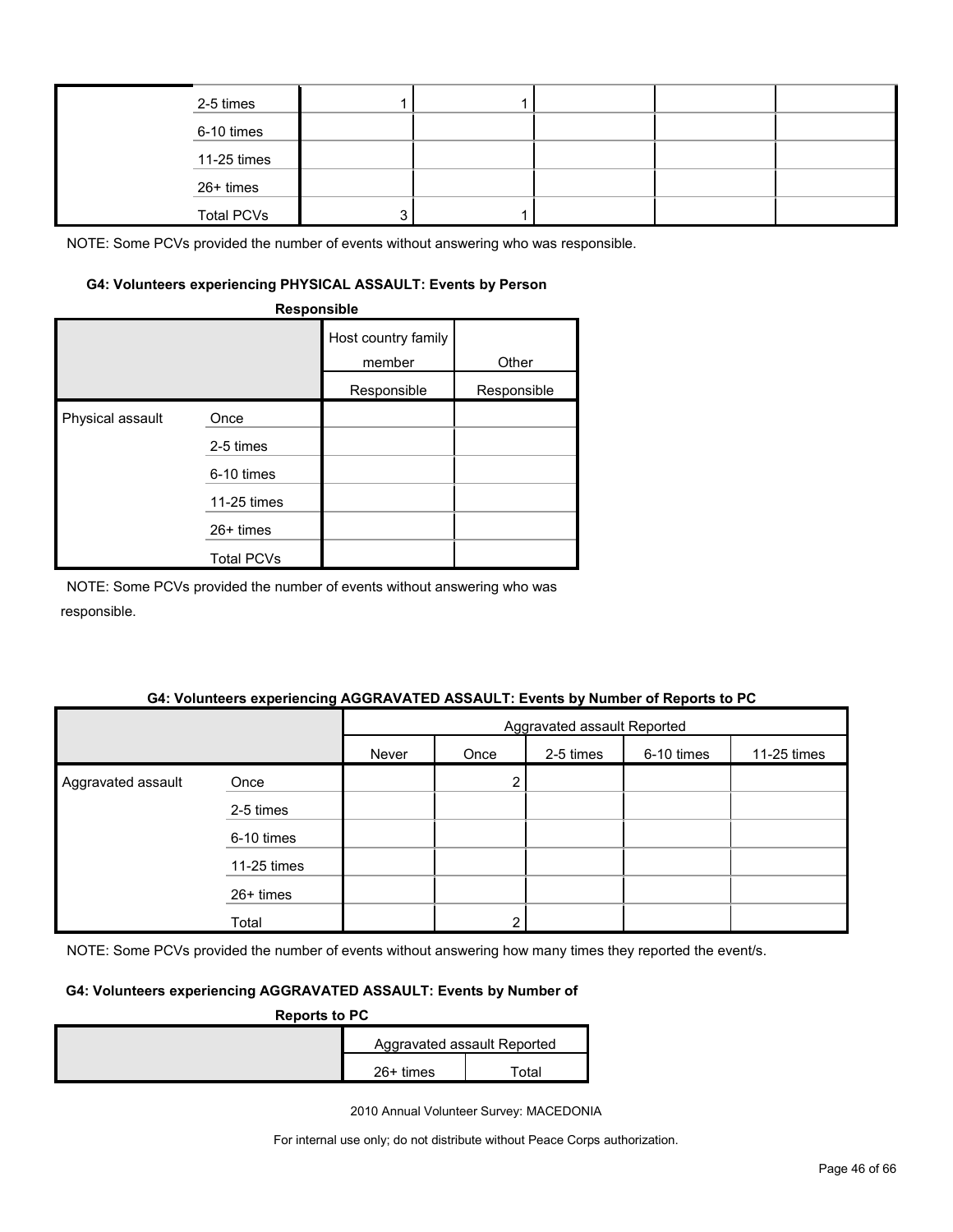| | | | | | | |
|---|---|---|---|---|---|---|
| | 2-5 times | 1 | 1 | | | |
| | 6-10 times | | | | | |
| | 11-25 times | | | | | |
| | 26+ times | | | | | |
| | Total PCVs | 3 | 1 | | | |

NOTE: Some PCVs provided the number of events without answering who was responsible.

**G4: Volunteers experiencing PHYSICAL ASSAULT: Events by Person Responsible**

| | | Host country family member | Other |
|---|---|---|---|
| | | Responsible | Responsible |
| Physical assault | Once | | |
| | 2-5 times | | |
| | 6-10 times | | |
| | 11-25 times | | |
| | 26+ times | | |
| | Total PCVs | | |

NOTE: Some PCVs provided the number of events without answering who was responsible.

**G4: Volunteers experiencing AGGRAVATED ASSAULT: Events by Number of Reports to PC**

| | | Aggravated assault Reported | | | | |
|---|---|---|---|---|---|---|
| | | Never | Once | 2-5 times | 6-10 times | 11-25 times |
| Aggravated assault | Once | | 2 | | | |
| | 2-5 times | | | | | |
| | 6-10 times | | | | | |
| | 11-25 times | | | | | |
| | 26+ times | | | | | |
| | Total | | 2 | | | |

NOTE: Some PCVs provided the number of events without answering how many times they reported the event/s.

**G4: Volunteers experiencing AGGRAVATED ASSAULT: Events by Number of Reports to PC**

| | Aggravated assault Reported | |
|---|---|---|
| | 26+ times | Total |

2010 Annual Volunteer Survey: MACEDONIA

For internal use only; do not distribute without Peace Corps authorization.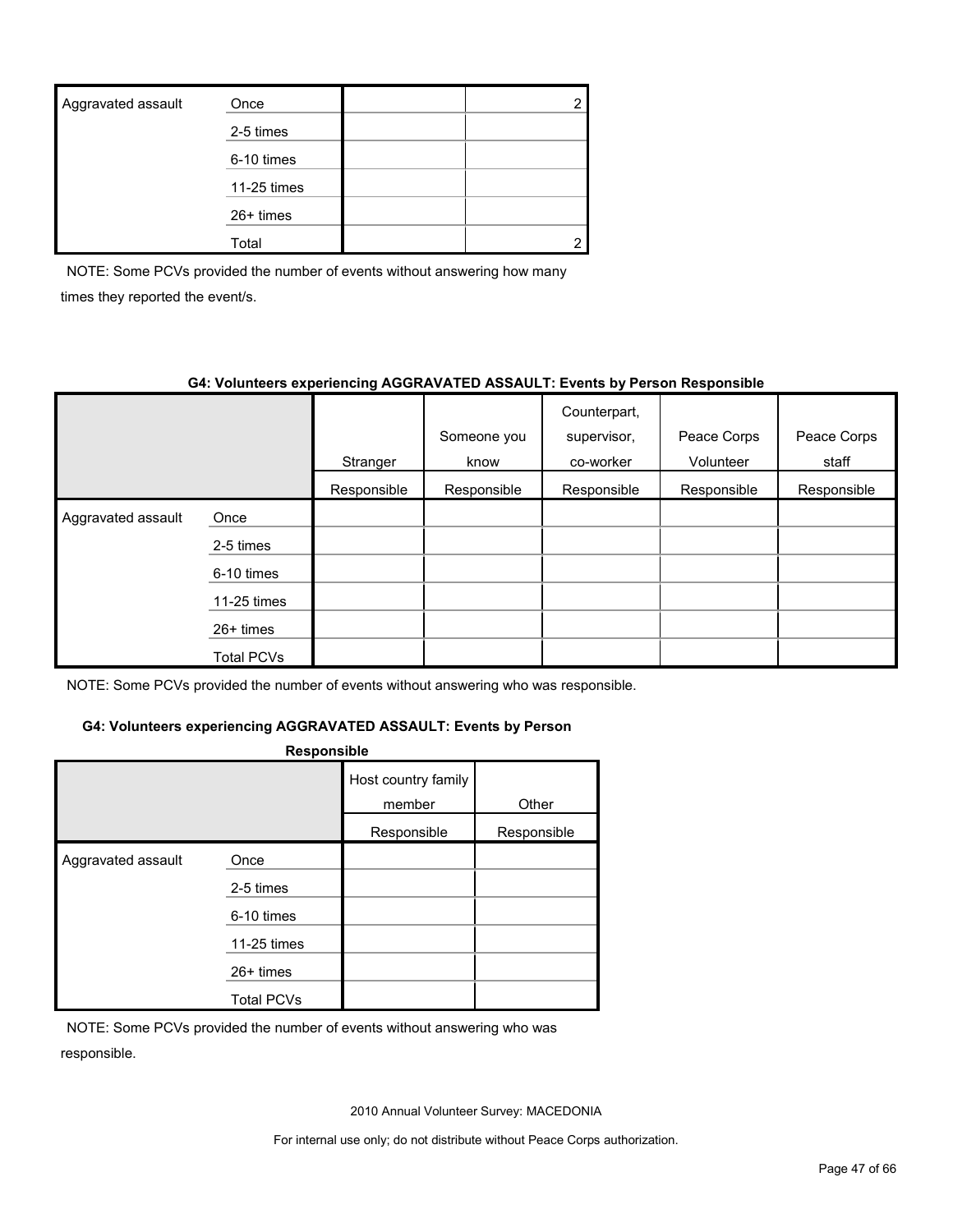| Aggravated assault | Once | | 2 |
|---|---|---|---|
| | 2-5 times | | |
| | 6-10 times | | |
| | 11-25 times | | |
| | 26+ times | | |
| | Total | | 2 |

NOTE: Some PCVs provided the number of events without answering how many times they reported the event/s.

**G4: Volunteers experiencing AGGRAVATED ASSAULT: Events by Person Responsible**

| | | Stranger | Someone you know | Counterpart, supervisor, co-worker | Peace Corps Volunteer | Peace Corps staff |
|---|---|---|---|---|---|---|
| | | Responsible | Responsible | Responsible | Responsible | Responsible |
| Aggravated assault | Once | | | | | |
| | 2-5 times | | | | | |
| | 6-10 times | | | | | |
| | 11-25 times | | | | | |
| | 26+ times | | | | | |
| | Total PCVs | | | | | |

NOTE: Some PCVs provided the number of events without answering who was responsible.

**G4: Volunteers experiencing AGGRAVATED ASSAULT: Events by Person Responsible**

| | | Host country family member | Other |
|---|---|---|---|
| | | Responsible | Responsible |
| Aggravated assault | Once | | |
| | 2-5 times | | |
| | 6-10 times | | |
| | 11-25 times | | |
| | 26+ times | | |
| | Total PCVs | | |

NOTE: Some PCVs provided the number of events without answering who was responsible.

2010 Annual Volunteer Survey: MACEDONIA

For internal use only; do not distribute without Peace Corps authorization.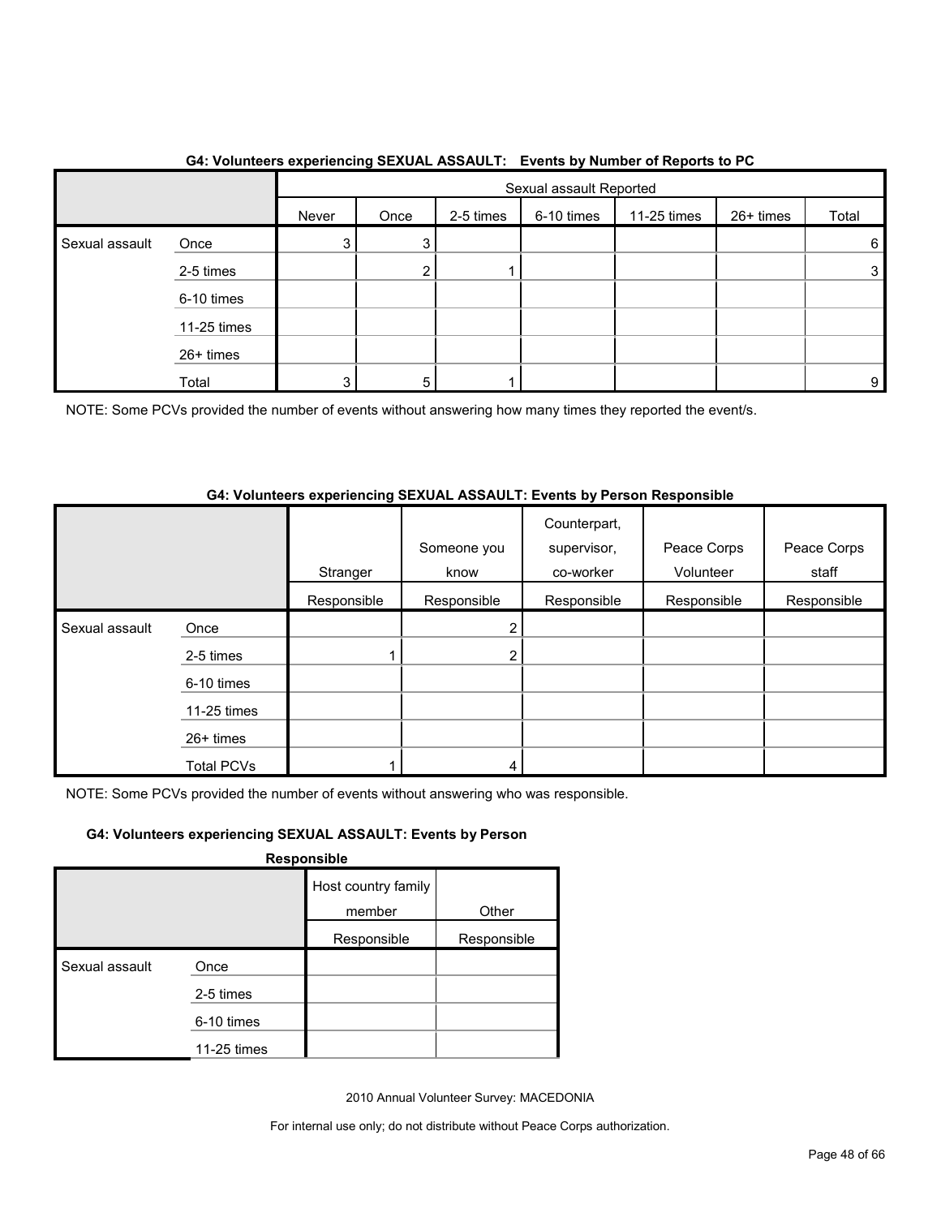**G4: Volunteers experiencing SEXUAL ASSAULT: Events by Number of Reports to PC**

| | | Sexual assault Reported | | | | | | |
|---|---|---|---|---|---|---|---|---|
| | | Never | Once | 2-5 times | 6-10 times | 11-25 times | 26+ times | Total |
| Sexual assault | Once | 3 | 3 | | | | | 6 |
| | 2-5 times | | 2 | 1 | | | | 3 |
| | 6-10 times | | | | | | | |
| | 11-25 times | | | | | | | |
| | 26+ times | | | | | | | |
| | Total | 3 | 5 | 1 | | | | 9 |

NOTE: Some PCVs provided the number of events without answering how many times they reported the event/s.

**G4: Volunteers experiencing SEXUAL ASSAULT: Events by Person Responsible**

| | | Stranger | Someone you know | Counterpart, supervisor, co-worker | Peace Corps Volunteer | Peace Corps staff |
|---|---|---|---|---|---|---|
| | | Responsible | Responsible | Responsible | Responsible | Responsible |
| Sexual assault | Once | | 2 | | | |
| | 2-5 times | 1 | 2 | | | |
| | 6-10 times | | | | | |
| | 11-25 times | | | | | |
| | 26+ times | | | | | |
| | Total PCVs | 1 | 4 | | | |

NOTE: Some PCVs provided the number of events without answering who was responsible.

**G4: Volunteers experiencing SEXUAL ASSAULT: Events by Person Responsible**

| | | Host country family member | Other |
|---|---|---|---|
| | | Responsible | Responsible |
| Sexual assault | Once | | |
| | 2-5 times | | |
| | 6-10 times | | |
| | 11-25 times | | |

2010 Annual Volunteer Survey: MACEDONIA

For internal use only; do not distribute without Peace Corps authorization.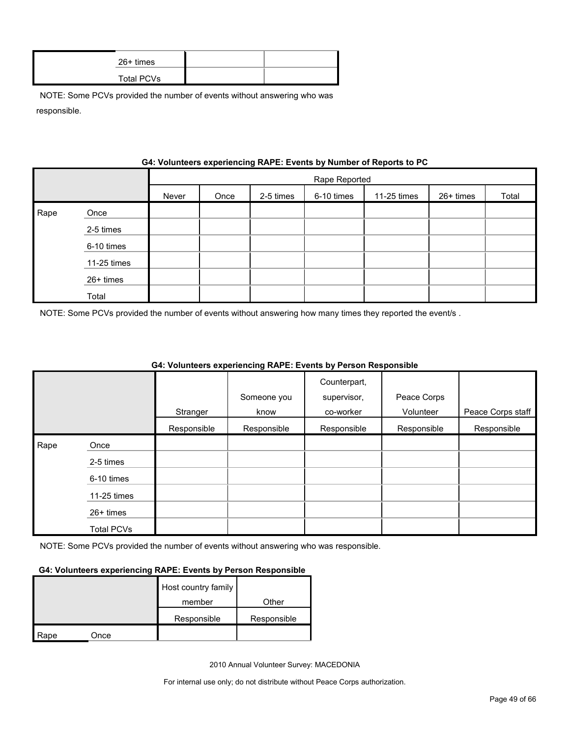| | | | |
|---|---|---|---|
| | 26+ times | | |
| | Total PCVs | | |

NOTE: Some PCVs provided the number of events without answering who was responsible.

**G4: Volunteers experiencing RAPE: Events by Number of Reports to PC**

| | | Rape Reported | | | | | | |
|---|---|---|---|---|---|---|---|---|
| | | Never | Once | 2-5 times | 6-10 times | 11-25 times | 26+ times | Total |
| Rape | Once | | | | | | | |
| | 2-5 times | | | | | | | |
| | 6-10 times | | | | | | | |
| | 11-25 times | | | | | | | |
| | 26+ times | | | | | | | |
| | Total | | | | | | | |

NOTE: Some PCVs provided the number of events without answering how many times they reported the event/s .

**G4: Volunteers experiencing RAPE: Events by Person Responsible**

| | | Stranger | Someone you know | Counterpart, supervisor, co-worker | Peace Corps Volunteer | Peace Corps staff |
|---|---|---|---|---|---|---|
| | | Responsible | Responsible | Responsible | Responsible | Responsible |
| Rape | Once | | | | | |
| | 2-5 times | | | | | |
| | 6-10 times | | | | | |
| | 11-25 times | | | | | |
| | 26+ times | | | | | |
| | Total PCVs | | | | | |

NOTE: Some PCVs provided the number of events without answering who was responsible.

**G4: Volunteers experiencing RAPE: Events by Person Responsible**

| | | Host country family member | Other |
|---|---|---|---|
| | | Responsible | Responsible |
| Rape | Once | | |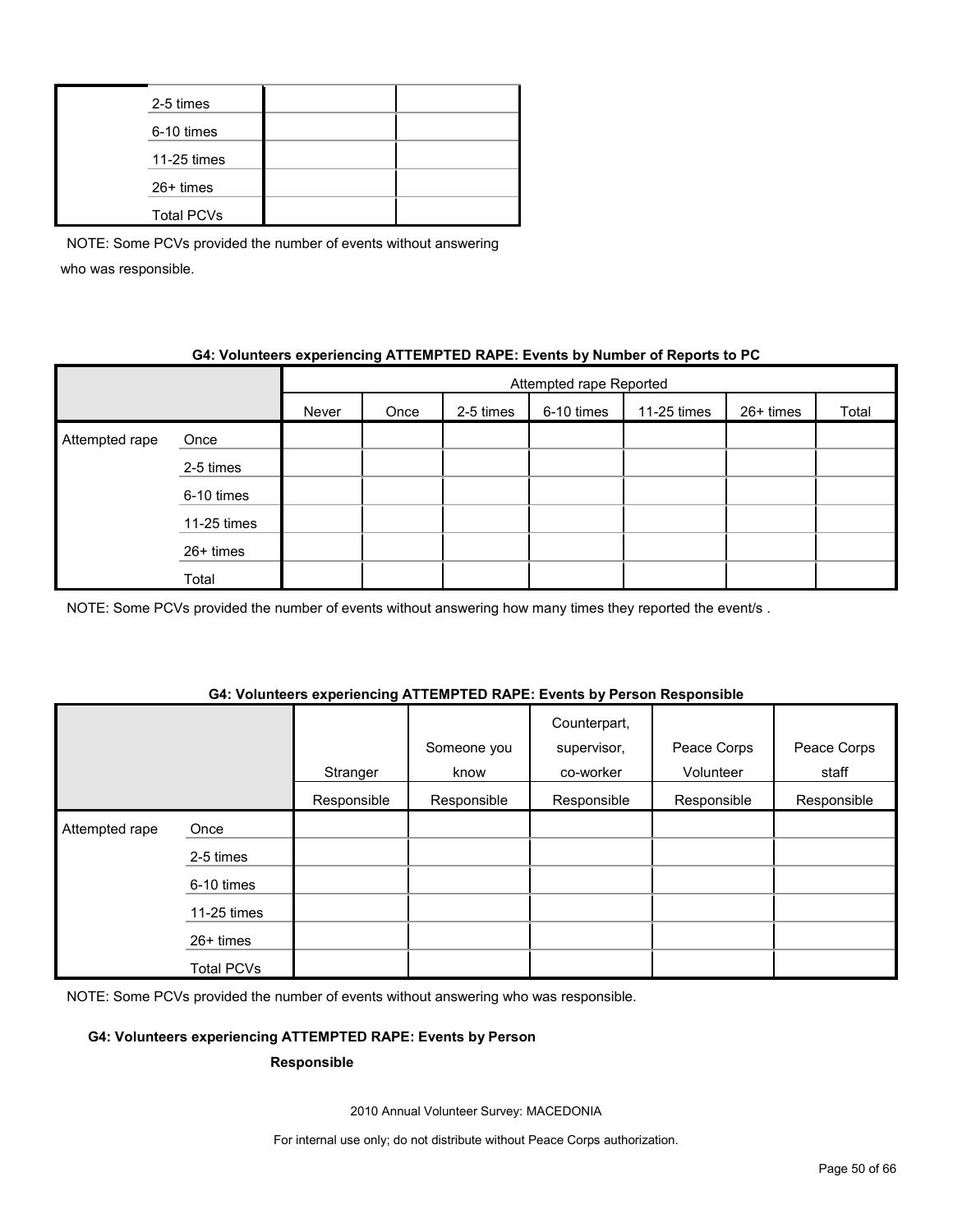| | | | |
|---|---|---|---|
| | 2-5 times | | |
| | 6-10 times | | |
| | 11-25 times | | |
| | 26+ times | | |
| | Total PCVs | | |

NOTE: Some PCVs provided the number of events without answering who was responsible.

**G4: Volunteers experiencing ATTEMPTED RAPE: Events by Number of Reports to PC**

| | | Attempted rape Reported | | | | | | |
|---|---|---|---|---|---|---|---|---|
| | | Never | Once | 2-5 times | 6-10 times | 11-25 times | 26+ times | Total |
| Attempted rape | Once | | | | | | | |
| | 2-5 times | | | | | | | |
| | 6-10 times | | | | | | | |
| | 11-25 times | | | | | | | |
| | 26+ times | | | | | | | |
| | Total | | | | | | | |

NOTE: Some PCVs provided the number of events without answering how many times they reported the event/s .

**G4: Volunteers experiencing ATTEMPTED RAPE: Events by Person Responsible**

| | | Stranger Responsible | Someone you know Responsible | Counterpart, supervisor, co-worker Responsible | Peace Corps Volunteer Responsible | Peace Corps staff Responsible |
|---|---|---|---|---|---|---|
| Attempted rape | Once | | | | | |
| | 2-5 times | | | | | |
| | 6-10 times | | | | | |
| | 11-25 times | | | | | |
| | 26+ times | | | | | |
| | Total PCVs | | | | | |

NOTE: Some PCVs provided the number of events without answering who was responsible.

**G4: Volunteers experiencing ATTEMPTED RAPE: Events by Person Responsible**

2010 Annual Volunteer Survey: MACEDONIA

For internal use only; do not distribute without Peace Corps authorization.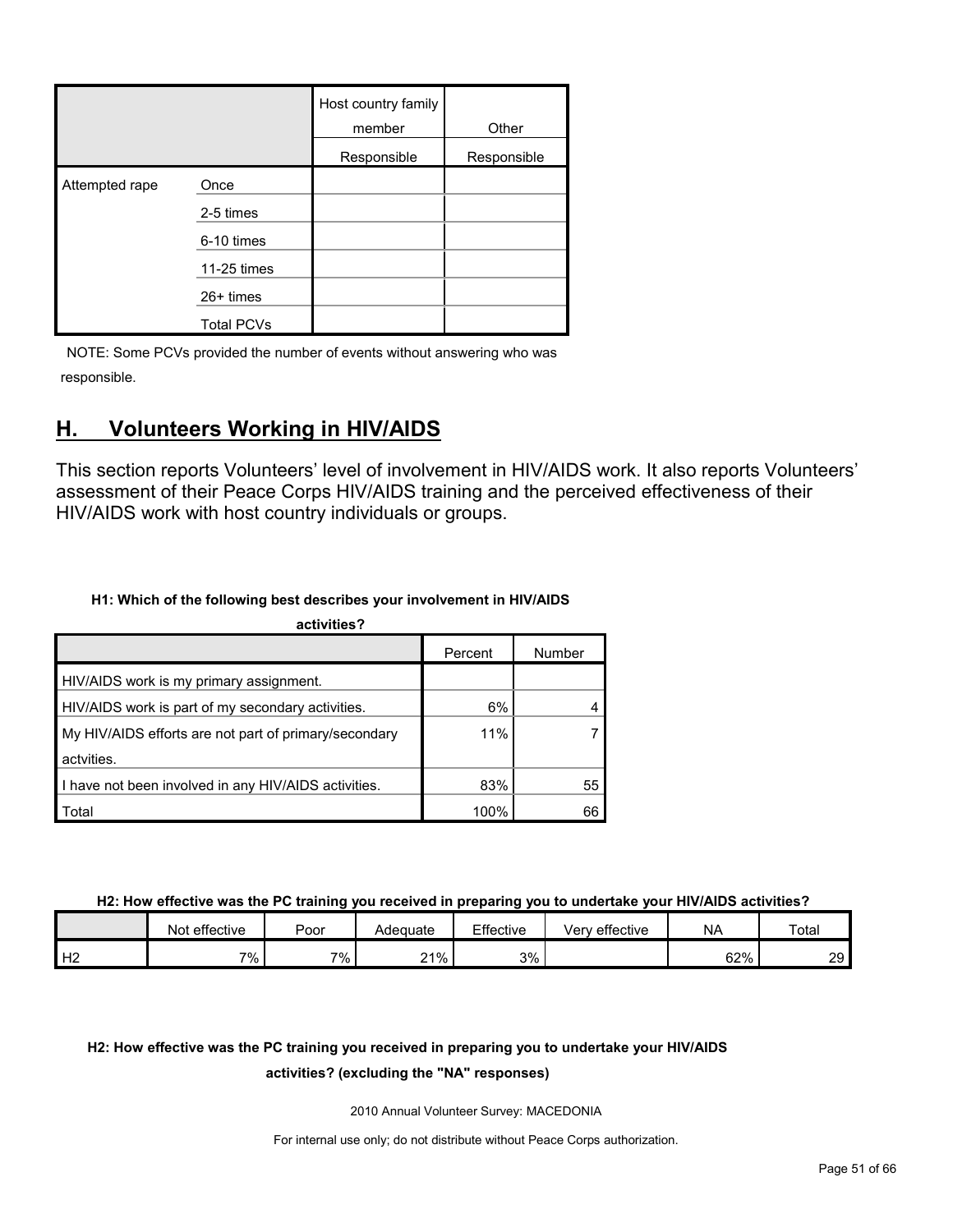| | | Host country family member | Other |
|---|---|---|---|
| | | Responsible | Responsible |
| Attempted rape | Once | | |
| | 2-5 times | | |
| | 6-10 times | | |
| | 11-25 times | | |
| | 26+ times | | |
| | Total PCVs | | |

NOTE: Some PCVs provided the number of events without answering who was responsible.

## H. Volunteers Working in HIV/AIDS

This section reports Volunteers' level of involvement in HIV/AIDS work. It also reports Volunteers' assessment of their Peace Corps HIV/AIDS training and the perceived effectiveness of their HIV/AIDS work with host country individuals or groups.

**H1: Which of the following best describes your involvement in HIV/AIDS activities?**

| | Percent | Number |
|---|---|---|
| HIV/AIDS work is my primary assignment. | | |
| HIV/AIDS work is part of my secondary activities. | 6% | 4 |
| My HIV/AIDS efforts are not part of primary/secondary actvities. | 11% | 7 |
| I have not been involved in any HIV/AIDS activities. | 83% | 55 |
| Total | 100% | 66 |

**H2: How effective was the PC training you received in preparing you to undertake your HIV/AIDS activities?**

| | Not effective | Poor | Adequate | Effective | Very effective | NA | Total |
|---|---|---|---|---|---|---|---|
| H2 | 7% | 7% | 21% | 3% | | 62% | 29 |

**H2: How effective was the PC training you received in preparing you to undertake your HIV/AIDS activities? (excluding the "NA" responses)**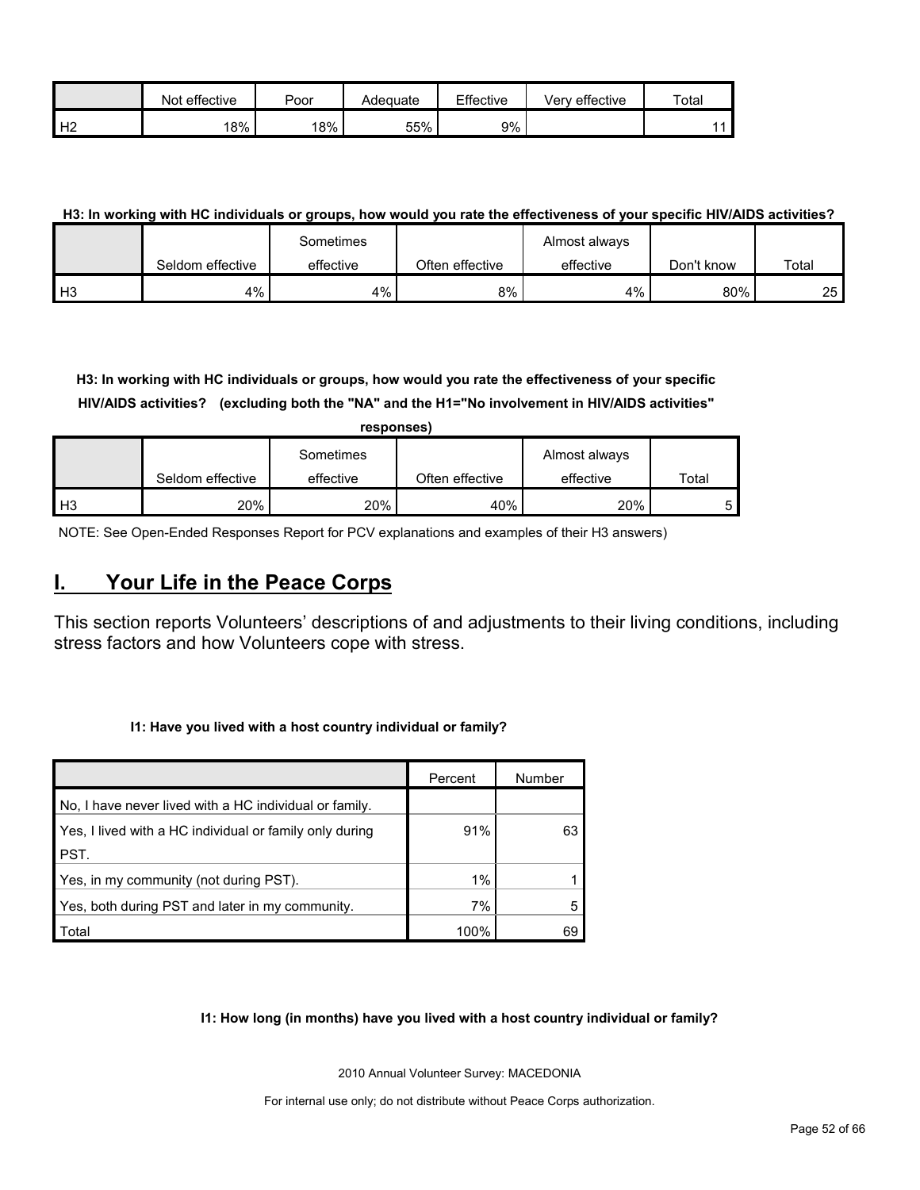| | Not effective | Poor | Adequate | Effective | Very effective | Total |
|---|---|---|---|---|---|---|
| H2 | 18% | 18% | 55% | 9% | | 11 |

**H3: In working with HC individuals or groups, how would you rate the effectiveness of your specific HIV/AIDS activities?**

| | Seldom effective | Sometimes effective | Often effective | Almost always effective | Don't know | Total |
|---|---|---|---|---|---|---|
| H3 | 4% | 4% | 8% | 4% | 80% | 25 |

**H3: In working with HC individuals or groups, how would you rate the effectiveness of your specific HIV/AIDS activities? (excluding both the "NA" and the H1="No involvement in HIV/AIDS activities" responses)**

| | Seldom effective | Sometimes effective | Often effective | Almost always effective | Total |
|---|---|---|---|---|---|
| H3 | 20% | 20% | 40% | 20% | 5 |

NOTE: See Open-Ended Responses Report for PCV explanations and examples of their H3 answers)

## I. Your Life in the Peace Corps

This section reports Volunteers' descriptions of and adjustments to their living conditions, including stress factors and how Volunteers cope with stress.

**I1: Have you lived with a host country individual or family?**

| | Percent | Number |
|---|---|---|
| No, I have never lived with a HC individual or family. | | |
| Yes, I lived with a HC individual or family only during PST. | 91% | 63 |
| Yes, in my community (not during PST). | 1% | 1 |
| Yes, both during PST and later in my community. | 7% | 5 |
| Total | 100% | 69 |

**I1: How long (in months) have you lived with a host country individual or family?**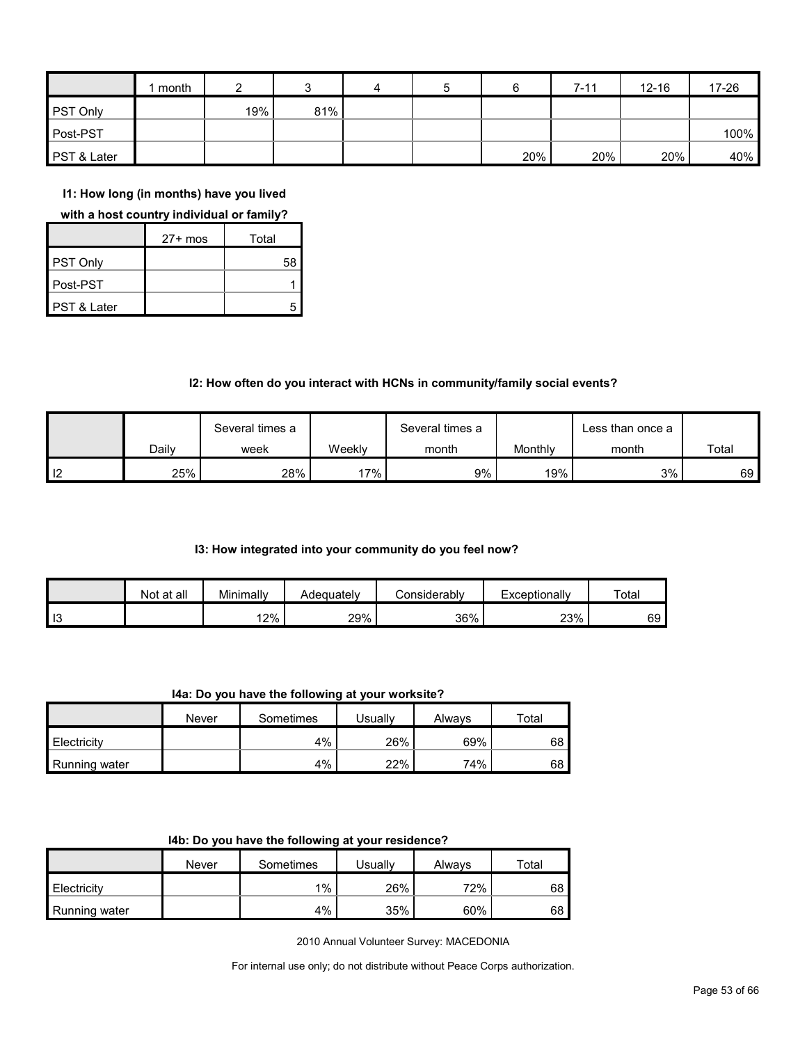| | 1 month | 2 | 3 | 4 | 5 | 6 | 7-11 | 12-16 | 17-26 |
|---|---|---|---|---|---|---|---|---|---|
| PST Only | | 19% | 81% | | | | | | |
| Post-PST | | | | | | | | | 100% |
| PST & Later | | | | | | 20% | 20% | 20% | 40% |

**I1: How long (in months) have you lived with a host country individual or family?**

| | 27+ mos | Total |
|---|---|---|
| PST Only | | 58 |
| Post-PST | | 1 |
| PST & Later | | 5 |

**I2: How often do you interact with HCNs in community/family social events?**

| | Daily | Several times a week | Weekly | Several times a month | Monthly | Less than once a month | Total |
|---|---|---|---|---|---|---|---|
| I2 | 25% | 28% | 17% | 9% | 19% | 3% | 69 |

**I3: How integrated into your community do you feel now?**

| | Not at all | Minimally | Adequately | Considerably | Exceptionally | Total |
|---|---|---|---|---|---|---|
| I3 | | 12% | 29% | 36% | 23% | 69 |

**I4a: Do you have the following at your worksite?**

| | Never | Sometimes | Usually | Always | Total |
|---|---|---|---|---|---|
| Electricity | | 4% | 26% | 69% | 68 |
| Running water | | 4% | 22% | 74% | 68 |

**I4b: Do you have the following at your residence?**

| | Never | Sometimes | Usually | Always | Total |
|---|---|---|---|---|---|
| Electricity | | 1% | 26% | 72% | 68 |
| Running water | | 4% | 35% | 60% | 68 |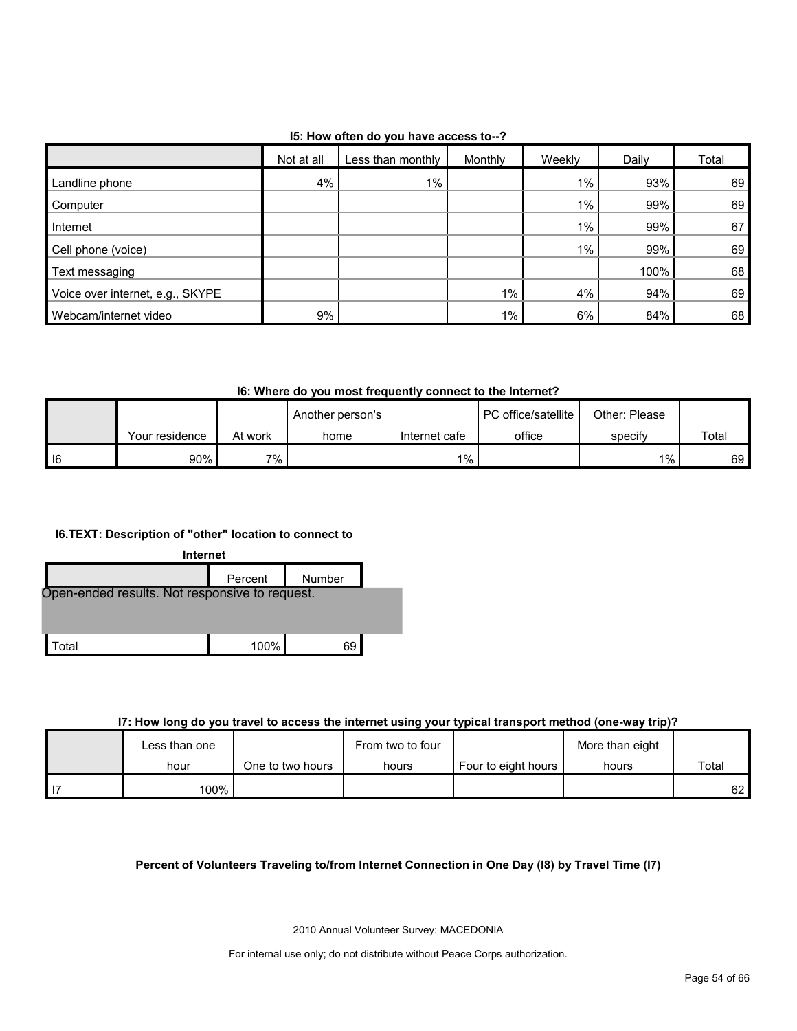**I5: How often do you have access to--?**

| | Not at all | Less than monthly | Monthly | Weekly | Daily | Total |
|---|---|---|---|---|---|---|
| Landline phone | 4% | 1% | | 1% | 93% | 69 |
| Computer | | | | 1% | 99% | 69 |
| Internet | | | | 1% | 99% | 67 |
| Cell phone (voice) | | | | 1% | 99% | 69 |
| Text messaging | | | | | 100% | 68 |
| Voice over internet, e.g., SKYPE | | | 1% | 4% | 94% | 69 |
| Webcam/internet video | 9% | | 1% | 6% | 84% | 68 |

**I6: Where do you most frequently connect to the Internet?**

| | Your residence | At work | Another person's home | Internet cafe | PC office/satellite office | Other: Please specify | Total |
|---|---|---|---|---|---|---|---|
| I6 | 90% | 7% | | 1% | | 1% | 69 |

**I6.TEXT: Description of "other" location to connect to Internet**

| | Percent | Number |
|---|---|---|
| Open-ended results. Not responsive to request. | | |
| Total | 100% | 69 |

**I7: How long do you travel to access the internet using your typical transport method (one-way trip)?**

| | Less than one hour | One to two hours | From two to four hours | Four to eight hours | More than eight hours | Total |
|---|---|---|---|---|---|---|
| I7 | 100% | | | | | 62 |

**Percent of Volunteers Traveling to/from Internet Connection in One Day (I8) by Travel Time (I7)**

2010 Annual Volunteer Survey: MACEDONIA

For internal use only; do not distribute without Peace Corps authorization.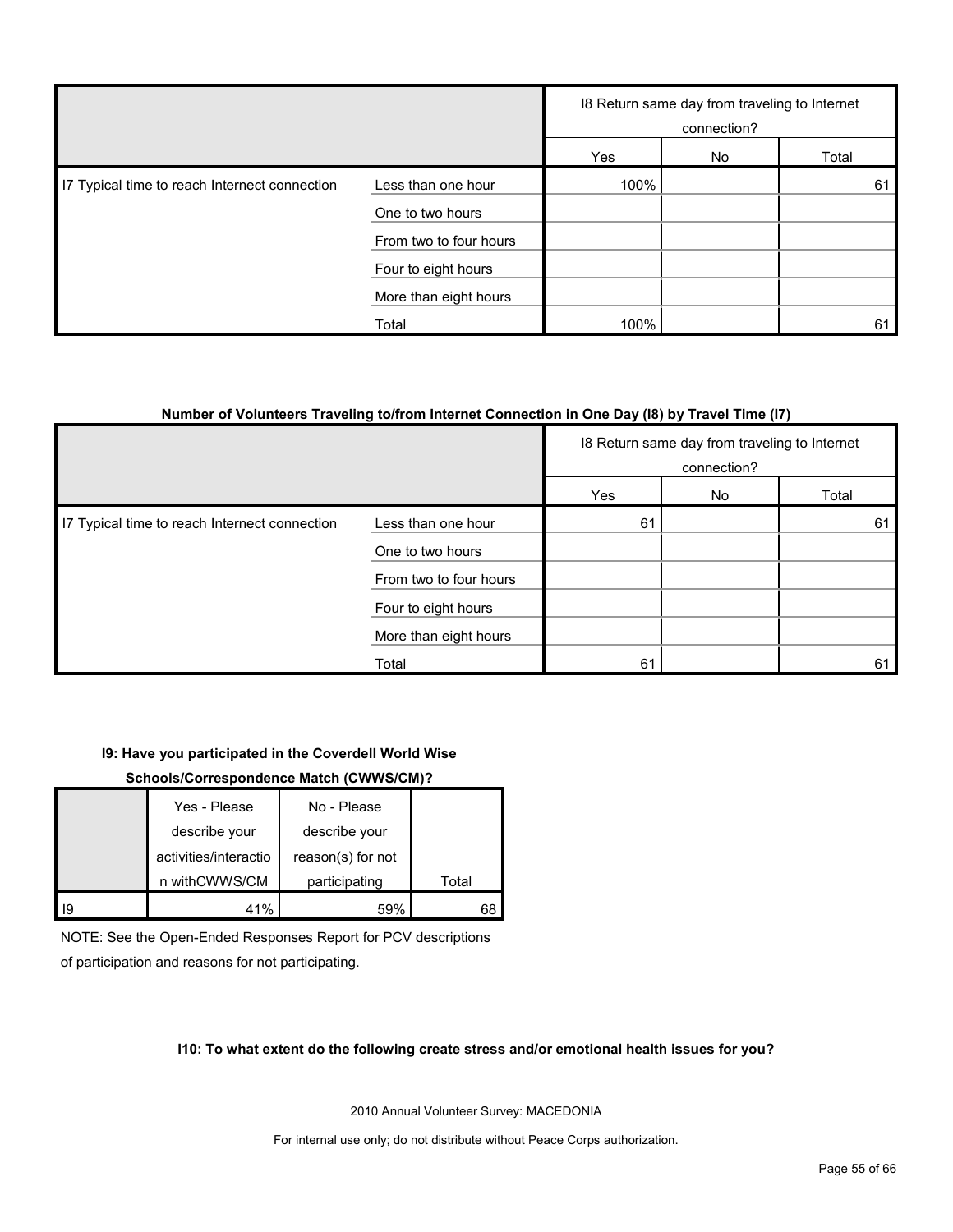| | | I8 Return same day from traveling to Internet connection? | | |
|---|---|---|---|---|
| | | Yes | No | Total |
| I7 Typical time to reach Internet connection | Less than one hour | 100% | | 61 |
| | One to two hours | | | |
| | From two to four hours | | | |
| | Four to eight hours | | | |
| | More than eight hours | | | |
| | Total | 100% | | 61 |

**Number of Volunteers Traveling to/from Internet Connection in One Day (I8) by Travel Time (I7)**

| | | I8 Return same day from traveling to Internet connection? | | |
|---|---|---|---|---|
| | | Yes | No | Total |
| I7 Typical time to reach Internet connection | Less than one hour | 61 | | 61 |
| | One to two hours | | | |
| | From two to four hours | | | |
| | Four to eight hours | | | |
| | More than eight hours | | | |
| | Total | 61 | | 61 |

**I9: Have you participated in the Coverdell World Wise Schools/Correspondence Match (CWWS/CM)?**

| | Yes - Please describe your activities/interaction withCWWS/CM | No - Please describe your reason(s) for not participating | Total |
|---|---|---|---|
| I9 | 41% | 59% | 68 |

NOTE: See the Open-Ended Responses Report for PCV descriptions of participation and reasons for not participating.

**I10: To what extent do the following create stress and/or emotional health issues for you?**

2010 Annual Volunteer Survey: MACEDONIA

For internal use only; do not distribute without Peace Corps authorization.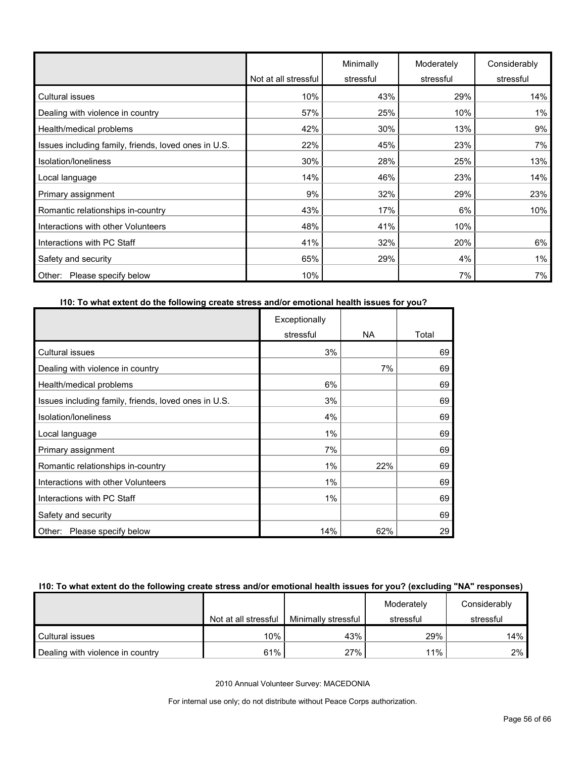| | Not at all stressful | Minimally stressful | Moderately stressful | Considerably stressful |
|---|---|---|---|---|
| Cultural issues | 10% | 43% | 29% | 14% |
| Dealing with violence in country | 57% | 25% | 10% | 1% |
| Health/medical problems | 42% | 30% | 13% | 9% |
| Issues including family, friends, loved ones in U.S. | 22% | 45% | 23% | 7% |
| Isolation/loneliness | 30% | 28% | 25% | 13% |
| Local language | 14% | 46% | 23% | 14% |
| Primary assignment | 9% | 32% | 29% | 23% |
| Romantic relationships in-country | 43% | 17% | 6% | 10% |
| Interactions with other Volunteers | 48% | 41% | 10% | |
| Interactions with PC Staff | 41% | 32% | 20% | 6% |
| Safety and security | 65% | 29% | 4% | 1% |
| Other: Please specify below | 10% | | 7% | 7% |

**I10: To what extent do the following create stress and/or emotional health issues for you?**

| | Exceptionally stressful | NA | Total |
|---|---|---|---|
| Cultural issues | 3% | | 69 |
| Dealing with violence in country | | 7% | 69 |
| Health/medical problems | 6% | | 69 |
| Issues including family, friends, loved ones in U.S. | 3% | | 69 |
| Isolation/loneliness | 4% | | 69 |
| Local language | 1% | | 69 |
| Primary assignment | 7% | | 69 |
| Romantic relationships in-country | 1% | 22% | 69 |
| Interactions with other Volunteers | 1% | | 69 |
| Interactions with PC Staff | 1% | | 69 |
| Safety and security | | | 69 |
| Other: Please specify below | 14% | 62% | 29 |

**I10: To what extent do the following create stress and/or emotional health issues for you? (excluding "NA" responses)**

| | Not at all stressful | Minimally stressful | Moderately stressful | Considerably stressful |
|---|---|---|---|---|
| Cultural issues | 10% | 43% | 29% | 14% |
| Dealing with violence in country | 61% | 27% | 11% | 2% |

2010 Annual Volunteer Survey: MACEDONIA

For internal use only; do not distribute without Peace Corps authorization.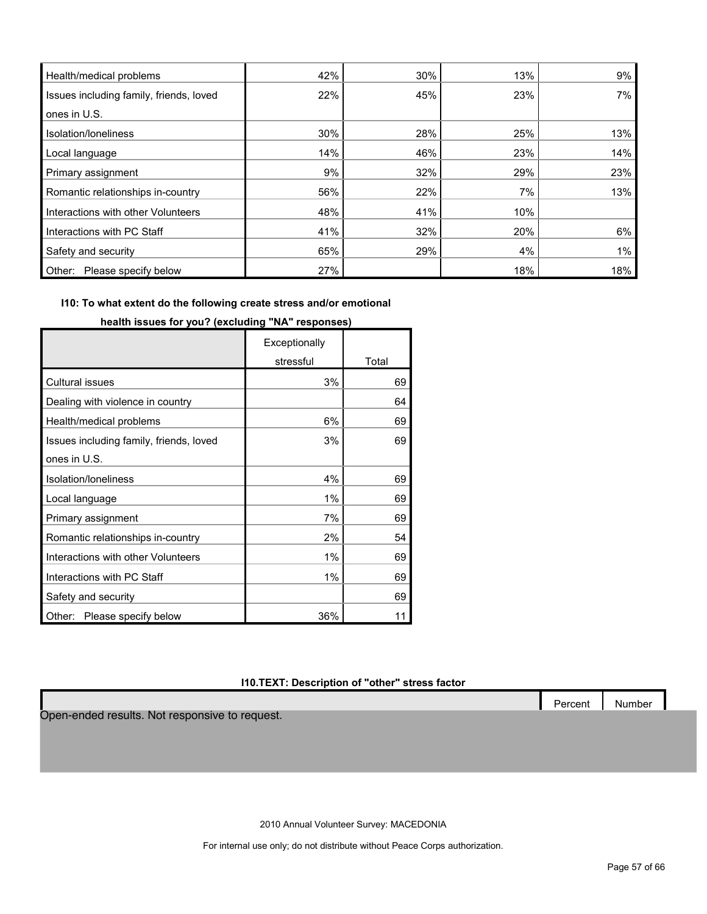| | | | | |
|---|---|---|---|---|
| Health/medical problems | 42% | 30% | 13% | 9% |
| Issues including family, friends, loved ones in U.S. | 22% | 45% | 23% | 7% |
| Isolation/loneliness | 30% | 28% | 25% | 13% |
| Local language | 14% | 46% | 23% | 14% |
| Primary assignment | 9% | 32% | 29% | 23% |
| Romantic relationships in-country | 56% | 22% | 7% | 13% |
| Interactions with other Volunteers | 48% | 41% | 10% | |
| Interactions with PC Staff | 41% | 32% | 20% | 6% |
| Safety and security | 65% | 29% | 4% | 1% |
| Other: Please specify below | 27% | | 18% | 18% |

**I10: To what extent do the following create stress and/or emotional health issues for you? (excluding "NA" responses)**

| | Exceptionally stressful | Total |
|---|---|---|
| Cultural issues | 3% | 69 |
| Dealing with violence in country | | 64 |
| Health/medical problems | 6% | 69 |
| Issues including family, friends, loved ones in U.S. | 3% | 69 |
| Isolation/loneliness | 4% | 69 |
| Local language | 1% | 69 |
| Primary assignment | 7% | 69 |
| Romantic relationships in-country | 2% | 54 |
| Interactions with other Volunteers | 1% | 69 |
| Interactions with PC Staff | 1% | 69 |
| Safety and security | | 69 |
| Other: Please specify below | 36% | 11 |

**I10.TEXT: Description of "other" stress factor**

| | Percent | Number |
|---|---|---|

Open-ended results. Not responsive to request.

2010 Annual Volunteer Survey: MACEDONIA

For internal use only; do not distribute without Peace Corps authorization.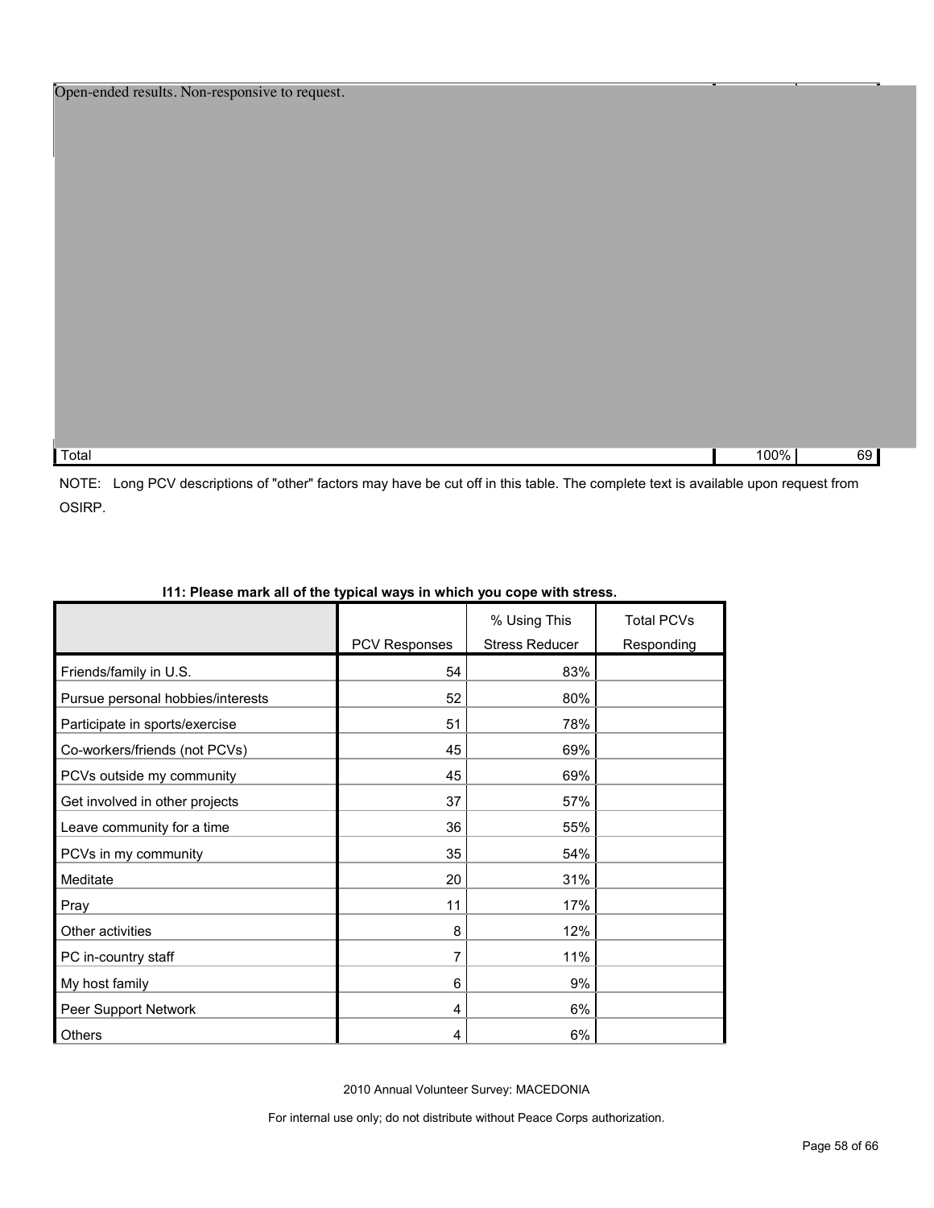Open-ended results. Non-responsive to request.

| | | |
|---|---|---|
| Total | 100% | 69 |

NOTE: Long PCV descriptions of "other" factors may have be cut off in this table. The complete text is available upon request from OSIRP.

**I11: Please mark all of the typical ways in which you cope with stress.**

| | PCV Responses | % Using This Stress Reducer | Total PCVs Responding |
|---|---|---|---|
| Friends/family in U.S. | 54 | 83% | |
| Pursue personal hobbies/interests | 52 | 80% | |
| Participate in sports/exercise | 51 | 78% | |
| Co-workers/friends (not PCVs) | 45 | 69% | |
| PCVs outside my community | 45 | 69% | |
| Get involved in other projects | 37 | 57% | |
| Leave community for a time | 36 | 55% | |
| PCVs in my community | 35 | 54% | |
| Meditate | 20 | 31% | |
| Pray | 11 | 17% | |
| Other activities | 8 | 12% | |
| PC in-country staff | 7 | 11% | |
| My host family | 6 | 9% | |
| Peer Support Network | 4 | 6% | |
| Others | 4 | 6% | |

2010 Annual Volunteer Survey: MACEDONIA

For internal use only; do not distribute without Peace Corps authorization.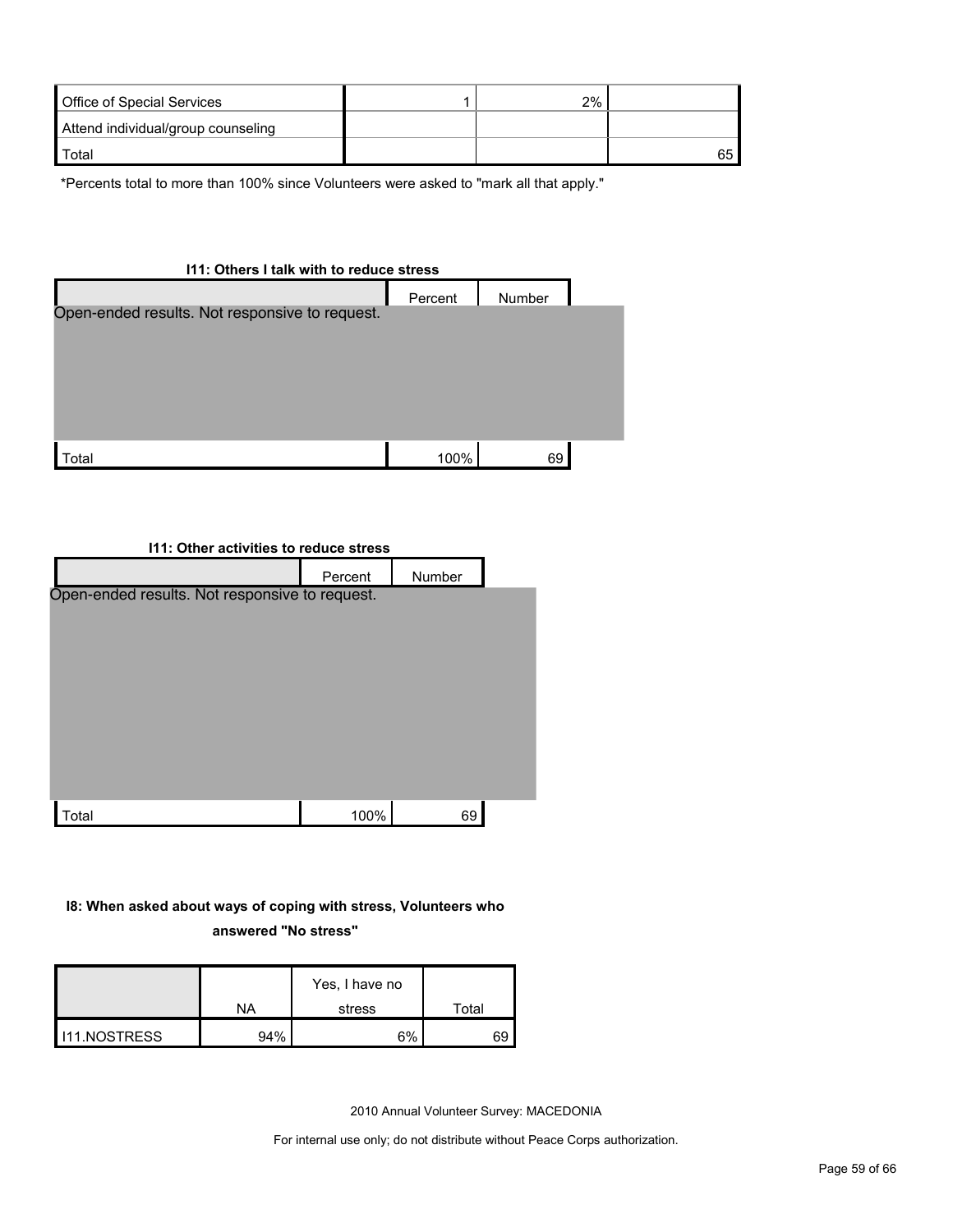| | | | |
|---|---|---|---|
| Office of Special Services | 1 | 2% | |
| Attend individual/group counseling | | | |
| Total | | | 65 |

*Percents total to more than 100% since Volunteers were asked to "mark all that apply."

**I11: Others I talk with to reduce stress**

| | Percent | Number |
|---|---|---|
| Open-ended results. Not responsive to request. | | |
| Total | 100% | 69 |

**I11: Other activities to reduce stress**

| | Percent | Number |
|---|---|---|
| Open-ended results. Not responsive to request. | | |
| Total | 100% | 69 |

**I8: When asked about ways of coping with stress, Volunteers who answered "No stress"**

| | NA | Yes, I have no stress | Total |
|---|---|---|---|
| I11.NOSTRESS | 94% | 6% | 69 |

2010 Annual Volunteer Survey: MACEDONIA

For internal use only; do not distribute without Peace Corps authorization.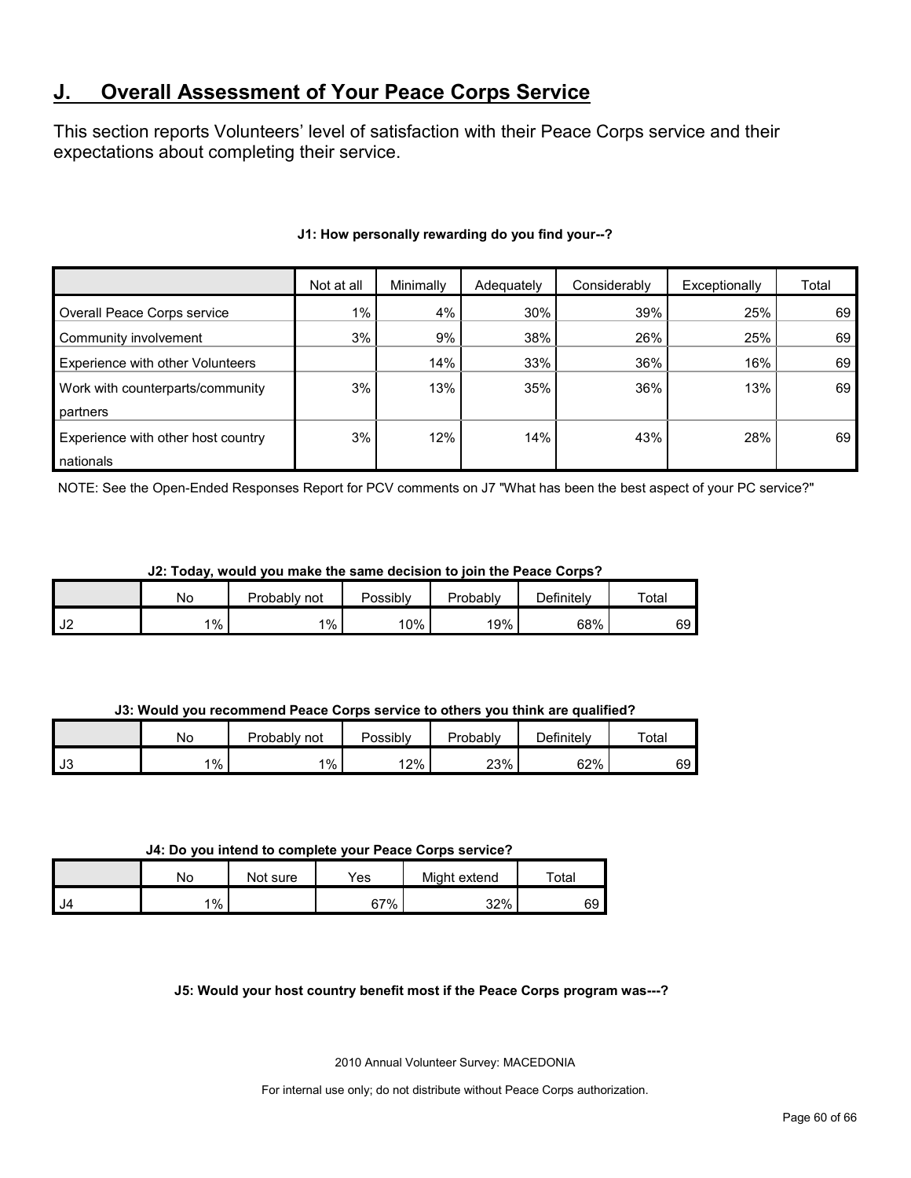## J. Overall Assessment of Your Peace Corps Service

This section reports Volunteers' level of satisfaction with their Peace Corps service and their expectations about completing their service.

**J1: How personally rewarding do you find your--?**

| | Not at all | Minimally | Adequately | Considerably | Exceptionally | Total |
|---|---|---|---|---|---|---|
| Overall Peace Corps service | 1% | 4% | 30% | 39% | 25% | 69 |
| Community involvement | 3% | 9% | 38% | 26% | 25% | 69 |
| Experience with other Volunteers | | 14% | 33% | 36% | 16% | 69 |
| Work with counterparts/community partners | 3% | 13% | 35% | 36% | 13% | 69 |
| Experience with other host country nationals | 3% | 12% | 14% | 43% | 28% | 69 |

NOTE: See the Open-Ended Responses Report for PCV comments on J7 "What has been the best aspect of your PC service?"

**J2: Today, would you make the same decision to join the Peace Corps?**

| | No | Probably not | Possibly | Probably | Definitely | Total |
|---|---|---|---|---|---|---|
| J2 | 1% | 1% | 10% | 19% | 68% | 69 |

**J3: Would you recommend Peace Corps service to others you think are qualified?**

| | No | Probably not | Possibly | Probably | Definitely | Total |
|---|---|---|---|---|---|---|
| J3 | 1% | 1% | 12% | 23% | 62% | 69 |

**J4: Do you intend to complete your Peace Corps service?**

| | No | Not sure | Yes | Might extend | Total |
|---|---|---|---|---|---|
| J4 | 1% | | 67% | 32% | 69 |

**J5: Would your host country benefit most if the Peace Corps program was---?**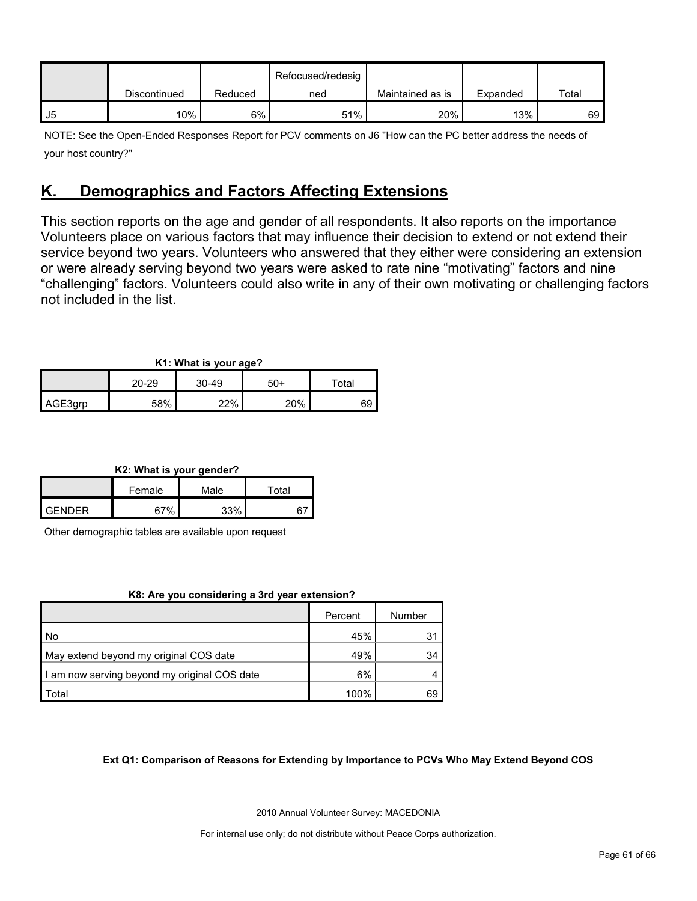| | Discontinued | Reduced | Refocused/redesigned | Maintained as is | Expanded | Total |
|---|---|---|---|---|---|---|
| J5 | 10% | 6% | 51% | 20% | 13% | 69 |

NOTE: See the Open-Ended Responses Report for PCV comments on J6 "How can the PC better address the needs of your host country?"

## K. Demographics and Factors Affecting Extensions

This section reports on the age and gender of all respondents. It also reports on the importance Volunteers place on various factors that may influence their decision to extend or not extend their service beyond two years. Volunteers who answered that they either were considering an extension or were already serving beyond two years were asked to rate nine "motivating" factors and nine "challenging" factors. Volunteers could also write in any of their own motivating or challenging factors not included in the list.

**K1: What is your age?**

| | 20-29 | 30-49 | 50+ | Total |
|---|---|---|---|---|
| AGE3grp | 58% | 22% | 20% | 69 |

**K2: What is your gender?**

| | Female | Male | Total |
|---|---|---|---|
| GENDER | 67% | 33% | 67 |

Other demographic tables are available upon request

**K8: Are you considering a 3rd year extension?**

| | Percent | Number |
|---|---|---|
| No | 45% | 31 |
| May extend beyond my original COS date | 49% | 34 |
| I am now serving beyond my original COS date | 6% | 4 |
| Total | 100% | 69 |

**Ext Q1: Comparison of Reasons for Extending by Importance to PCVs Who May Extend Beyond COS**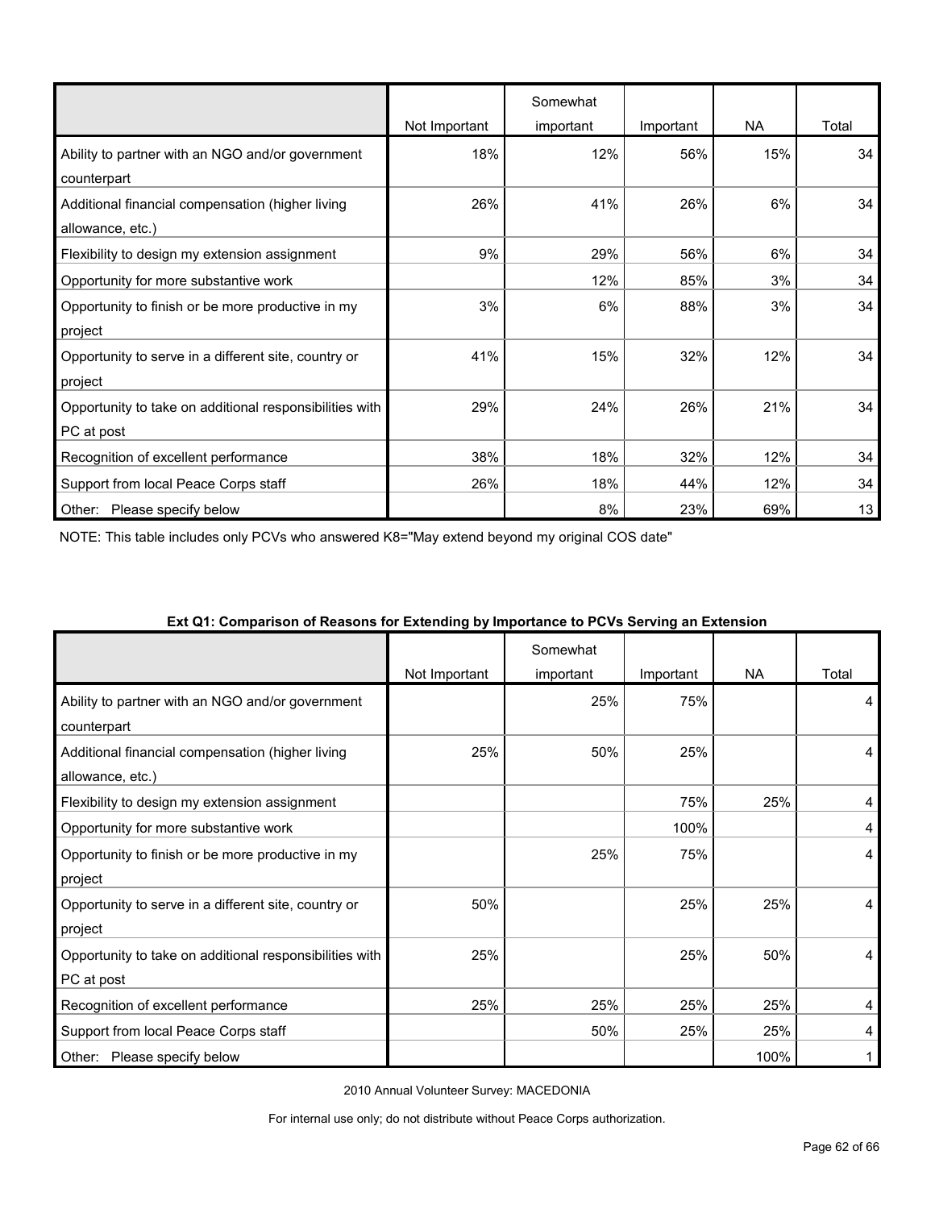| | Not Important | Somewhat important | Important | NA | Total |
|---|---|---|---|---|---|
| Ability to partner with an NGO and/or government counterpart | 18% | 12% | 56% | 15% | 34 |
| Additional financial compensation (higher living allowance, etc.) | 26% | 41% | 26% | 6% | 34 |
| Flexibility to design my extension assignment | 9% | 29% | 56% | 6% | 34 |
| Opportunity for more substantive work | | 12% | 85% | 3% | 34 |
| Opportunity to finish or be more productive in my project | 3% | 6% | 88% | 3% | 34 |
| Opportunity to serve in a different site, country or project | 41% | 15% | 32% | 12% | 34 |
| Opportunity to take on additional responsibilities with PC at post | 29% | 24% | 26% | 21% | 34 |
| Recognition of excellent performance | 38% | 18% | 32% | 12% | 34 |
| Support from local Peace Corps staff | 26% | 18% | 44% | 12% | 34 |
| Other: Please specify below | | 8% | 23% | 69% | 13 |

NOTE: This table includes only PCVs who answered K8="May extend beyond my original COS date"

**Ext Q1: Comparison of Reasons for Extending by Importance to PCVs Serving an Extension**

| | Not Important | Somewhat important | Important | NA | Total |
|---|---|---|---|---|---|
| Ability to partner with an NGO and/or government counterpart | | 25% | 75% | | 4 |
| Additional financial compensation (higher living allowance, etc.) | 25% | 50% | 25% | | 4 |
| Flexibility to design my extension assignment | | | 75% | 25% | 4 |
| Opportunity for more substantive work | | | 100% | | 4 |
| Opportunity to finish or be more productive in my project | | 25% | 75% | | 4 |
| Opportunity to serve in a different site, country or project | 50% | | 25% | 25% | 4 |
| Opportunity to take on additional responsibilities with PC at post | 25% | | 25% | 50% | 4 |
| Recognition of excellent performance | 25% | 25% | 25% | 25% | 4 |
| Support from local Peace Corps staff | | 50% | 25% | 25% | 4 |
| Other: Please specify below | | | | 100% | 1 |

2010 Annual Volunteer Survey: MACEDONIA

For internal use only; do not distribute without Peace Corps authorization.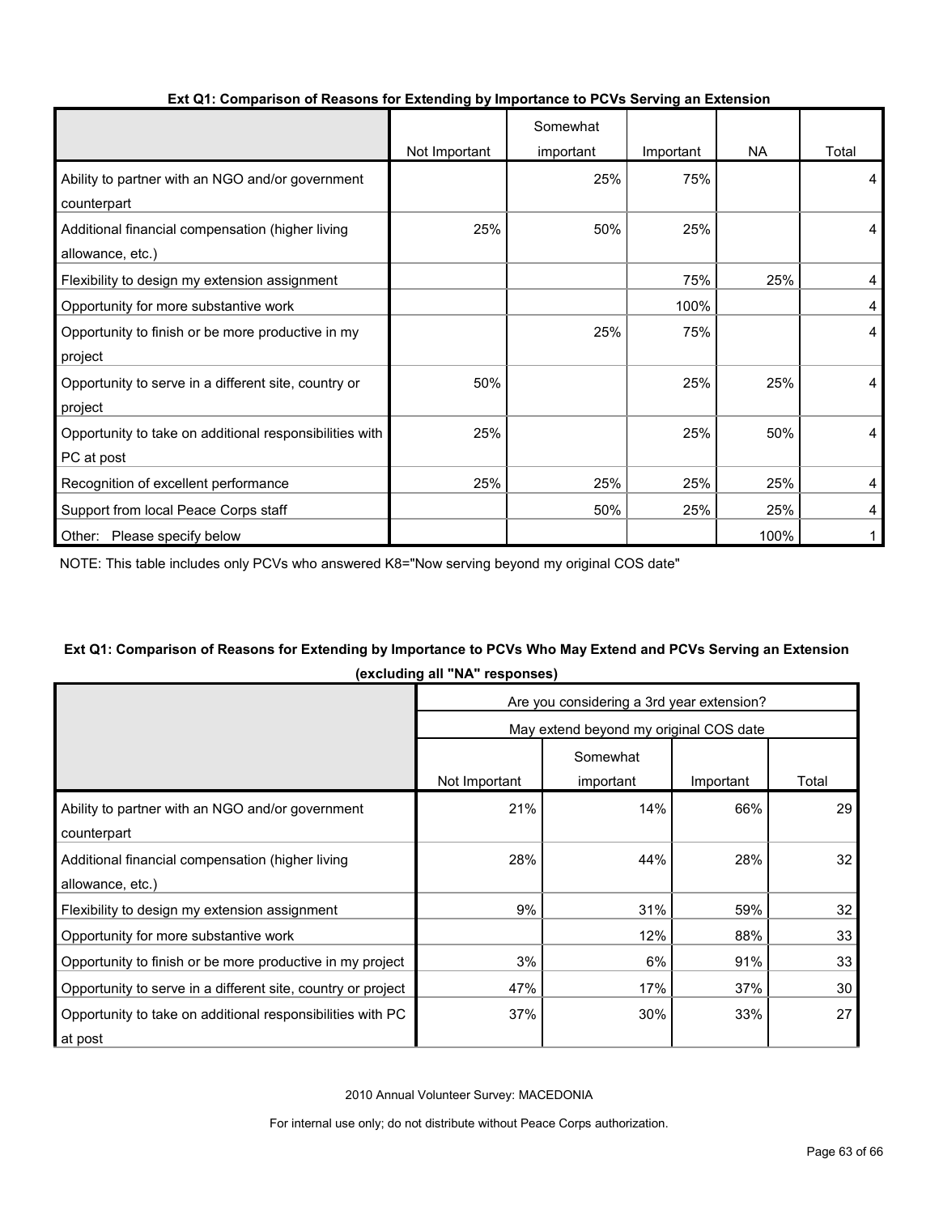**Ext Q1: Comparison of Reasons for Extending by Importance to PCVs Serving an Extension**

| | Not Important | Somewhat important | Important | NA | Total |
|---|---|---|---|---|---|
| Ability to partner with an NGO and/or government counterpart | | 25% | 75% | | 4 |
| Additional financial compensation (higher living allowance, etc.) | 25% | 50% | 25% | | 4 |
| Flexibility to design my extension assignment | | | 75% | 25% | 4 |
| Opportunity for more substantive work | | | 100% | | 4 |
| Opportunity to finish or be more productive in my project | | 25% | 75% | | 4 |
| Opportunity to serve in a different site, country or project | 50% | | 25% | 25% | 4 |
| Opportunity to take on additional responsibilities with PC at post | 25% | | 25% | 50% | 4 |
| Recognition of excellent performance | 25% | 25% | 25% | 25% | 4 |
| Support from local Peace Corps staff | | 50% | 25% | 25% | 4 |
| Other: Please specify below | | | | 100% | 1 |

NOTE: This table includes only PCVs who answered K8="Now serving beyond my original COS date"

**Ext Q1: Comparison of Reasons for Extending by Importance to PCVs Who May Extend and PCVs Serving an Extension (excluding all "NA" responses)**

| | Are you considering a 3rd year extension? | | | |
|---|---|---|---|---|
| | May extend beyond my original COS date | | | |
| | Not Important | Somewhat important | Important | Total |
| Ability to partner with an NGO and/or government counterpart | 21% | 14% | 66% | 29 |
| Additional financial compensation (higher living allowance, etc.) | 28% | 44% | 28% | 32 |
| Flexibility to design my extension assignment | 9% | 31% | 59% | 32 |
| Opportunity for more substantive work | | 12% | 88% | 33 |
| Opportunity to finish or be more productive in my project | 3% | 6% | 91% | 33 |
| Opportunity to serve in a different site, country or project | 47% | 17% | 37% | 30 |
| Opportunity to take on additional responsibilities with PC at post | 37% | 30% | 33% | 27 |

2010 Annual Volunteer Survey: MACEDONIA

For internal use only; do not distribute without Peace Corps authorization.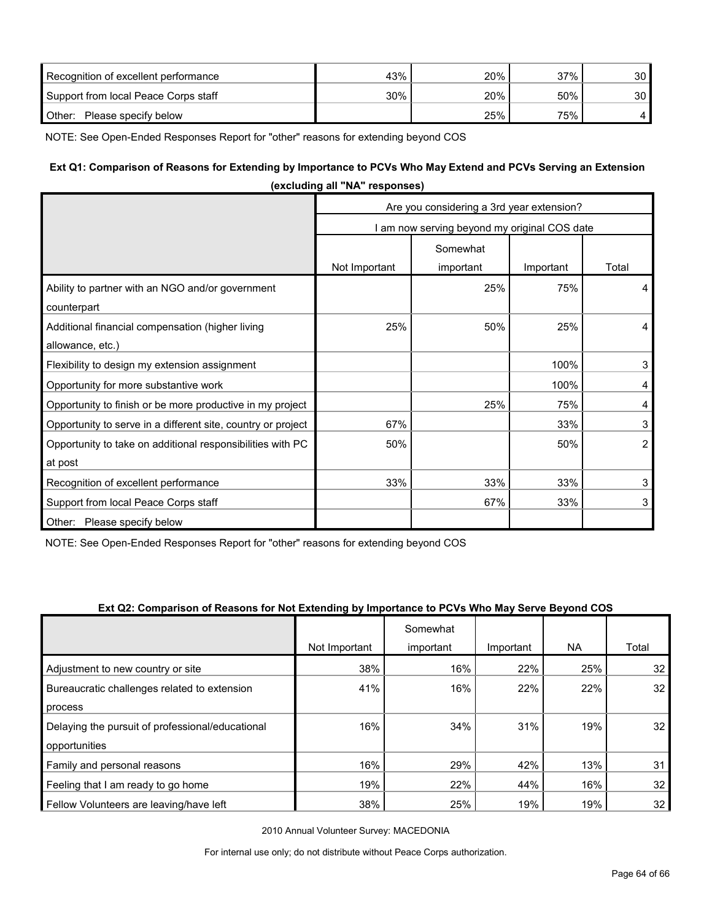| Recognition of excellent performance | 43% | 20% | 37% | 30 |
|---|---|---|---|---|
| Support from local Peace Corps staff | 30% | 20% | 50% | 30 |
| Other: Please specify below | | 25% | 75% | 4 |

NOTE: See Open-Ended Responses Report for "other" reasons for extending beyond COS

**Ext Q1: Comparison of Reasons for Extending by Importance to PCVs Who May Extend and PCVs Serving an Extension (excluding all "NA" responses)**

| | Are you considering a 3rd year extension? | | | |
|---|---|---|---|---|
| | I am now serving beyond my original COS date | | | |
| | Not Important | Somewhat important | Important | Total |
| Ability to partner with an NGO and/or government counterpart | | 25% | 75% | 4 |
| Additional financial compensation (higher living allowance, etc.) | 25% | 50% | 25% | 4 |
| Flexibility to design my extension assignment | | | 100% | 3 |
| Opportunity for more substantive work | | | 100% | 4 |
| Opportunity to finish or be more productive in my project | | 25% | 75% | 4 |
| Opportunity to serve in a different site, country or project | 67% | | 33% | 3 |
| Opportunity to take on additional responsibilities with PC at post | 50% | | 50% | 2 |
| Recognition of excellent performance | 33% | 33% | 33% | 3 |
| Support from local Peace Corps staff | | 67% | 33% | 3 |
| Other: Please specify below | | | | |

NOTE: See Open-Ended Responses Report for "other" reasons for extending beyond COS

**Ext Q2: Comparison of Reasons for Not Extending by Importance to PCVs Who May Serve Beyond COS**

| | Not Important | Somewhat important | Important | NA | Total |
|---|---|---|---|---|---|
| Adjustment to new country or site | 38% | 16% | 22% | 25% | 32 |
| Bureaucratic challenges related to extension process | 41% | 16% | 22% | 22% | 32 |
| Delaying the pursuit of professional/educational opportunities | 16% | 34% | 31% | 19% | 32 |
| Family and personal reasons | 16% | 29% | 42% | 13% | 31 |
| Feeling that I am ready to go home | 19% | 22% | 44% | 16% | 32 |
| Fellow Volunteers are leaving/have left | 38% | 25% | 19% | 19% | 32 |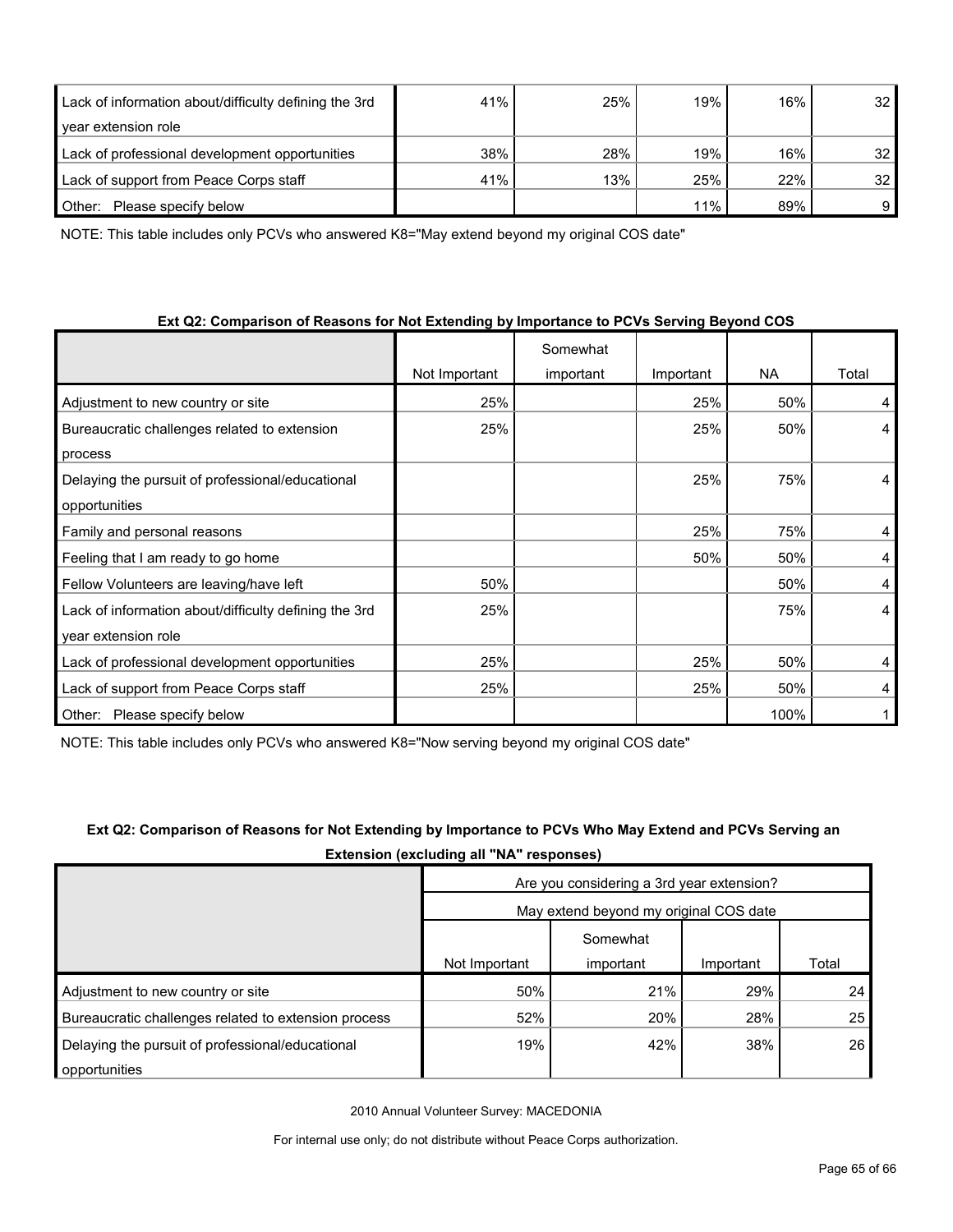| | | | | | |
|---|---|---|---|---|---|
| Lack of information about/difficulty defining the 3rd year extension role | 41% | 25% | 19% | 16% | 32 |
| Lack of professional development opportunities | 38% | 28% | 19% | 16% | 32 |
| Lack of support from Peace Corps staff | 41% | 13% | 25% | 22% | 32 |
| Other: Please specify below | | | 11% | 89% | 9 |

NOTE: This table includes only PCVs who answered K8="May extend beyond my original COS date"

**Ext Q2: Comparison of Reasons for Not Extending by Importance to PCVs Serving Beyond COS**

| | Not Important | Somewhat important | Important | NA | Total |
|---|---|---|---|---|---|
| Adjustment to new country or site | 25% | | 25% | 50% | 4 |
| Bureaucratic challenges related to extension process | 25% | | 25% | 50% | 4 |
| Delaying the pursuit of professional/educational opportunities | | | 25% | 75% | 4 |
| Family and personal reasons | | | 25% | 75% | 4 |
| Feeling that I am ready to go home | | | 50% | 50% | 4 |
| Fellow Volunteers are leaving/have left | 50% | | | 50% | 4 |
| Lack of information about/difficulty defining the 3rd year extension role | 25% | | | 75% | 4 |
| Lack of professional development opportunities | 25% | | 25% | 50% | 4 |
| Lack of support from Peace Corps staff | 25% | | 25% | 50% | 4 |
| Other: Please specify below | | | | 100% | 1 |

NOTE: This table includes only PCVs who answered K8="Now serving beyond my original COS date"

**Ext Q2: Comparison of Reasons for Not Extending by Importance to PCVs Who May Extend and PCVs Serving an Extension (excluding all "NA" responses)**

| | Are you considering a 3rd year extension? | | | |
|---|---|---|---|---|
| | May extend beyond my original COS date | | | |
| | Not Important | Somewhat important | Important | Total |
| Adjustment to new country or site | 50% | 21% | 29% | 24 |
| Bureaucratic challenges related to extension process | 52% | 20% | 28% | 25 |
| Delaying the pursuit of professional/educational opportunities | 19% | 42% | 38% | 26 |

2010 Annual Volunteer Survey: MACEDONIA

For internal use only; do not distribute without Peace Corps authorization.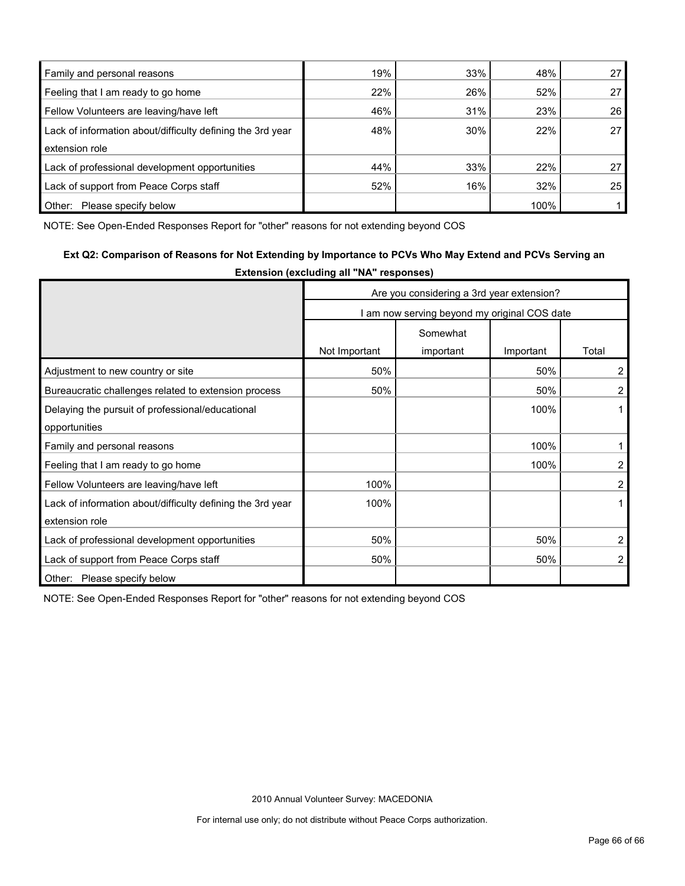| | | | | |
|---|---|---|---|---|
| Family and personal reasons | 19% | 33% | 48% | 27 |
| Feeling that I am ready to go home | 22% | 26% | 52% | 27 |
| Fellow Volunteers are leaving/have left | 46% | 31% | 23% | 26 |
| Lack of information about/difficulty defining the 3rd year extension role | 48% | 30% | 22% | 27 |
| Lack of professional development opportunities | 44% | 33% | 22% | 27 |
| Lack of support from Peace Corps staff | 52% | 16% | 32% | 25 |
| Other: Please specify below | | | 100% | 1 |

NOTE: See Open-Ended Responses Report for "other" reasons for not extending beyond COS

**Ext Q2: Comparison of Reasons for Not Extending by Importance to PCVs Who May Extend and PCVs Serving an Extension (excluding all "NA" responses)**

| | Are you considering a 3rd year extension? | | | |
|---|---|---|---|---|
| | I am now serving beyond my original COS date | | | |
| | Not Important | Somewhat important | Important | Total |
| Adjustment to new country or site | 50% | | 50% | 2 |
| Bureaucratic challenges related to extension process | 50% | | 50% | 2 |
| Delaying the pursuit of professional/educational opportunities | | | 100% | 1 |
| Family and personal reasons | | | 100% | 1 |
| Feeling that I am ready to go home | | | 100% | 2 |
| Fellow Volunteers are leaving/have left | 100% | | | 2 |
| Lack of information about/difficulty defining the 3rd year extension role | 100% | | | 1 |
| Lack of professional development opportunities | 50% | | 50% | 2 |
| Lack of support from Peace Corps staff | 50% | | 50% | 2 |
| Other: Please specify below | | | | |

NOTE: See Open-Ended Responses Report for "other" reasons for not extending beyond COS